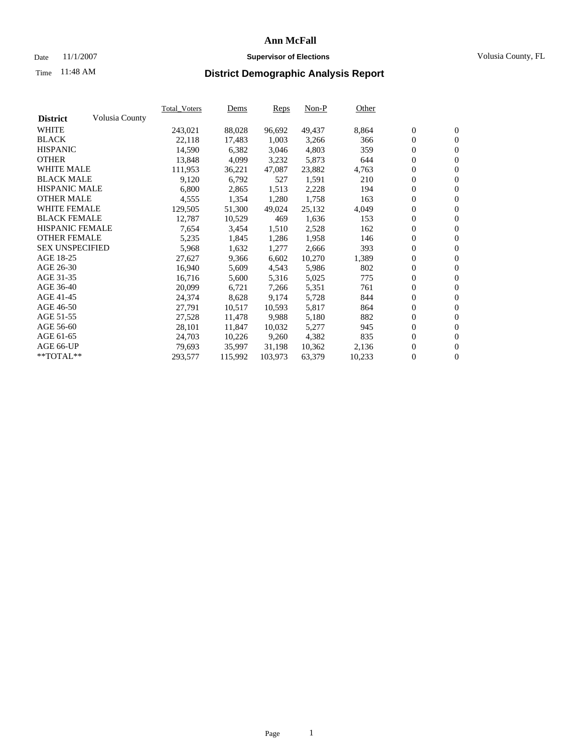# Ann McFall

Date 11/1/2007 **Supervisor of Elections** Volusia County, FL

Time 11:48 AM

## District Demographic Analysis Report

| District | Volusia County | Total_Voters | Dems | Reps | Non-P | Other | | |
|---|---|---|---|---|---|---|---|---|
| WHITE | | 243,021 | 88,028 | 96,692 | 49,437 | 8,864 | 0 | 0 |
| BLACK | | 22,118 | 17,483 | 1,003 | 3,266 | 366 | 0 | 0 |
| HISPANIC | | 14,590 | 6,382 | 3,046 | 4,803 | 359 | 0 | 0 |
| OTHER | | 13,848 | 4,099 | 3,232 | 5,873 | 644 | 0 | 0 |
| WHITE MALE | | 111,953 | 36,221 | 47,087 | 23,882 | 4,763 | 0 | 0 |
| BLACK MALE | | 9,120 | 6,792 | 527 | 1,591 | 210 | 0 | 0 |
| HISPANIC MALE | | 6,800 | 2,865 | 1,513 | 2,228 | 194 | 0 | 0 |
| OTHER MALE | | 4,555 | 1,354 | 1,280 | 1,758 | 163 | 0 | 0 |
| WHITE FEMALE | | 129,505 | 51,300 | 49,024 | 25,132 | 4,049 | 0 | 0 |
| BLACK FEMALE | | 12,787 | 10,529 | 469 | 1,636 | 153 | 0 | 0 |
| HISPANIC FEMALE | | 7,654 | 3,454 | 1,510 | 2,528 | 162 | 0 | 0 |
| OTHER FEMALE | | 5,235 | 1,845 | 1,286 | 1,958 | 146 | 0 | 0 |
| SEX UNSPECIFIED | | 5,968 | 1,632 | 1,277 | 2,666 | 393 | 0 | 0 |
| AGE 18-25 | | 27,627 | 9,366 | 6,602 | 10,270 | 1,389 | 0 | 0 |
| AGE 26-30 | | 16,940 | 5,609 | 4,543 | 5,986 | 802 | 0 | 0 |
| AGE 31-35 | | 16,716 | 5,600 | 5,316 | 5,025 | 775 | 0 | 0 |
| AGE 36-40 | | 20,099 | 6,721 | 7,266 | 5,351 | 761 | 0 | 0 |
| AGE 41-45 | | 24,374 | 8,628 | 9,174 | 5,728 | 844 | 0 | 0 |
| AGE 46-50 | | 27,791 | 10,517 | 10,593 | 5,817 | 864 | 0 | 0 |
| AGE 51-55 | | 27,528 | 11,478 | 9,988 | 5,180 | 882 | 0 | 0 |
| AGE 56-60 | | 28,101 | 11,847 | 10,032 | 5,277 | 945 | 0 | 0 |
| AGE 61-65 | | 24,703 | 10,226 | 9,260 | 4,382 | 835 | 0 | 0 |
| AGE 66-UP | | 79,693 | 35,997 | 31,198 | 10,362 | 2,136 | 0 | 0 |
| **TOTAL** | | 293,577 | 115,992 | 103,973 | 63,379 | 10,233 | 0 | 0 |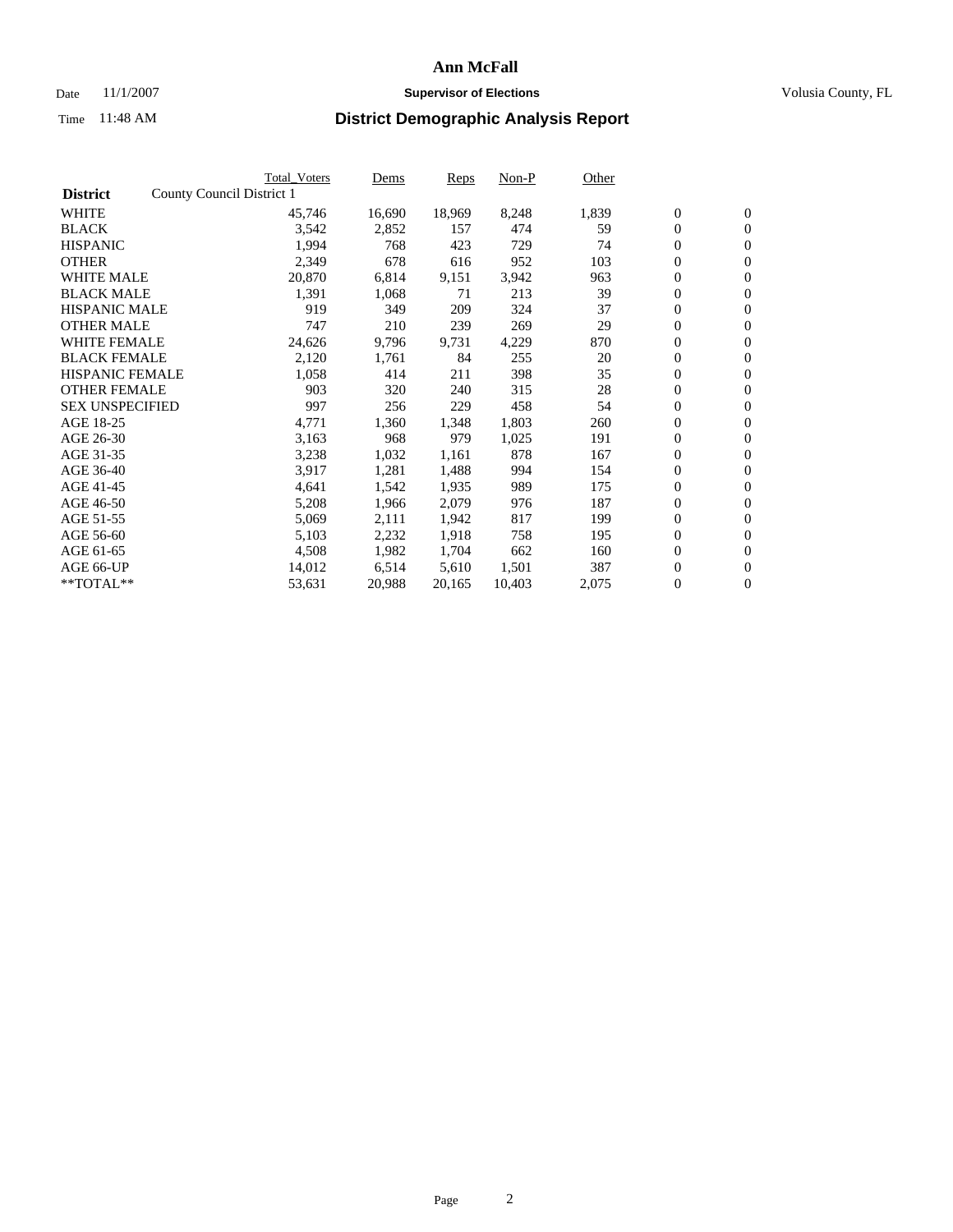# Ann McFall

Date 11/1/2007 **Supervisor of Elections** Volusia County, FL

Time 11:48 AM **District Demographic Analysis Report**

| **District** | County Council District 1 | Total_Voters | Dems | Reps | Non-P | Other | | |
|---|---|---|---|---|---|---|---|---|
| WHITE | | 45,746 | 16,690 | 18,969 | 8,248 | 1,839 | 0 | 0 |
| BLACK | | 3,542 | 2,852 | 157 | 474 | 59 | 0 | 0 |
| HISPANIC | | 1,994 | 768 | 423 | 729 | 74 | 0 | 0 |
| OTHER | | 2,349 | 678 | 616 | 952 | 103 | 0 | 0 |
| WHITE MALE | | 20,870 | 6,814 | 9,151 | 3,942 | 963 | 0 | 0 |
| BLACK MALE | | 1,391 | 1,068 | 71 | 213 | 39 | 0 | 0 |
| HISPANIC MALE | | 919 | 349 | 209 | 324 | 37 | 0 | 0 |
| OTHER MALE | | 747 | 210 | 239 | 269 | 29 | 0 | 0 |
| WHITE FEMALE | | 24,626 | 9,796 | 9,731 | 4,229 | 870 | 0 | 0 |
| BLACK FEMALE | | 2,120 | 1,761 | 84 | 255 | 20 | 0 | 0 |
| HISPANIC FEMALE | | 1,058 | 414 | 211 | 398 | 35 | 0 | 0 |
| OTHER FEMALE | | 903 | 320 | 240 | 315 | 28 | 0 | 0 |
| SEX UNSPECIFIED | | 997 | 256 | 229 | 458 | 54 | 0 | 0 |
| AGE 18-25 | | 4,771 | 1,360 | 1,348 | 1,803 | 260 | 0 | 0 |
| AGE 26-30 | | 3,163 | 968 | 979 | 1,025 | 191 | 0 | 0 |
| AGE 31-35 | | 3,238 | 1,032 | 1,161 | 878 | 167 | 0 | 0 |
| AGE 36-40 | | 3,917 | 1,281 | 1,488 | 994 | 154 | 0 | 0 |
| AGE 41-45 | | 4,641 | 1,542 | 1,935 | 989 | 175 | 0 | 0 |
| AGE 46-50 | | 5,208 | 1,966 | 2,079 | 976 | 187 | 0 | 0 |
| AGE 51-55 | | 5,069 | 2,111 | 1,942 | 817 | 199 | 0 | 0 |
| AGE 56-60 | | 5,103 | 2,232 | 1,918 | 758 | 195 | 0 | 0 |
| AGE 61-65 | | 4,508 | 1,982 | 1,704 | 662 | 160 | 0 | 0 |
| AGE 66-UP | | 14,012 | 6,514 | 5,610 | 1,501 | 387 | 0 | 0 |
| **TOTAL** | | 53,631 | 20,988 | 20,165 | 10,403 | 2,075 | 0 | 0 |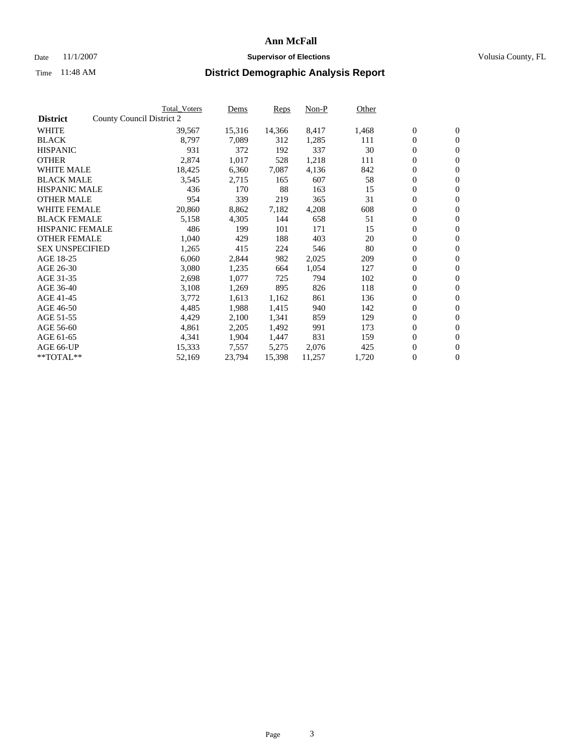# Ann McFall

Date 11/1/2007 **Supervisor of Elections** Volusia County, FL

Time 11:48 AM **District Demographic Analysis Report**

| **District** | Total_Voters | Dems | Reps | Non-P | Other | | |
|---|---|---|---|---|---|---|---|
| County Council District 2 | | | | | | | |
| WHITE | 39,567 | 15,316 | 14,366 | 8,417 | 1,468 | 0 | 0 |
| BLACK | 8,797 | 7,089 | 312 | 1,285 | 111 | 0 | 0 |
| HISPANIC | 931 | 372 | 192 | 337 | 30 | 0 | 0 |
| OTHER | 2,874 | 1,017 | 528 | 1,218 | 111 | 0 | 0 |
| WHITE MALE | 18,425 | 6,360 | 7,087 | 4,136 | 842 | 0 | 0 |
| BLACK MALE | 3,545 | 2,715 | 165 | 607 | 58 | 0 | 0 |
| HISPANIC MALE | 436 | 170 | 88 | 163 | 15 | 0 | 0 |
| OTHER MALE | 954 | 339 | 219 | 365 | 31 | 0 | 0 |
| WHITE FEMALE | 20,860 | 8,862 | 7,182 | 4,208 | 608 | 0 | 0 |
| BLACK FEMALE | 5,158 | 4,305 | 144 | 658 | 51 | 0 | 0 |
| HISPANIC FEMALE | 486 | 199 | 101 | 171 | 15 | 0 | 0 |
| OTHER FEMALE | 1,040 | 429 | 188 | 403 | 20 | 0 | 0 |
| SEX UNSPECIFIED | 1,265 | 415 | 224 | 546 | 80 | 0 | 0 |
| AGE 18-25 | 6,060 | 2,844 | 982 | 2,025 | 209 | 0 | 0 |
| AGE 26-30 | 3,080 | 1,235 | 664 | 1,054 | 127 | 0 | 0 |
| AGE 31-35 | 2,698 | 1,077 | 725 | 794 | 102 | 0 | 0 |
| AGE 36-40 | 3,108 | 1,269 | 895 | 826 | 118 | 0 | 0 |
| AGE 41-45 | 3,772 | 1,613 | 1,162 | 861 | 136 | 0 | 0 |
| AGE 46-50 | 4,485 | 1,988 | 1,415 | 940 | 142 | 0 | 0 |
| AGE 51-55 | 4,429 | 2,100 | 1,341 | 859 | 129 | 0 | 0 |
| AGE 56-60 | 4,861 | 2,205 | 1,492 | 991 | 173 | 0 | 0 |
| AGE 61-65 | 4,341 | 1,904 | 1,447 | 831 | 159 | 0 | 0 |
| AGE 66-UP | 15,333 | 7,557 | 5,275 | 2,076 | 425 | 0 | 0 |
| **TOTAL** | 52,169 | 23,794 | 15,398 | 11,257 | 1,720 | 0 | 0 |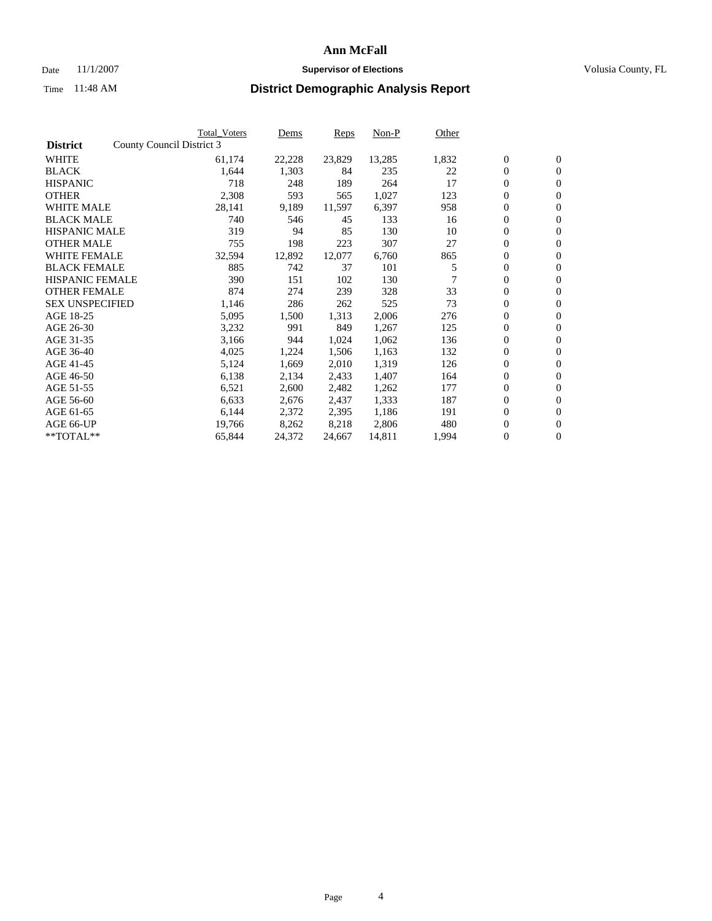# Ann McFall

Date 11/1/2007 **Supervisor of Elections** Volusia County, FL

Time 11:48 AM **District Demographic Analysis Report**

| District | County Council District 3 | Total_Voters | Dems | Reps | Non-P | Other | | |
|---|---|---|---|---|---|---|---|---|
| WHITE | | 61,174 | 22,228 | 23,829 | 13,285 | 1,832 | 0 | 0 |
| BLACK | | 1,644 | 1,303 | 84 | 235 | 22 | 0 | 0 |
| HISPANIC | | 718 | 248 | 189 | 264 | 17 | 0 | 0 |
| OTHER | | 2,308 | 593 | 565 | 1,027 | 123 | 0 | 0 |
| WHITE MALE | | 28,141 | 9,189 | 11,597 | 6,397 | 958 | 0 | 0 |
| BLACK MALE | | 740 | 546 | 45 | 133 | 16 | 0 | 0 |
| HISPANIC MALE | | 319 | 94 | 85 | 130 | 10 | 0 | 0 |
| OTHER MALE | | 755 | 198 | 223 | 307 | 27 | 0 | 0 |
| WHITE FEMALE | | 32,594 | 12,892 | 12,077 | 6,760 | 865 | 0 | 0 |
| BLACK FEMALE | | 885 | 742 | 37 | 101 | 5 | 0 | 0 |
| HISPANIC FEMALE | | 390 | 151 | 102 | 130 | 7 | 0 | 0 |
| OTHER FEMALE | | 874 | 274 | 239 | 328 | 33 | 0 | 0 |
| SEX UNSPECIFIED | | 1,146 | 286 | 262 | 525 | 73 | 0 | 0 |
| AGE 18-25 | | 5,095 | 1,500 | 1,313 | 2,006 | 276 | 0 | 0 |
| AGE 26-30 | | 3,232 | 991 | 849 | 1,267 | 125 | 0 | 0 |
| AGE 31-35 | | 3,166 | 944 | 1,024 | 1,062 | 136 | 0 | 0 |
| AGE 36-40 | | 4,025 | 1,224 | 1,506 | 1,163 | 132 | 0 | 0 |
| AGE 41-45 | | 5,124 | 1,669 | 2,010 | 1,319 | 126 | 0 | 0 |
| AGE 46-50 | | 6,138 | 2,134 | 2,433 | 1,407 | 164 | 0 | 0 |
| AGE 51-55 | | 6,521 | 2,600 | 2,482 | 1,262 | 177 | 0 | 0 |
| AGE 56-60 | | 6,633 | 2,676 | 2,437 | 1,333 | 187 | 0 | 0 |
| AGE 61-65 | | 6,144 | 2,372 | 2,395 | 1,186 | 191 | 0 | 0 |
| AGE 66-UP | | 19,766 | 8,262 | 8,218 | 2,806 | 480 | 0 | 0 |
| **TOTAL** | | 65,844 | 24,372 | 24,667 | 14,811 | 1,994 | 0 | 0 |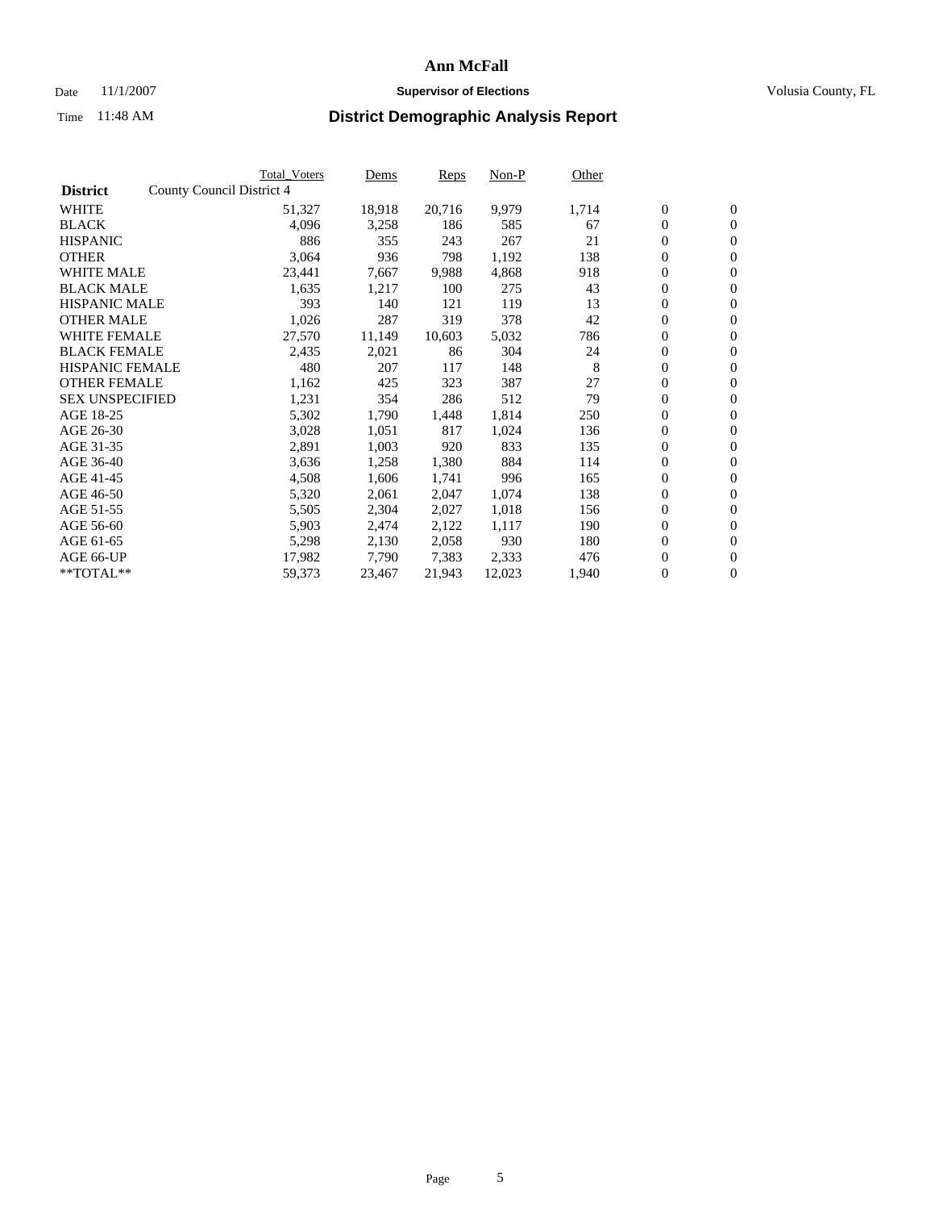# Ann McFall

Date 11/1/2007 **Supervisor of Elections** Volusia County, FL

Time 11:48 AM

## District Demographic Analysis Report

| **District** | County Council District 4 | Total_Voters | Dems | Reps | Non-P | Other | | |
|---|---|---|---|---|---|---|---|---|
| WHITE | | 51,327 | 18,918 | 20,716 | 9,979 | 1,714 | 0 | 0 |
| BLACK | | 4,096 | 3,258 | 186 | 585 | 67 | 0 | 0 |
| HISPANIC | | 886 | 355 | 243 | 267 | 21 | 0 | 0 |
| OTHER | | 3,064 | 936 | 798 | 1,192 | 138 | 0 | 0 |
| WHITE MALE | | 23,441 | 7,667 | 9,988 | 4,868 | 918 | 0 | 0 |
| BLACK MALE | | 1,635 | 1,217 | 100 | 275 | 43 | 0 | 0 |
| HISPANIC MALE | | 393 | 140 | 121 | 119 | 13 | 0 | 0 |
| OTHER MALE | | 1,026 | 287 | 319 | 378 | 42 | 0 | 0 |
| WHITE FEMALE | | 27,570 | 11,149 | 10,603 | 5,032 | 786 | 0 | 0 |
| BLACK FEMALE | | 2,435 | 2,021 | 86 | 304 | 24 | 0 | 0 |
| HISPANIC FEMALE | | 480 | 207 | 117 | 148 | 8 | 0 | 0 |
| OTHER FEMALE | | 1,162 | 425 | 323 | 387 | 27 | 0 | 0 |
| SEX UNSPECIFIED | | 1,231 | 354 | 286 | 512 | 79 | 0 | 0 |
| AGE 18-25 | | 5,302 | 1,790 | 1,448 | 1,814 | 250 | 0 | 0 |
| AGE 26-30 | | 3,028 | 1,051 | 817 | 1,024 | 136 | 0 | 0 |
| AGE 31-35 | | 2,891 | 1,003 | 920 | 833 | 135 | 0 | 0 |
| AGE 36-40 | | 3,636 | 1,258 | 1,380 | 884 | 114 | 0 | 0 |
| AGE 41-45 | | 4,508 | 1,606 | 1,741 | 996 | 165 | 0 | 0 |
| AGE 46-50 | | 5,320 | 2,061 | 2,047 | 1,074 | 138 | 0 | 0 |
| AGE 51-55 | | 5,505 | 2,304 | 2,027 | 1,018 | 156 | 0 | 0 |
| AGE 56-60 | | 5,903 | 2,474 | 2,122 | 1,117 | 190 | 0 | 0 |
| AGE 61-65 | | 5,298 | 2,130 | 2,058 | 930 | 180 | 0 | 0 |
| AGE 66-UP | | 17,982 | 7,790 | 7,383 | 2,333 | 476 | 0 | 0 |
| **TOTAL** | | 59,373 | 23,467 | 21,943 | 12,023 | 1,940 | 0 | 0 |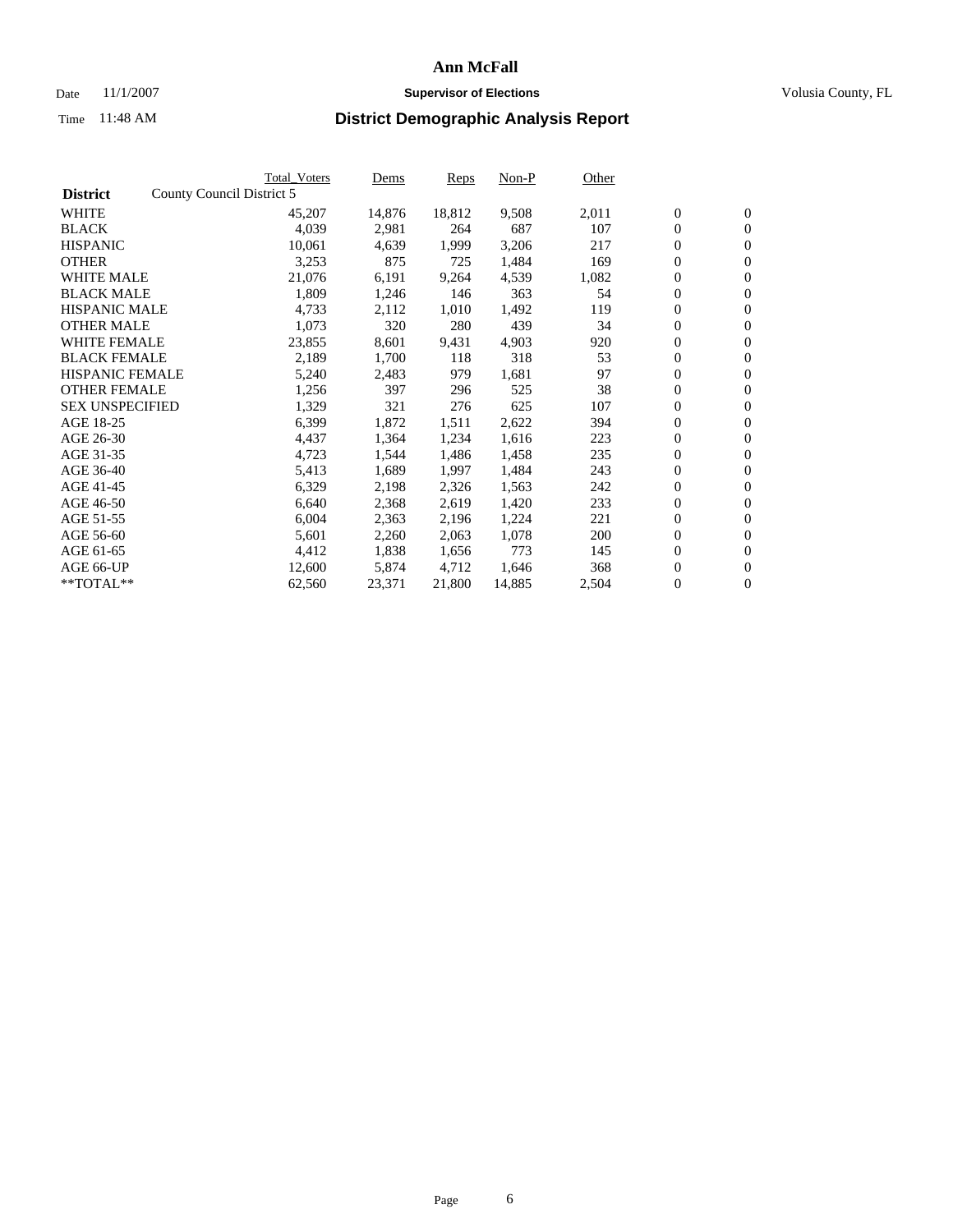# Ann McFall

Date 11/1/2007 **Supervisor of Elections** Volusia County, FL

Time 11:48 AM **District Demographic Analysis Report**

| | Total_Voters | Dems | Reps | Non-P | Other | | |
|---|---|---|---|---|---|---|---|
| **District** County Council District 5 | | | | | | | |
| WHITE | 45,207 | 14,876 | 18,812 | 9,508 | 2,011 | 0 | 0 |
| BLACK | 4,039 | 2,981 | 264 | 687 | 107 | 0 | 0 |
| HISPANIC | 10,061 | 4,639 | 1,999 | 3,206 | 217 | 0 | 0 |
| OTHER | 3,253 | 875 | 725 | 1,484 | 169 | 0 | 0 |
| WHITE MALE | 21,076 | 6,191 | 9,264 | 4,539 | 1,082 | 0 | 0 |
| BLACK MALE | 1,809 | 1,246 | 146 | 363 | 54 | 0 | 0 |
| HISPANIC MALE | 4,733 | 2,112 | 1,010 | 1,492 | 119 | 0 | 0 |
| OTHER MALE | 1,073 | 320 | 280 | 439 | 34 | 0 | 0 |
| WHITE FEMALE | 23,855 | 8,601 | 9,431 | 4,903 | 920 | 0 | 0 |
| BLACK FEMALE | 2,189 | 1,700 | 118 | 318 | 53 | 0 | 0 |
| HISPANIC FEMALE | 5,240 | 2,483 | 979 | 1,681 | 97 | 0 | 0 |
| OTHER FEMALE | 1,256 | 397 | 296 | 525 | 38 | 0 | 0 |
| SEX UNSPECIFIED | 1,329 | 321 | 276 | 625 | 107 | 0 | 0 |
| AGE 18-25 | 6,399 | 1,872 | 1,511 | 2,622 | 394 | 0 | 0 |
| AGE 26-30 | 4,437 | 1,364 | 1,234 | 1,616 | 223 | 0 | 0 |
| AGE 31-35 | 4,723 | 1,544 | 1,486 | 1,458 | 235 | 0 | 0 |
| AGE 36-40 | 5,413 | 1,689 | 1,997 | 1,484 | 243 | 0 | 0 |
| AGE 41-45 | 6,329 | 2,198 | 2,326 | 1,563 | 242 | 0 | 0 |
| AGE 46-50 | 6,640 | 2,368 | 2,619 | 1,420 | 233 | 0 | 0 |
| AGE 51-55 | 6,004 | 2,363 | 2,196 | 1,224 | 221 | 0 | 0 |
| AGE 56-60 | 5,601 | 2,260 | 2,063 | 1,078 | 200 | 0 | 0 |
| AGE 61-65 | 4,412 | 1,838 | 1,656 | 773 | 145 | 0 | 0 |
| AGE 66-UP | 12,600 | 5,874 | 4,712 | 1,646 | 368 | 0 | 0 |
| **TOTAL** | 62,560 | 23,371 | 21,800 | 14,885 | 2,504 | 0 | 0 |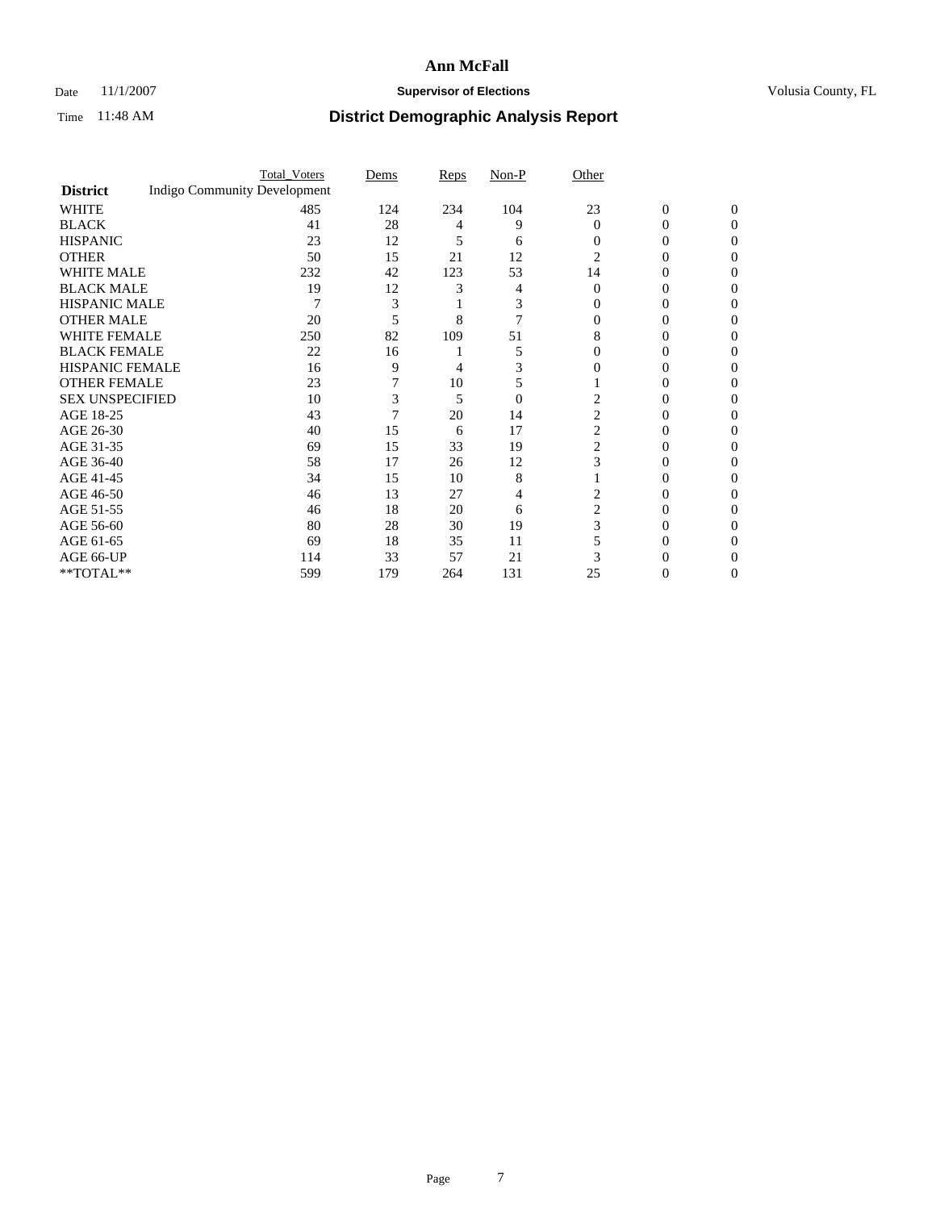# Ann McFall

Date 11/1/2007 **Supervisor of Elections** Volusia County, FL

Time 11:48 AM **District Demographic Analysis Report**

| District | Total_Voters | Dems | Reps | Non-P | Other | | |
|---|---|---|---|---|---|---|---|
| Indigo Community Development | | | | | | | |
| WHITE | 485 | 124 | 234 | 104 | 23 | 0 | 0 |
| BLACK | 41 | 28 | 4 | 9 | 0 | 0 | 0 |
| HISPANIC | 23 | 12 | 5 | 6 | 0 | 0 | 0 |
| OTHER | 50 | 15 | 21 | 12 | 2 | 0 | 0 |
| WHITE MALE | 232 | 42 | 123 | 53 | 14 | 0 | 0 |
| BLACK MALE | 19 | 12 | 3 | 4 | 0 | 0 | 0 |
| HISPANIC MALE | 7 | 3 | 1 | 3 | 0 | 0 | 0 |
| OTHER MALE | 20 | 5 | 8 | 7 | 0 | 0 | 0 |
| WHITE FEMALE | 250 | 82 | 109 | 51 | 8 | 0 | 0 |
| BLACK FEMALE | 22 | 16 | 1 | 5 | 0 | 0 | 0 |
| HISPANIC FEMALE | 16 | 9 | 4 | 3 | 0 | 0 | 0 |
| OTHER FEMALE | 23 | 7 | 10 | 5 | 1 | 0 | 0 |
| SEX UNSPECIFIED | 10 | 3 | 5 | 0 | 2 | 0 | 0 |
| AGE 18-25 | 43 | 7 | 20 | 14 | 2 | 0 | 0 |
| AGE 26-30 | 40 | 15 | 6 | 17 | 2 | 0 | 0 |
| AGE 31-35 | 69 | 15 | 33 | 19 | 2 | 0 | 0 |
| AGE 36-40 | 58 | 17 | 26 | 12 | 3 | 0 | 0 |
| AGE 41-45 | 34 | 15 | 10 | 8 | 1 | 0 | 0 |
| AGE 46-50 | 46 | 13 | 27 | 4 | 2 | 0 | 0 |
| AGE 51-55 | 46 | 18 | 20 | 6 | 2 | 0 | 0 |
| AGE 56-60 | 80 | 28 | 30 | 19 | 3 | 0 | 0 |
| AGE 61-65 | 69 | 18 | 35 | 11 | 5 | 0 | 0 |
| AGE 66-UP | 114 | 33 | 57 | 21 | 3 | 0 | 0 |
| **TOTAL** | 599 | 179 | 264 | 131 | 25 | 0 | 0 |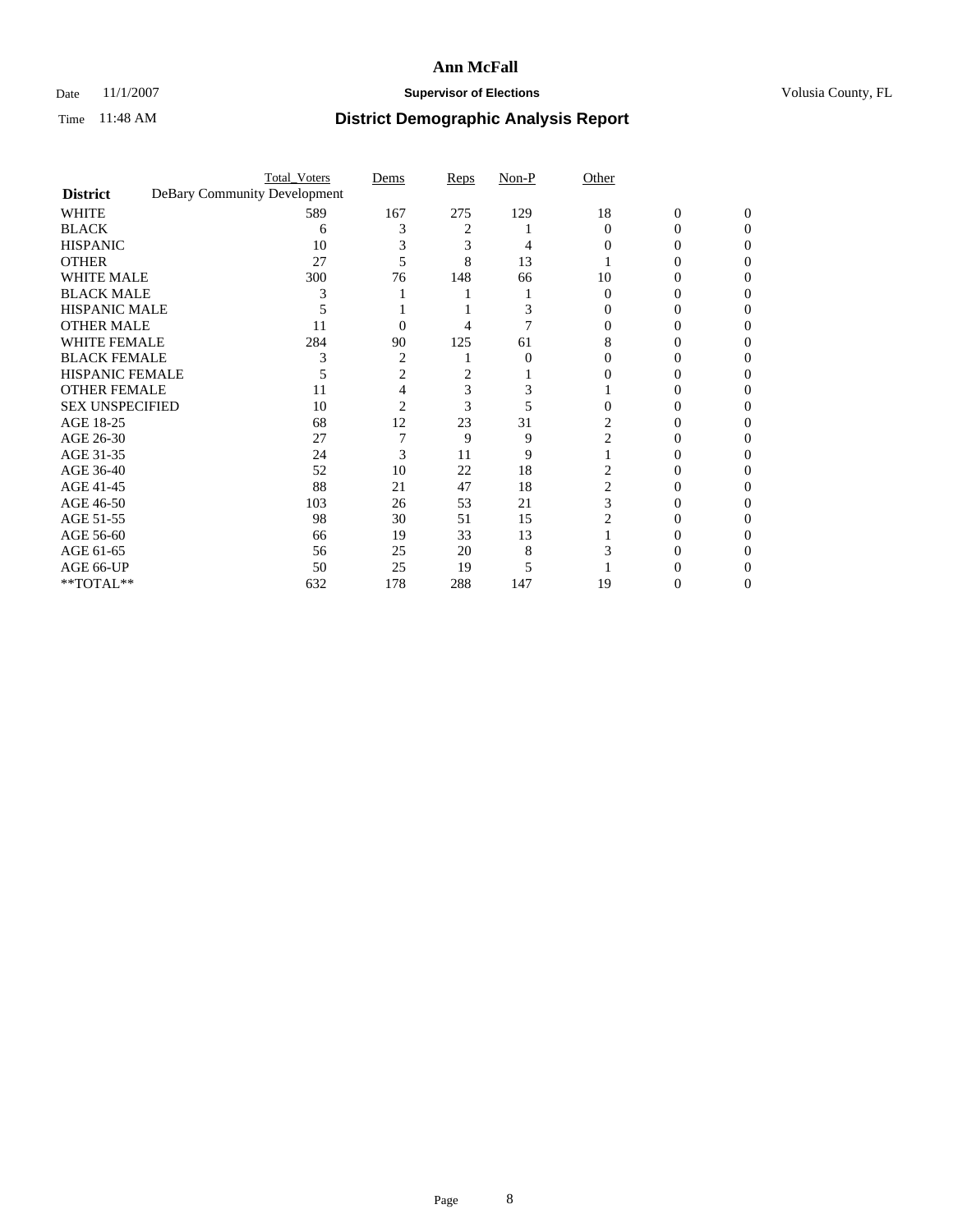# Ann McFall

Date 11/1/2007 **Supervisor of Elections** Volusia County, FL

Time 11:48 AM **District Demographic Analysis Report**

| | Total_Voters | Dems | Reps | Non-P | Other | | |
|---|---|---|---|---|---|---|---|
| **District** DeBary Community Development | | | | | | | |
| WHITE | 589 | 167 | 275 | 129 | 18 | 0 | 0 |
| BLACK | 6 | 3 | 2 | 1 | 0 | 0 | 0 |
| HISPANIC | 10 | 3 | 3 | 4 | 0 | 0 | 0 |
| OTHER | 27 | 5 | 8 | 13 | 1 | 0 | 0 |
| WHITE MALE | 300 | 76 | 148 | 66 | 10 | 0 | 0 |
| BLACK MALE | 3 | 1 | 1 | 1 | 0 | 0 | 0 |
| HISPANIC MALE | 5 | 1 | 1 | 3 | 0 | 0 | 0 |
| OTHER MALE | 11 | 0 | 4 | 7 | 0 | 0 | 0 |
| WHITE FEMALE | 284 | 90 | 125 | 61 | 8 | 0 | 0 |
| BLACK FEMALE | 3 | 2 | 1 | 0 | 0 | 0 | 0 |
| HISPANIC FEMALE | 5 | 2 | 2 | 1 | 0 | 0 | 0 |
| OTHER FEMALE | 11 | 4 | 3 | 3 | 1 | 0 | 0 |
| SEX UNSPECIFIED | 10 | 2 | 3 | 5 | 0 | 0 | 0 |
| AGE 18-25 | 68 | 12 | 23 | 31 | 2 | 0 | 0 |
| AGE 26-30 | 27 | 7 | 9 | 9 | 2 | 0 | 0 |
| AGE 31-35 | 24 | 3 | 11 | 9 | 1 | 0 | 0 |
| AGE 36-40 | 52 | 10 | 22 | 18 | 2 | 0 | 0 |
| AGE 41-45 | 88 | 21 | 47 | 18 | 2 | 0 | 0 |
| AGE 46-50 | 103 | 26 | 53 | 21 | 3 | 0 | 0 |
| AGE 51-55 | 98 | 30 | 51 | 15 | 2 | 0 | 0 |
| AGE 56-60 | 66 | 19 | 33 | 13 | 1 | 0 | 0 |
| AGE 61-65 | 56 | 25 | 20 | 8 | 3 | 0 | 0 |
| AGE 66-UP | 50 | 25 | 19 | 5 | 1 | 0 | 0 |
| **TOTAL** | 632 | 178 | 288 | 147 | 19 | 0 | 0 |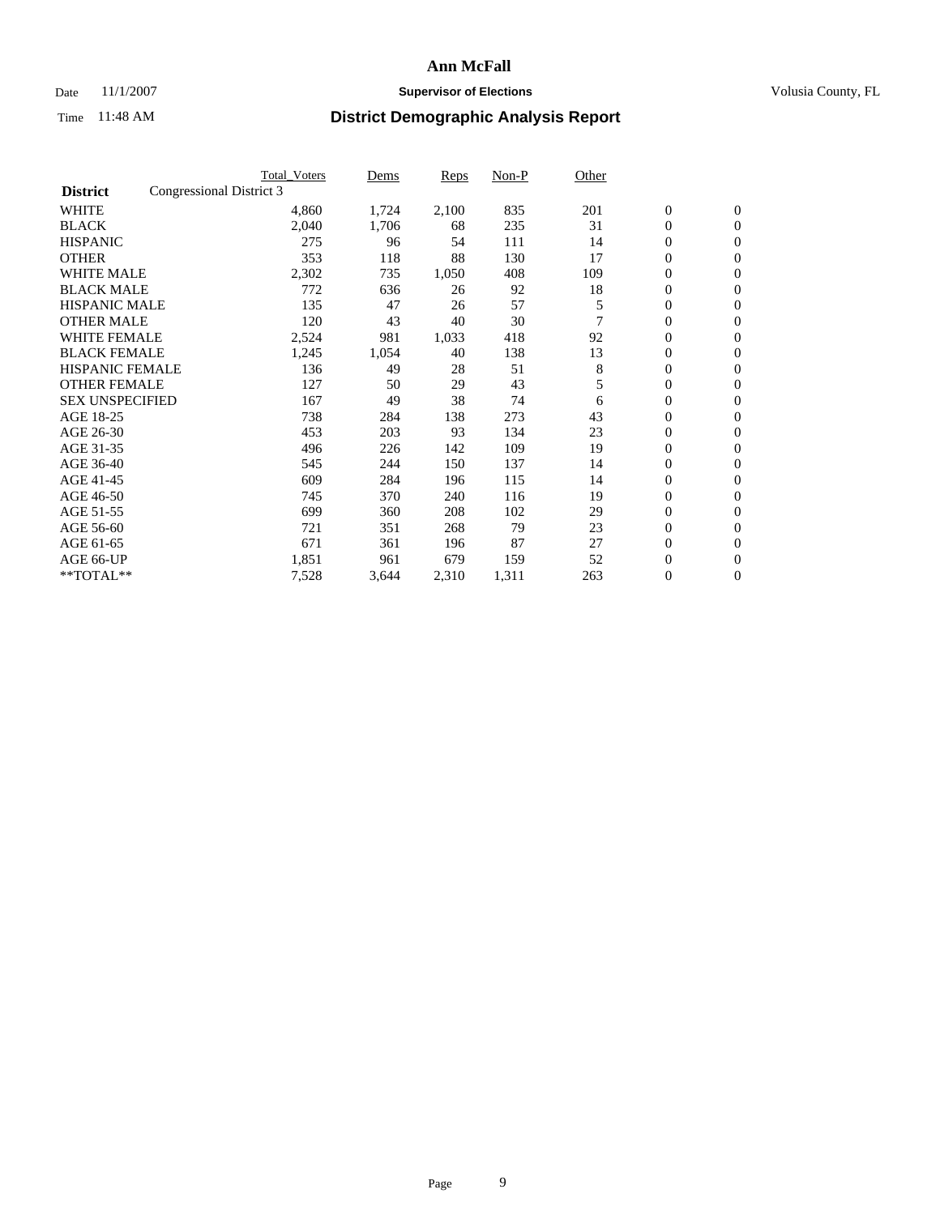# Ann McFall

Date 11/1/2007 **Supervisor of Elections** Volusia County, FL

Time 11:48 AM **District Demographic Analysis Report**

| | Total_Voters | Dems | Reps | Non-P | Other | | |
|---|---|---|---|---|---|---|---|
| **District** Congressional District 3 | | | | | | | |
| WHITE | 4,860 | 1,724 | 2,100 | 835 | 201 | 0 | 0 |
| BLACK | 2,040 | 1,706 | 68 | 235 | 31 | 0 | 0 |
| HISPANIC | 275 | 96 | 54 | 111 | 14 | 0 | 0 |
| OTHER | 353 | 118 | 88 | 130 | 17 | 0 | 0 |
| WHITE MALE | 2,302 | 735 | 1,050 | 408 | 109 | 0 | 0 |
| BLACK MALE | 772 | 636 | 26 | 92 | 18 | 0 | 0 |
| HISPANIC MALE | 135 | 47 | 26 | 57 | 5 | 0 | 0 |
| OTHER MALE | 120 | 43 | 40 | 30 | 7 | 0 | 0 |
| WHITE FEMALE | 2,524 | 981 | 1,033 | 418 | 92 | 0 | 0 |
| BLACK FEMALE | 1,245 | 1,054 | 40 | 138 | 13 | 0 | 0 |
| HISPANIC FEMALE | 136 | 49 | 28 | 51 | 8 | 0 | 0 |
| OTHER FEMALE | 127 | 50 | 29 | 43 | 5 | 0 | 0 |
| SEX UNSPECIFIED | 167 | 49 | 38 | 74 | 6 | 0 | 0 |
| AGE 18-25 | 738 | 284 | 138 | 273 | 43 | 0 | 0 |
| AGE 26-30 | 453 | 203 | 93 | 134 | 23 | 0 | 0 |
| AGE 31-35 | 496 | 226 | 142 | 109 | 19 | 0 | 0 |
| AGE 36-40 | 545 | 244 | 150 | 137 | 14 | 0 | 0 |
| AGE 41-45 | 609 | 284 | 196 | 115 | 14 | 0 | 0 |
| AGE 46-50 | 745 | 370 | 240 | 116 | 19 | 0 | 0 |
| AGE 51-55 | 699 | 360 | 208 | 102 | 29 | 0 | 0 |
| AGE 56-60 | 721 | 351 | 268 | 79 | 23 | 0 | 0 |
| AGE 61-65 | 671 | 361 | 196 | 87 | 27 | 0 | 0 |
| AGE 66-UP | 1,851 | 961 | 679 | 159 | 52 | 0 | 0 |
| **TOTAL** | 7,528 | 3,644 | 2,310 | 1,311 | 263 | 0 | 0 |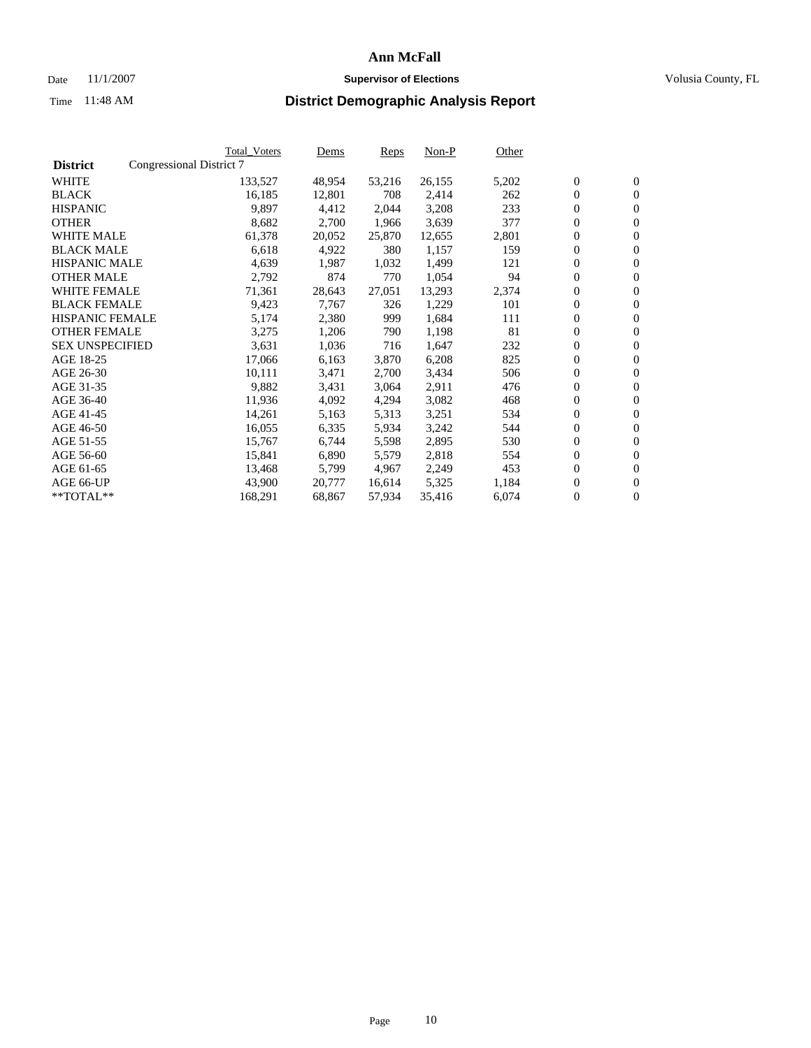# Ann McFall

Date 11/1/2007 **Supervisor of Elections** Volusia County, FL

Time 11:48 AM **District Demographic Analysis Report**

| | Total_Voters | Dems | Reps | Non-P | Other | | |
|---|---|---|---|---|---|---|---|
| **District** Congressional District 7 | | | | | | | |
| WHITE | 133,527 | 48,954 | 53,216 | 26,155 | 5,202 | 0 | 0 |
| BLACK | 16,185 | 12,801 | 708 | 2,414 | 262 | 0 | 0 |
| HISPANIC | 9,897 | 4,412 | 2,044 | 3,208 | 233 | 0 | 0 |
| OTHER | 8,682 | 2,700 | 1,966 | 3,639 | 377 | 0 | 0 |
| WHITE MALE | 61,378 | 20,052 | 25,870 | 12,655 | 2,801 | 0 | 0 |
| BLACK MALE | 6,618 | 4,922 | 380 | 1,157 | 159 | 0 | 0 |
| HISPANIC MALE | 4,639 | 1,987 | 1,032 | 1,499 | 121 | 0 | 0 |
| OTHER MALE | 2,792 | 874 | 770 | 1,054 | 94 | 0 | 0 |
| WHITE FEMALE | 71,361 | 28,643 | 27,051 | 13,293 | 2,374 | 0 | 0 |
| BLACK FEMALE | 9,423 | 7,767 | 326 | 1,229 | 101 | 0 | 0 |
| HISPANIC FEMALE | 5,174 | 2,380 | 999 | 1,684 | 111 | 0 | 0 |
| OTHER FEMALE | 3,275 | 1,206 | 790 | 1,198 | 81 | 0 | 0 |
| SEX UNSPECIFIED | 3,631 | 1,036 | 716 | 1,647 | 232 | 0 | 0 |
| AGE 18-25 | 17,066 | 6,163 | 3,870 | 6,208 | 825 | 0 | 0 |
| AGE 26-30 | 10,111 | 3,471 | 2,700 | 3,434 | 506 | 0 | 0 |
| AGE 31-35 | 9,882 | 3,431 | 3,064 | 2,911 | 476 | 0 | 0 |
| AGE 36-40 | 11,936 | 4,092 | 4,294 | 3,082 | 468 | 0 | 0 |
| AGE 41-45 | 14,261 | 5,163 | 5,313 | 3,251 | 534 | 0 | 0 |
| AGE 46-50 | 16,055 | 6,335 | 5,934 | 3,242 | 544 | 0 | 0 |
| AGE 51-55 | 15,767 | 6,744 | 5,598 | 2,895 | 530 | 0 | 0 |
| AGE 56-60 | 15,841 | 6,890 | 5,579 | 2,818 | 554 | 0 | 0 |
| AGE 61-65 | 13,468 | 5,799 | 4,967 | 2,249 | 453 | 0 | 0 |
| AGE 66-UP | 43,900 | 20,777 | 16,614 | 5,325 | 1,184 | 0 | 0 |
| **TOTAL** | 168,291 | 68,867 | 57,934 | 35,416 | 6,074 | 0 | 0 |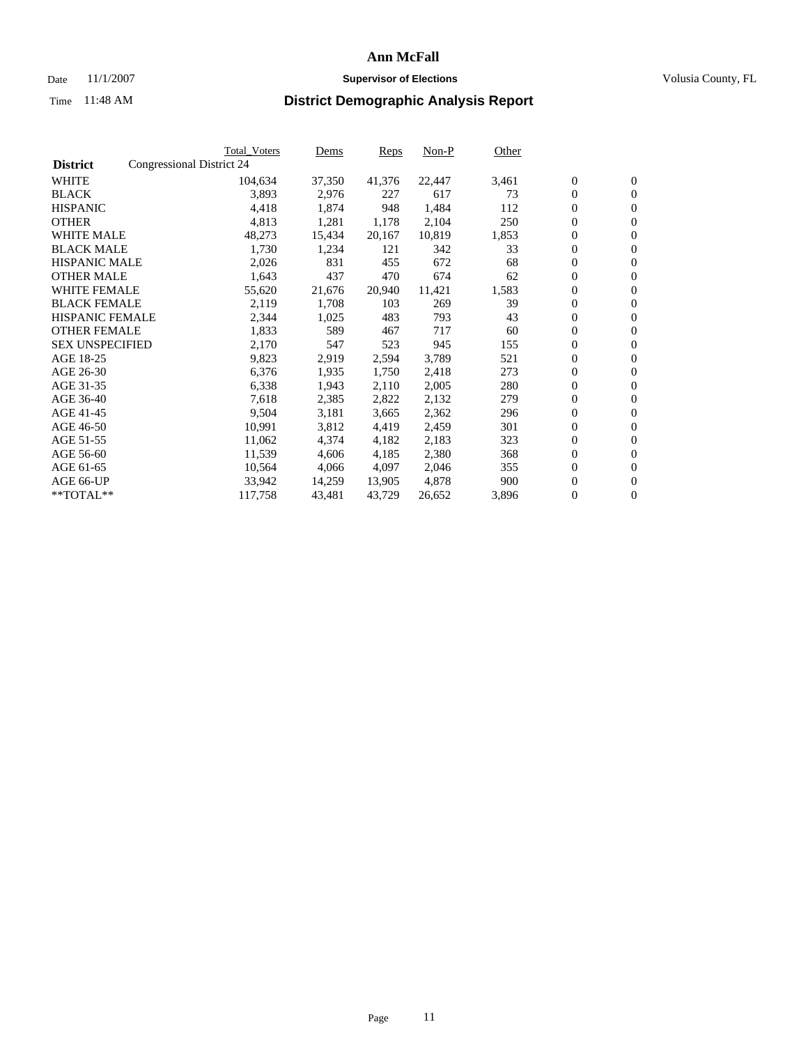# Ann McFall

Date 11/1/2007 **Supervisor of Elections** Volusia County, FL

Time 11:48 AM **District Demographic Analysis Report**

| | Total_Voters | Dems | Reps | Non-P | Other | | |
|---|---|---|---|---|---|---|---|
| **District** Congressional District 24 | | | | | | | |
| WHITE | 104,634 | 37,350 | 41,376 | 22,447 | 3,461 | 0 | 0 |
| BLACK | 3,893 | 2,976 | 227 | 617 | 73 | 0 | 0 |
| HISPANIC | 4,418 | 1,874 | 948 | 1,484 | 112 | 0 | 0 |
| OTHER | 4,813 | 1,281 | 1,178 | 2,104 | 250 | 0 | 0 |
| WHITE MALE | 48,273 | 15,434 | 20,167 | 10,819 | 1,853 | 0 | 0 |
| BLACK MALE | 1,730 | 1,234 | 121 | 342 | 33 | 0 | 0 |
| HISPANIC MALE | 2,026 | 831 | 455 | 672 | 68 | 0 | 0 |
| OTHER MALE | 1,643 | 437 | 470 | 674 | 62 | 0 | 0 |
| WHITE FEMALE | 55,620 | 21,676 | 20,940 | 11,421 | 1,583 | 0 | 0 |
| BLACK FEMALE | 2,119 | 1,708 | 103 | 269 | 39 | 0 | 0 |
| HISPANIC FEMALE | 2,344 | 1,025 | 483 | 793 | 43 | 0 | 0 |
| OTHER FEMALE | 1,833 | 589 | 467 | 717 | 60 | 0 | 0 |
| SEX UNSPECIFIED | 2,170 | 547 | 523 | 945 | 155 | 0 | 0 |
| AGE 18-25 | 9,823 | 2,919 | 2,594 | 3,789 | 521 | 0 | 0 |
| AGE 26-30 | 6,376 | 1,935 | 1,750 | 2,418 | 273 | 0 | 0 |
| AGE 31-35 | 6,338 | 1,943 | 2,110 | 2,005 | 280 | 0 | 0 |
| AGE 36-40 | 7,618 | 2,385 | 2,822 | 2,132 | 279 | 0 | 0 |
| AGE 41-45 | 9,504 | 3,181 | 3,665 | 2,362 | 296 | 0 | 0 |
| AGE 46-50 | 10,991 | 3,812 | 4,419 | 2,459 | 301 | 0 | 0 |
| AGE 51-55 | 11,062 | 4,374 | 4,182 | 2,183 | 323 | 0 | 0 |
| AGE 56-60 | 11,539 | 4,606 | 4,185 | 2,380 | 368 | 0 | 0 |
| AGE 61-65 | 10,564 | 4,066 | 4,097 | 2,046 | 355 | 0 | 0 |
| AGE 66-UP | 33,942 | 14,259 | 13,905 | 4,878 | 900 | 0 | 0 |
| **TOTAL** | 117,758 | 43,481 | 43,729 | 26,652 | 3,896 | 0 | 0 |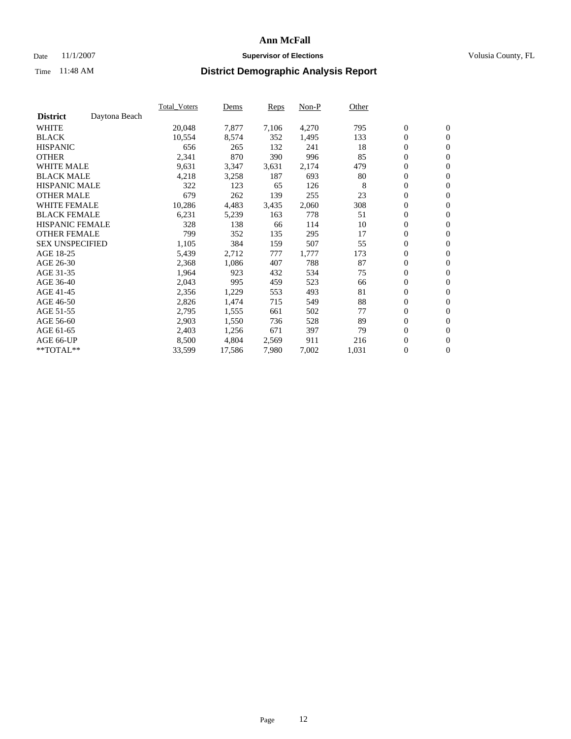# Ann McFall

Date 11/1/2007 **Supervisor of Elections** Volusia County, FL

Time 11:48 AM **District Demographic Analysis Report**

| | Total_Voters | Dems | Reps | Non-P | Other | | |
|---|---|---|---|---|---|---|---|
| **District** Daytona Beach | | | | | | | |
| WHITE | 20,048 | 7,877 | 7,106 | 4,270 | 795 | 0 | 0 |
| BLACK | 10,554 | 8,574 | 352 | 1,495 | 133 | 0 | 0 |
| HISPANIC | 656 | 265 | 132 | 241 | 18 | 0 | 0 |
| OTHER | 2,341 | 870 | 390 | 996 | 85 | 0 | 0 |
| WHITE MALE | 9,631 | 3,347 | 3,631 | 2,174 | 479 | 0 | 0 |
| BLACK MALE | 4,218 | 3,258 | 187 | 693 | 80 | 0 | 0 |
| HISPANIC MALE | 322 | 123 | 65 | 126 | 8 | 0 | 0 |
| OTHER MALE | 679 | 262 | 139 | 255 | 23 | 0 | 0 |
| WHITE FEMALE | 10,286 | 4,483 | 3,435 | 2,060 | 308 | 0 | 0 |
| BLACK FEMALE | 6,231 | 5,239 | 163 | 778 | 51 | 0 | 0 |
| HISPANIC FEMALE | 328 | 138 | 66 | 114 | 10 | 0 | 0 |
| OTHER FEMALE | 799 | 352 | 135 | 295 | 17 | 0 | 0 |
| SEX UNSPECIFIED | 1,105 | 384 | 159 | 507 | 55 | 0 | 0 |
| AGE 18-25 | 5,439 | 2,712 | 777 | 1,777 | 173 | 0 | 0 |
| AGE 26-30 | 2,368 | 1,086 | 407 | 788 | 87 | 0 | 0 |
| AGE 31-35 | 1,964 | 923 | 432 | 534 | 75 | 0 | 0 |
| AGE 36-40 | 2,043 | 995 | 459 | 523 | 66 | 0 | 0 |
| AGE 41-45 | 2,356 | 1,229 | 553 | 493 | 81 | 0 | 0 |
| AGE 46-50 | 2,826 | 1,474 | 715 | 549 | 88 | 0 | 0 |
| AGE 51-55 | 2,795 | 1,555 | 661 | 502 | 77 | 0 | 0 |
| AGE 56-60 | 2,903 | 1,550 | 736 | 528 | 89 | 0 | 0 |
| AGE 61-65 | 2,403 | 1,256 | 671 | 397 | 79 | 0 | 0 |
| AGE 66-UP | 8,500 | 4,804 | 2,569 | 911 | 216 | 0 | 0 |
| **TOTAL** | 33,599 | 17,586 | 7,980 | 7,002 | 1,031 | 0 | 0 |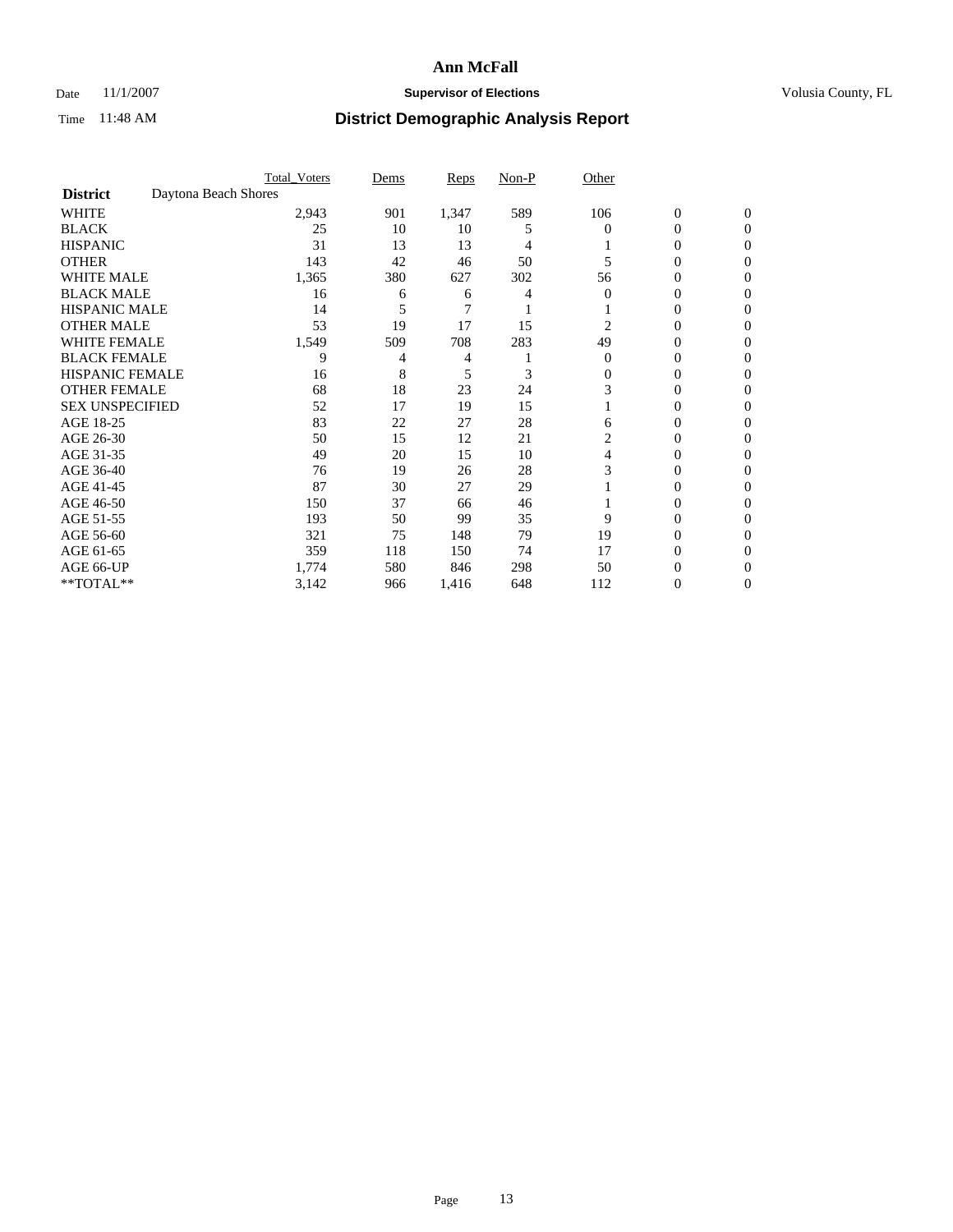**Ann McFall**

Date 11/1/2007 **Supervisor of Elections** Volusia County, FL

Time 11:48 AM **District Demographic Analysis Report**

| | Total_Voters | Dems | Reps | Non-P | Other | | |
|---|---|---|---|---|---|---|---|
| **District** Daytona Beach Shores | | | | | | | |
| WHITE | 2,943 | 901 | 1,347 | 589 | 106 | 0 | 0 |
| BLACK | 25 | 10 | 10 | 5 | 0 | 0 | 0 |
| HISPANIC | 31 | 13 | 13 | 4 | 1 | 0 | 0 |
| OTHER | 143 | 42 | 46 | 50 | 5 | 0 | 0 |
| WHITE MALE | 1,365 | 380 | 627 | 302 | 56 | 0 | 0 |
| BLACK MALE | 16 | 6 | 6 | 4 | 0 | 0 | 0 |
| HISPANIC MALE | 14 | 5 | 7 | 1 | 1 | 0 | 0 |
| OTHER MALE | 53 | 19 | 17 | 15 | 2 | 0 | 0 |
| WHITE FEMALE | 1,549 | 509 | 708 | 283 | 49 | 0 | 0 |
| BLACK FEMALE | 9 | 4 | 4 | 1 | 0 | 0 | 0 |
| HISPANIC FEMALE | 16 | 8 | 5 | 3 | 0 | 0 | 0 |
| OTHER FEMALE | 68 | 18 | 23 | 24 | 3 | 0 | 0 |
| SEX UNSPECIFIED | 52 | 17 | 19 | 15 | 1 | 0 | 0 |
| AGE 18-25 | 83 | 22 | 27 | 28 | 6 | 0 | 0 |
| AGE 26-30 | 50 | 15 | 12 | 21 | 2 | 0 | 0 |
| AGE 31-35 | 49 | 20 | 15 | 10 | 4 | 0 | 0 |
| AGE 36-40 | 76 | 19 | 26 | 28 | 3 | 0 | 0 |
| AGE 41-45 | 87 | 30 | 27 | 29 | 1 | 0 | 0 |
| AGE 46-50 | 150 | 37 | 66 | 46 | 1 | 0 | 0 |
| AGE 51-55 | 193 | 50 | 99 | 35 | 9 | 0 | 0 |
| AGE 56-60 | 321 | 75 | 148 | 79 | 19 | 0 | 0 |
| AGE 61-65 | 359 | 118 | 150 | 74 | 17 | 0 | 0 |
| AGE 66-UP | 1,774 | 580 | 846 | 298 | 50 | 0 | 0 |
| **TOTAL** | 3,142 | 966 | 1,416 | 648 | 112 | 0 | 0 |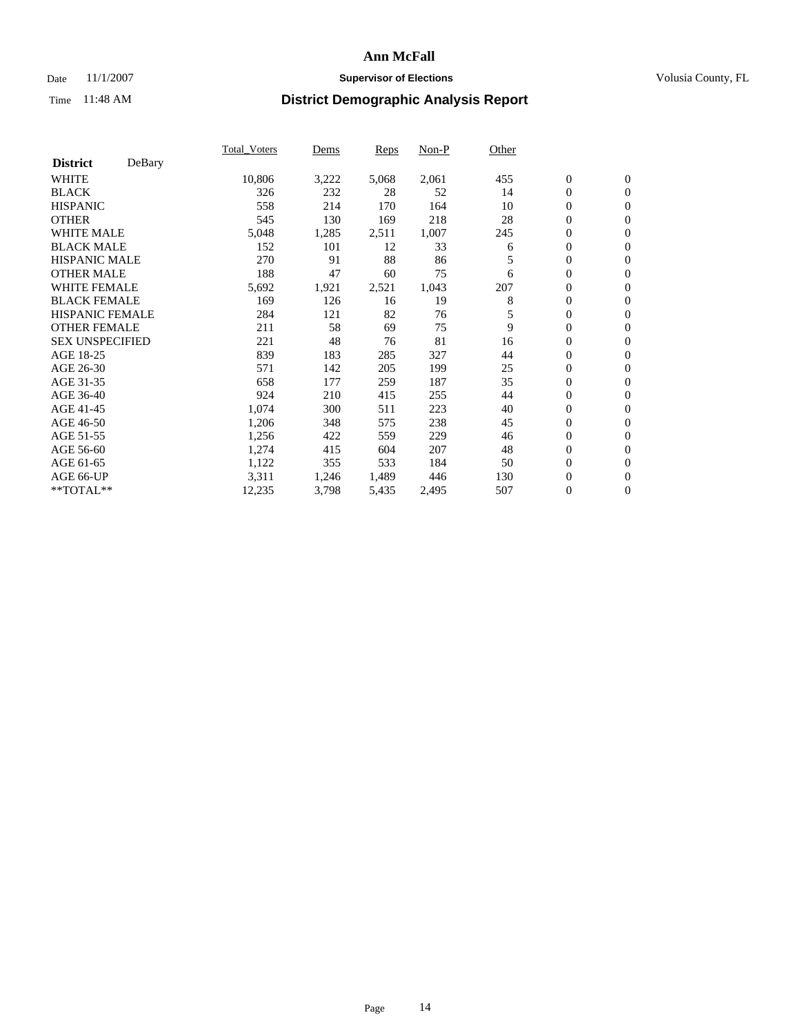# Ann McFall

Date 11/1/2007 **Supervisor of Elections** Volusia County, FL

Time 11:48 AM **District Demographic Analysis Report**

| **District** DeBary | Total_Voters | Dems | Reps | Non-P | Other | | |
|---|---|---|---|---|---|---|---|
| WHITE | 10,806 | 3,222 | 5,068 | 2,061 | 455 | 0 | 0 |
| BLACK | 326 | 232 | 28 | 52 | 14 | 0 | 0 |
| HISPANIC | 558 | 214 | 170 | 164 | 10 | 0 | 0 |
| OTHER | 545 | 130 | 169 | 218 | 28 | 0 | 0 |
| WHITE MALE | 5,048 | 1,285 | 2,511 | 1,007 | 245 | 0 | 0 |
| BLACK MALE | 152 | 101 | 12 | 33 | 6 | 0 | 0 |
| HISPANIC MALE | 270 | 91 | 88 | 86 | 5 | 0 | 0 |
| OTHER MALE | 188 | 47 | 60 | 75 | 6 | 0 | 0 |
| WHITE FEMALE | 5,692 | 1,921 | 2,521 | 1,043 | 207 | 0 | 0 |
| BLACK FEMALE | 169 | 126 | 16 | 19 | 8 | 0 | 0 |
| HISPANIC FEMALE | 284 | 121 | 82 | 76 | 5 | 0 | 0 |
| OTHER FEMALE | 211 | 58 | 69 | 75 | 9 | 0 | 0 |
| SEX UNSPECIFIED | 221 | 48 | 76 | 81 | 16 | 0 | 0 |
| AGE 18-25 | 839 | 183 | 285 | 327 | 44 | 0 | 0 |
| AGE 26-30 | 571 | 142 | 205 | 199 | 25 | 0 | 0 |
| AGE 31-35 | 658 | 177 | 259 | 187 | 35 | 0 | 0 |
| AGE 36-40 | 924 | 210 | 415 | 255 | 44 | 0 | 0 |
| AGE 41-45 | 1,074 | 300 | 511 | 223 | 40 | 0 | 0 |
| AGE 46-50 | 1,206 | 348 | 575 | 238 | 45 | 0 | 0 |
| AGE 51-55 | 1,256 | 422 | 559 | 229 | 46 | 0 | 0 |
| AGE 56-60 | 1,274 | 415 | 604 | 207 | 48 | 0 | 0 |
| AGE 61-65 | 1,122 | 355 | 533 | 184 | 50 | 0 | 0 |
| AGE 66-UP | 3,311 | 1,246 | 1,489 | 446 | 130 | 0 | 0 |
| **TOTAL** | 12,235 | 3,798 | 5,435 | 2,495 | 507 | 0 | 0 |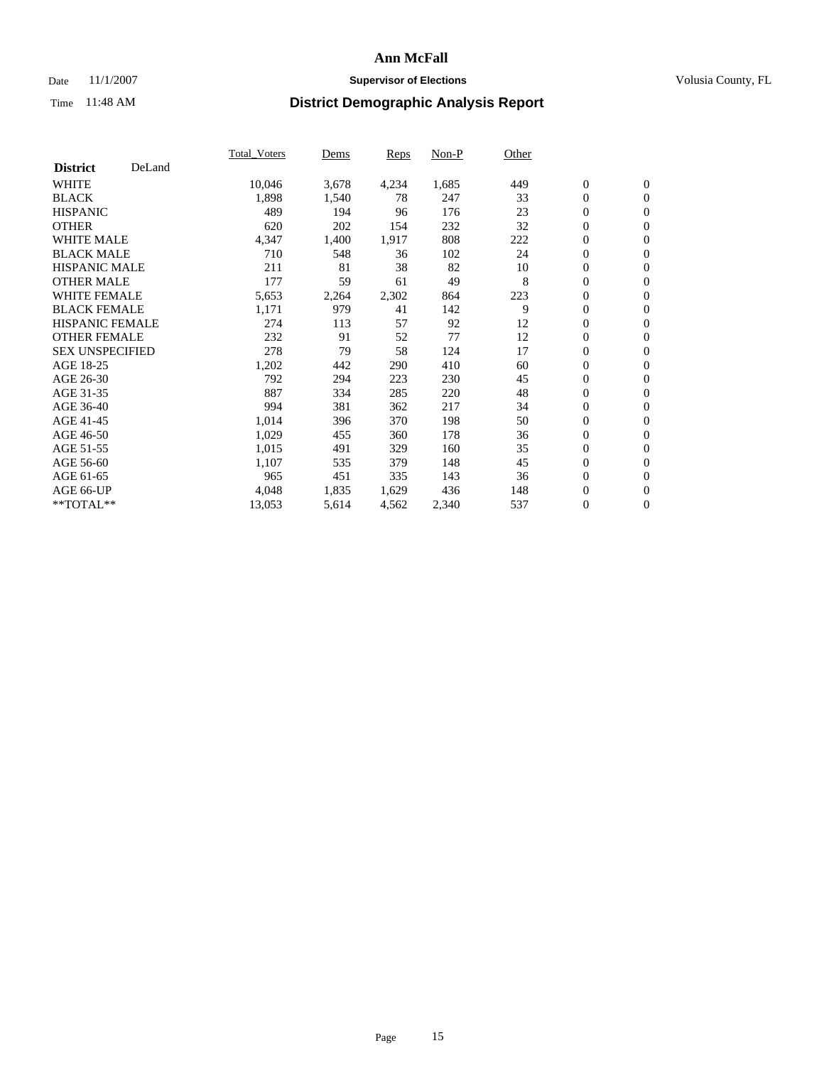# Ann McFall

Date 11/1/2007 **Supervisor of Elections** Volusia County, FL

Time 11:48 AM **District Demographic Analysis Report**

| | Total_Voters | Dems | Reps | Non-P | Other | | |
|---|---|---|---|---|---|---|---|
| **District** DeLand | | | | | | | |
| WHITE | 10,046 | 3,678 | 4,234 | 1,685 | 449 | 0 | 0 |
| BLACK | 1,898 | 1,540 | 78 | 247 | 33 | 0 | 0 |
| HISPANIC | 489 | 194 | 96 | 176 | 23 | 0 | 0 |
| OTHER | 620 | 202 | 154 | 232 | 32 | 0 | 0 |
| WHITE MALE | 4,347 | 1,400 | 1,917 | 808 | 222 | 0 | 0 |
| BLACK MALE | 710 | 548 | 36 | 102 | 24 | 0 | 0 |
| HISPANIC MALE | 211 | 81 | 38 | 82 | 10 | 0 | 0 |
| OTHER MALE | 177 | 59 | 61 | 49 | 8 | 0 | 0 |
| WHITE FEMALE | 5,653 | 2,264 | 2,302 | 864 | 223 | 0 | 0 |
| BLACK FEMALE | 1,171 | 979 | 41 | 142 | 9 | 0 | 0 |
| HISPANIC FEMALE | 274 | 113 | 57 | 92 | 12 | 0 | 0 |
| OTHER FEMALE | 232 | 91 | 52 | 77 | 12 | 0 | 0 |
| SEX UNSPECIFIED | 278 | 79 | 58 | 124 | 17 | 0 | 0 |
| AGE 18-25 | 1,202 | 442 | 290 | 410 | 60 | 0 | 0 |
| AGE 26-30 | 792 | 294 | 223 | 230 | 45 | 0 | 0 |
| AGE 31-35 | 887 | 334 | 285 | 220 | 48 | 0 | 0 |
| AGE 36-40 | 994 | 381 | 362 | 217 | 34 | 0 | 0 |
| AGE 41-45 | 1,014 | 396 | 370 | 198 | 50 | 0 | 0 |
| AGE 46-50 | 1,029 | 455 | 360 | 178 | 36 | 0 | 0 |
| AGE 51-55 | 1,015 | 491 | 329 | 160 | 35 | 0 | 0 |
| AGE 56-60 | 1,107 | 535 | 379 | 148 | 45 | 0 | 0 |
| AGE 61-65 | 965 | 451 | 335 | 143 | 36 | 0 | 0 |
| AGE 66-UP | 4,048 | 1,835 | 1,629 | 436 | 148 | 0 | 0 |
| **TOTAL** | 13,053 | 5,614 | 4,562 | 2,340 | 537 | 0 | 0 |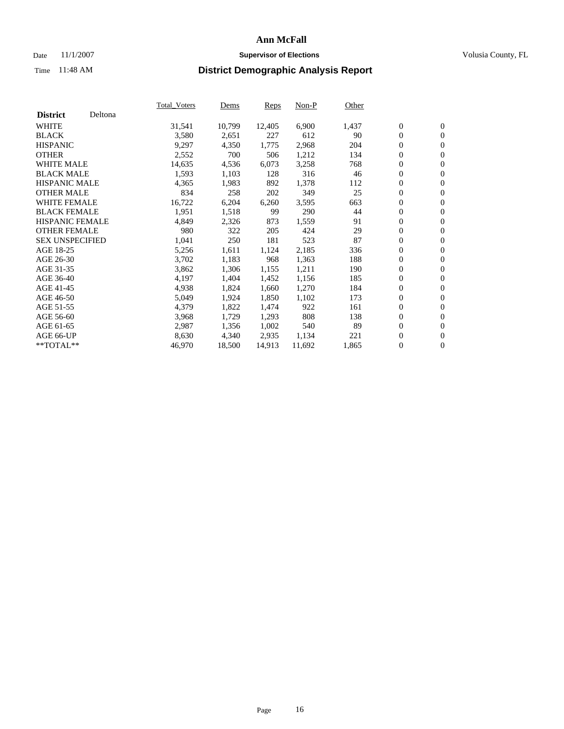# Ann McFall

Date 11/1/2007 **Supervisor of Elections** Volusia County, FL

Time 11:48 AM **District Demographic Analysis Report**

| **District** Deltona | Total_Voters | Dems | Reps | Non-P | Other | | |
|---|---|---|---|---|---|---|---|
| WHITE | 31,541 | 10,799 | 12,405 | 6,900 | 1,437 | 0 | 0 |
| BLACK | 3,580 | 2,651 | 227 | 612 | 90 | 0 | 0 |
| HISPANIC | 9,297 | 4,350 | 1,775 | 2,968 | 204 | 0 | 0 |
| OTHER | 2,552 | 700 | 506 | 1,212 | 134 | 0 | 0 |
| WHITE MALE | 14,635 | 4,536 | 6,073 | 3,258 | 768 | 0 | 0 |
| BLACK MALE | 1,593 | 1,103 | 128 | 316 | 46 | 0 | 0 |
| HISPANIC MALE | 4,365 | 1,983 | 892 | 1,378 | 112 | 0 | 0 |
| OTHER MALE | 834 | 258 | 202 | 349 | 25 | 0 | 0 |
| WHITE FEMALE | 16,722 | 6,204 | 6,260 | 3,595 | 663 | 0 | 0 |
| BLACK FEMALE | 1,951 | 1,518 | 99 | 290 | 44 | 0 | 0 |
| HISPANIC FEMALE | 4,849 | 2,326 | 873 | 1,559 | 91 | 0 | 0 |
| OTHER FEMALE | 980 | 322 | 205 | 424 | 29 | 0 | 0 |
| SEX UNSPECIFIED | 1,041 | 250 | 181 | 523 | 87 | 0 | 0 |
| AGE 18-25 | 5,256 | 1,611 | 1,124 | 2,185 | 336 | 0 | 0 |
| AGE 26-30 | 3,702 | 1,183 | 968 | 1,363 | 188 | 0 | 0 |
| AGE 31-35 | 3,862 | 1,306 | 1,155 | 1,211 | 190 | 0 | 0 |
| AGE 36-40 | 4,197 | 1,404 | 1,452 | 1,156 | 185 | 0 | 0 |
| AGE 41-45 | 4,938 | 1,824 | 1,660 | 1,270 | 184 | 0 | 0 |
| AGE 46-50 | 5,049 | 1,924 | 1,850 | 1,102 | 173 | 0 | 0 |
| AGE 51-55 | 4,379 | 1,822 | 1,474 | 922 | 161 | 0 | 0 |
| AGE 56-60 | 3,968 | 1,729 | 1,293 | 808 | 138 | 0 | 0 |
| AGE 61-65 | 2,987 | 1,356 | 1,002 | 540 | 89 | 0 | 0 |
| AGE 66-UP | 8,630 | 4,340 | 2,935 | 1,134 | 221 | 0 | 0 |
| **TOTAL** | 46,970 | 18,500 | 14,913 | 11,692 | 1,865 | 0 | 0 |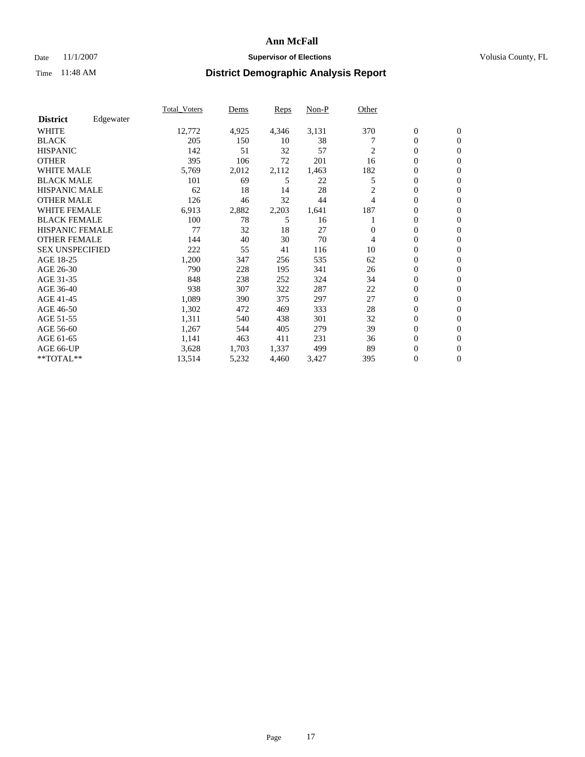# Ann McFall

Date 11/1/2007 **Supervisor of Elections** Volusia County, FL

Time 11:48 AM

## District Demographic Analysis Report

| **District** Edgewater | Total_Voters | Dems | Reps | Non-P | Other | | |
|---|---|---|---|---|---|---|---|
| WHITE | 12,772 | 4,925 | 4,346 | 3,131 | 370 | 0 | 0 |
| BLACK | 205 | 150 | 10 | 38 | 7 | 0 | 0 |
| HISPANIC | 142 | 51 | 32 | 57 | 2 | 0 | 0 |
| OTHER | 395 | 106 | 72 | 201 | 16 | 0 | 0 |
| WHITE MALE | 5,769 | 2,012 | 2,112 | 1,463 | 182 | 0 | 0 |
| BLACK MALE | 101 | 69 | 5 | 22 | 5 | 0 | 0 |
| HISPANIC MALE | 62 | 18 | 14 | 28 | 2 | 0 | 0 |
| OTHER MALE | 126 | 46 | 32 | 44 | 4 | 0 | 0 |
| WHITE FEMALE | 6,913 | 2,882 | 2,203 | 1,641 | 187 | 0 | 0 |
| BLACK FEMALE | 100 | 78 | 5 | 16 | 1 | 0 | 0 |
| HISPANIC FEMALE | 77 | 32 | 18 | 27 | 0 | 0 | 0 |
| OTHER FEMALE | 144 | 40 | 30 | 70 | 4 | 0 | 0 |
| SEX UNSPECIFIED | 222 | 55 | 41 | 116 | 10 | 0 | 0 |
| AGE 18-25 | 1,200 | 347 | 256 | 535 | 62 | 0 | 0 |
| AGE 26-30 | 790 | 228 | 195 | 341 | 26 | 0 | 0 |
| AGE 31-35 | 848 | 238 | 252 | 324 | 34 | 0 | 0 |
| AGE 36-40 | 938 | 307 | 322 | 287 | 22 | 0 | 0 |
| AGE 41-45 | 1,089 | 390 | 375 | 297 | 27 | 0 | 0 |
| AGE 46-50 | 1,302 | 472 | 469 | 333 | 28 | 0 | 0 |
| AGE 51-55 | 1,311 | 540 | 438 | 301 | 32 | 0 | 0 |
| AGE 56-60 | 1,267 | 544 | 405 | 279 | 39 | 0 | 0 |
| AGE 61-65 | 1,141 | 463 | 411 | 231 | 36 | 0 | 0 |
| AGE 66-UP | 3,628 | 1,703 | 1,337 | 499 | 89 | 0 | 0 |
| **TOTAL** | 13,514 | 5,232 | 4,460 | 3,427 | 395 | 0 | 0 |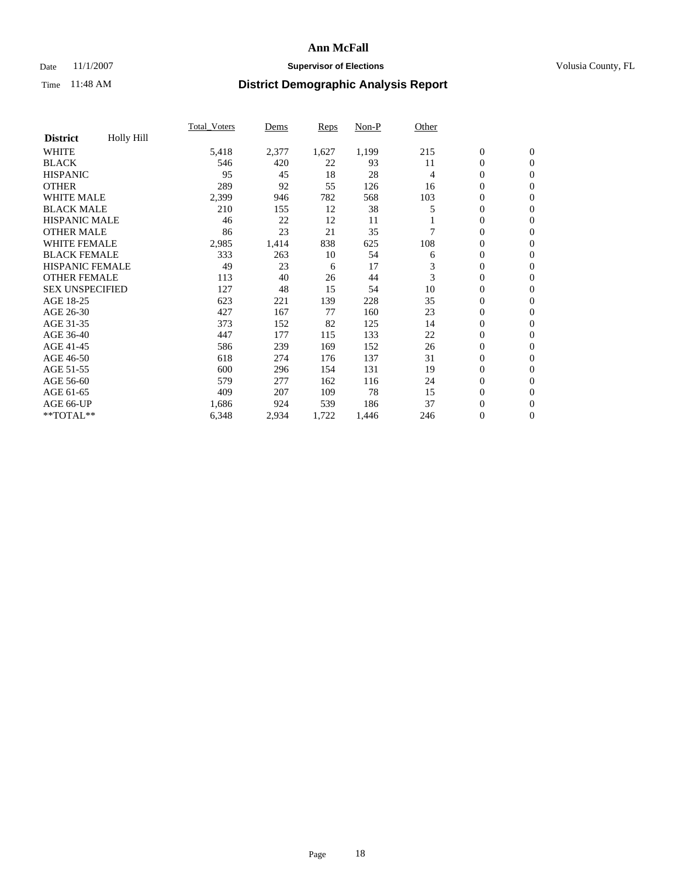# Ann McFall

Date 11/1/2007 **Supervisor of Elections** Volusia County, FL

Time 11:48 AM **District Demographic Analysis Report**

| | Total_Voters | Dems | Reps | Non-P | Other | | |
|---|---|---|---|---|---|---|---|
| **District** Holly Hill | | | | | | | |
| WHITE | 5,418 | 2,377 | 1,627 | 1,199 | 215 | 0 | 0 |
| BLACK | 546 | 420 | 22 | 93 | 11 | 0 | 0 |
| HISPANIC | 95 | 45 | 18 | 28 | 4 | 0 | 0 |
| OTHER | 289 | 92 | 55 | 126 | 16 | 0 | 0 |
| WHITE MALE | 2,399 | 946 | 782 | 568 | 103 | 0 | 0 |
| BLACK MALE | 210 | 155 | 12 | 38 | 5 | 0 | 0 |
| HISPANIC MALE | 46 | 22 | 12 | 11 | 1 | 0 | 0 |
| OTHER MALE | 86 | 23 | 21 | 35 | 7 | 0 | 0 |
| WHITE FEMALE | 2,985 | 1,414 | 838 | 625 | 108 | 0 | 0 |
| BLACK FEMALE | 333 | 263 | 10 | 54 | 6 | 0 | 0 |
| HISPANIC FEMALE | 49 | 23 | 6 | 17 | 3 | 0 | 0 |
| OTHER FEMALE | 113 | 40 | 26 | 44 | 3 | 0 | 0 |
| SEX UNSPECIFIED | 127 | 48 | 15 | 54 | 10 | 0 | 0 |
| AGE 18-25 | 623 | 221 | 139 | 228 | 35 | 0 | 0 |
| AGE 26-30 | 427 | 167 | 77 | 160 | 23 | 0 | 0 |
| AGE 31-35 | 373 | 152 | 82 | 125 | 14 | 0 | 0 |
| AGE 36-40 | 447 | 177 | 115 | 133 | 22 | 0 | 0 |
| AGE 41-45 | 586 | 239 | 169 | 152 | 26 | 0 | 0 |
| AGE 46-50 | 618 | 274 | 176 | 137 | 31 | 0 | 0 |
| AGE 51-55 | 600 | 296 | 154 | 131 | 19 | 0 | 0 |
| AGE 56-60 | 579 | 277 | 162 | 116 | 24 | 0 | 0 |
| AGE 61-65 | 409 | 207 | 109 | 78 | 15 | 0 | 0 |
| AGE 66-UP | 1,686 | 924 | 539 | 186 | 37 | 0 | 0 |
| **TOTAL** | 6,348 | 2,934 | 1,722 | 1,446 | 246 | 0 | 0 |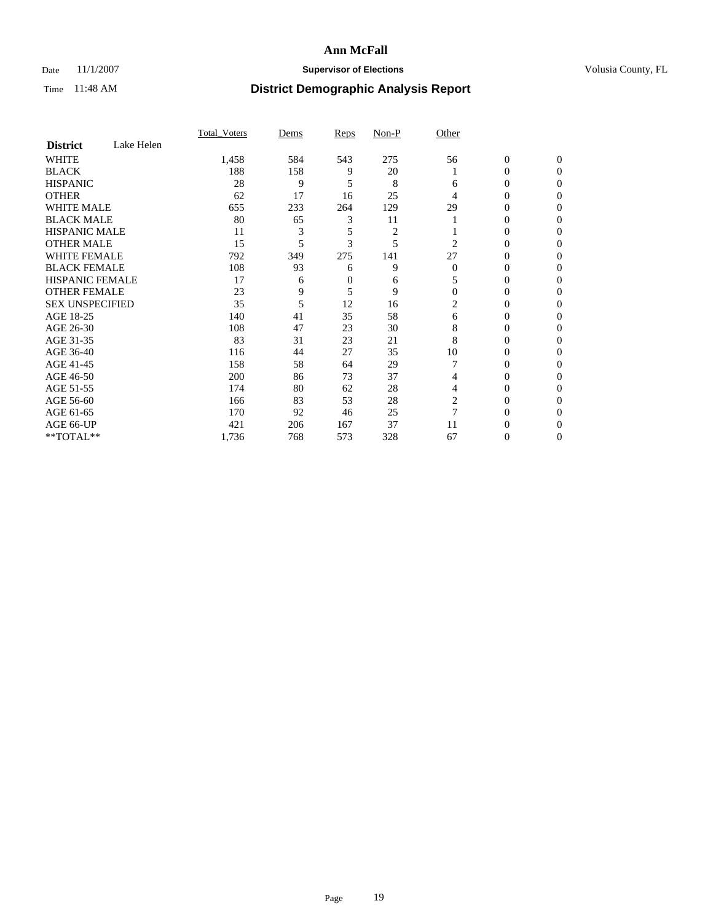# Ann McFall

Date 11/1/2007 **Supervisor of Elections** Volusia County, FL

Time 11:48 AM **District Demographic Analysis Report**

| | Total_Voters | Dems | Reps | Non-P | Other | | |
|---|---|---|---|---|---|---|---|
| **District** Lake Helen | | | | | | | |
| WHITE | 1,458 | 584 | 543 | 275 | 56 | 0 | 0 |
| BLACK | 188 | 158 | 9 | 20 | 1 | 0 | 0 |
| HISPANIC | 28 | 9 | 5 | 8 | 6 | 0 | 0 |
| OTHER | 62 | 17 | 16 | 25 | 4 | 0 | 0 |
| WHITE MALE | 655 | 233 | 264 | 129 | 29 | 0 | 0 |
| BLACK MALE | 80 | 65 | 3 | 11 | 1 | 0 | 0 |
| HISPANIC MALE | 11 | 3 | 5 | 2 | 1 | 0 | 0 |
| OTHER MALE | 15 | 5 | 3 | 5 | 2 | 0 | 0 |
| WHITE FEMALE | 792 | 349 | 275 | 141 | 27 | 0 | 0 |
| BLACK FEMALE | 108 | 93 | 6 | 9 | 0 | 0 | 0 |
| HISPANIC FEMALE | 17 | 6 | 0 | 6 | 5 | 0 | 0 |
| OTHER FEMALE | 23 | 9 | 5 | 9 | 0 | 0 | 0 |
| SEX UNSPECIFIED | 35 | 5 | 12 | 16 | 2 | 0 | 0 |
| AGE 18-25 | 140 | 41 | 35 | 58 | 6 | 0 | 0 |
| AGE 26-30 | 108 | 47 | 23 | 30 | 8 | 0 | 0 |
| AGE 31-35 | 83 | 31 | 23 | 21 | 8 | 0 | 0 |
| AGE 36-40 | 116 | 44 | 27 | 35 | 10 | 0 | 0 |
| AGE 41-45 | 158 | 58 | 64 | 29 | 7 | 0 | 0 |
| AGE 46-50 | 200 | 86 | 73 | 37 | 4 | 0 | 0 |
| AGE 51-55 | 174 | 80 | 62 | 28 | 4 | 0 | 0 |
| AGE 56-60 | 166 | 83 | 53 | 28 | 2 | 0 | 0 |
| AGE 61-65 | 170 | 92 | 46 | 25 | 7 | 0 | 0 |
| AGE 66-UP | 421 | 206 | 167 | 37 | 11 | 0 | 0 |
| **TOTAL** | 1,736 | 768 | 573 | 328 | 67 | 0 | 0 |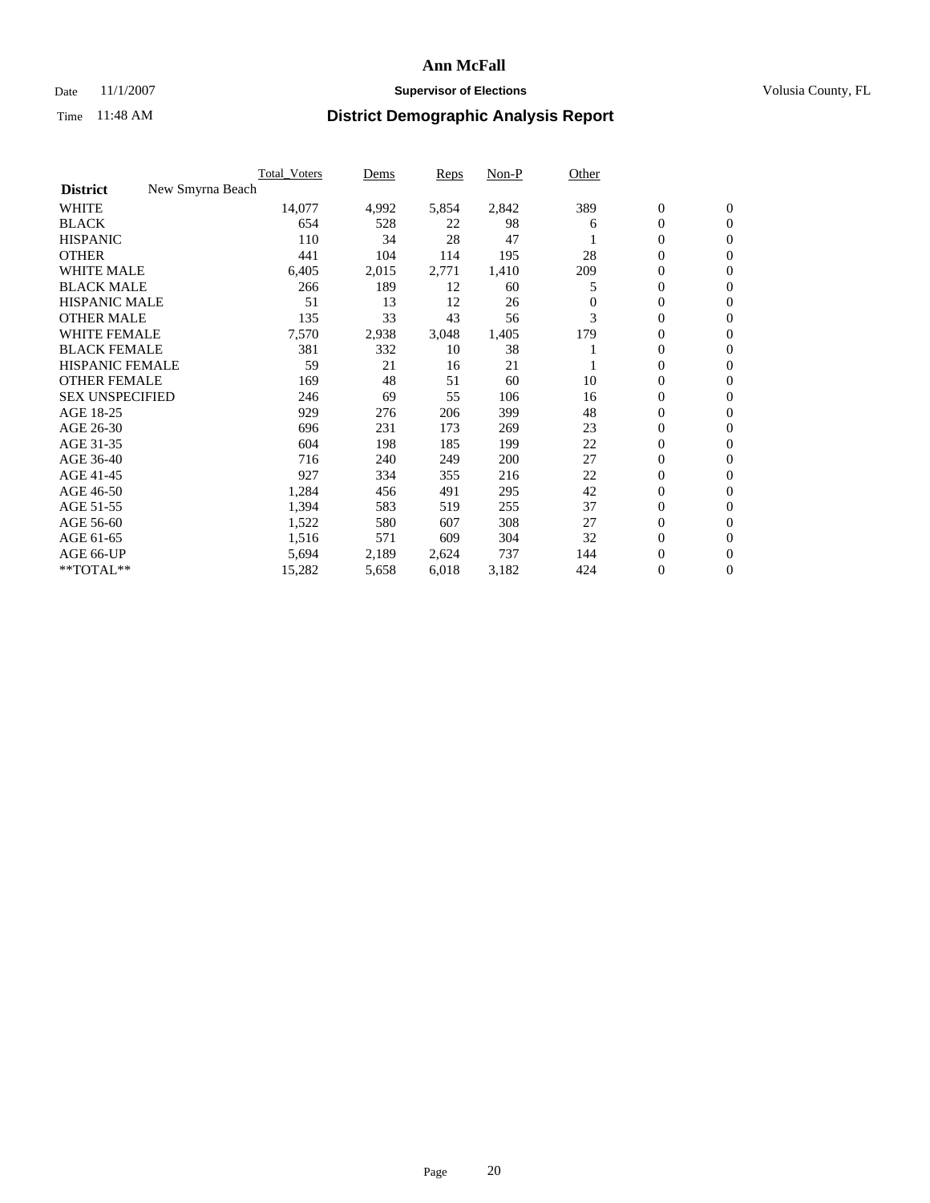# Ann McFall

Date 11/1/2007 **Supervisor of Elections** Volusia County, FL

Time 11:48 AM **District Demographic Analysis Report**

| | Total_Voters | Dems | Reps | Non-P | Other | | |
|---|---|---|---|---|---|---|---|
| **District** New Smyrna Beach | | | | | | | |
| WHITE | 14,077 | 4,992 | 5,854 | 2,842 | 389 | 0 | 0 |
| BLACK | 654 | 528 | 22 | 98 | 6 | 0 | 0 |
| HISPANIC | 110 | 34 | 28 | 47 | 1 | 0 | 0 |
| OTHER | 441 | 104 | 114 | 195 | 28 | 0 | 0 |
| WHITE MALE | 6,405 | 2,015 | 2,771 | 1,410 | 209 | 0 | 0 |
| BLACK MALE | 266 | 189 | 12 | 60 | 5 | 0 | 0 |
| HISPANIC MALE | 51 | 13 | 12 | 26 | 0 | 0 | 0 |
| OTHER MALE | 135 | 33 | 43 | 56 | 3 | 0 | 0 |
| WHITE FEMALE | 7,570 | 2,938 | 3,048 | 1,405 | 179 | 0 | 0 |
| BLACK FEMALE | 381 | 332 | 10 | 38 | 1 | 0 | 0 |
| HISPANIC FEMALE | 59 | 21 | 16 | 21 | 1 | 0 | 0 |
| OTHER FEMALE | 169 | 48 | 51 | 60 | 10 | 0 | 0 |
| SEX UNSPECIFIED | 246 | 69 | 55 | 106 | 16 | 0 | 0 |
| AGE 18-25 | 929 | 276 | 206 | 399 | 48 | 0 | 0 |
| AGE 26-30 | 696 | 231 | 173 | 269 | 23 | 0 | 0 |
| AGE 31-35 | 604 | 198 | 185 | 199 | 22 | 0 | 0 |
| AGE 36-40 | 716 | 240 | 249 | 200 | 27 | 0 | 0 |
| AGE 41-45 | 927 | 334 | 355 | 216 | 22 | 0 | 0 |
| AGE 46-50 | 1,284 | 456 | 491 | 295 | 42 | 0 | 0 |
| AGE 51-55 | 1,394 | 583 | 519 | 255 | 37 | 0 | 0 |
| AGE 56-60 | 1,522 | 580 | 607 | 308 | 27 | 0 | 0 |
| AGE 61-65 | 1,516 | 571 | 609 | 304 | 32 | 0 | 0 |
| AGE 66-UP | 5,694 | 2,189 | 2,624 | 737 | 144 | 0 | 0 |
| **TOTAL** | 15,282 | 5,658 | 6,018 | 3,182 | 424 | 0 | 0 |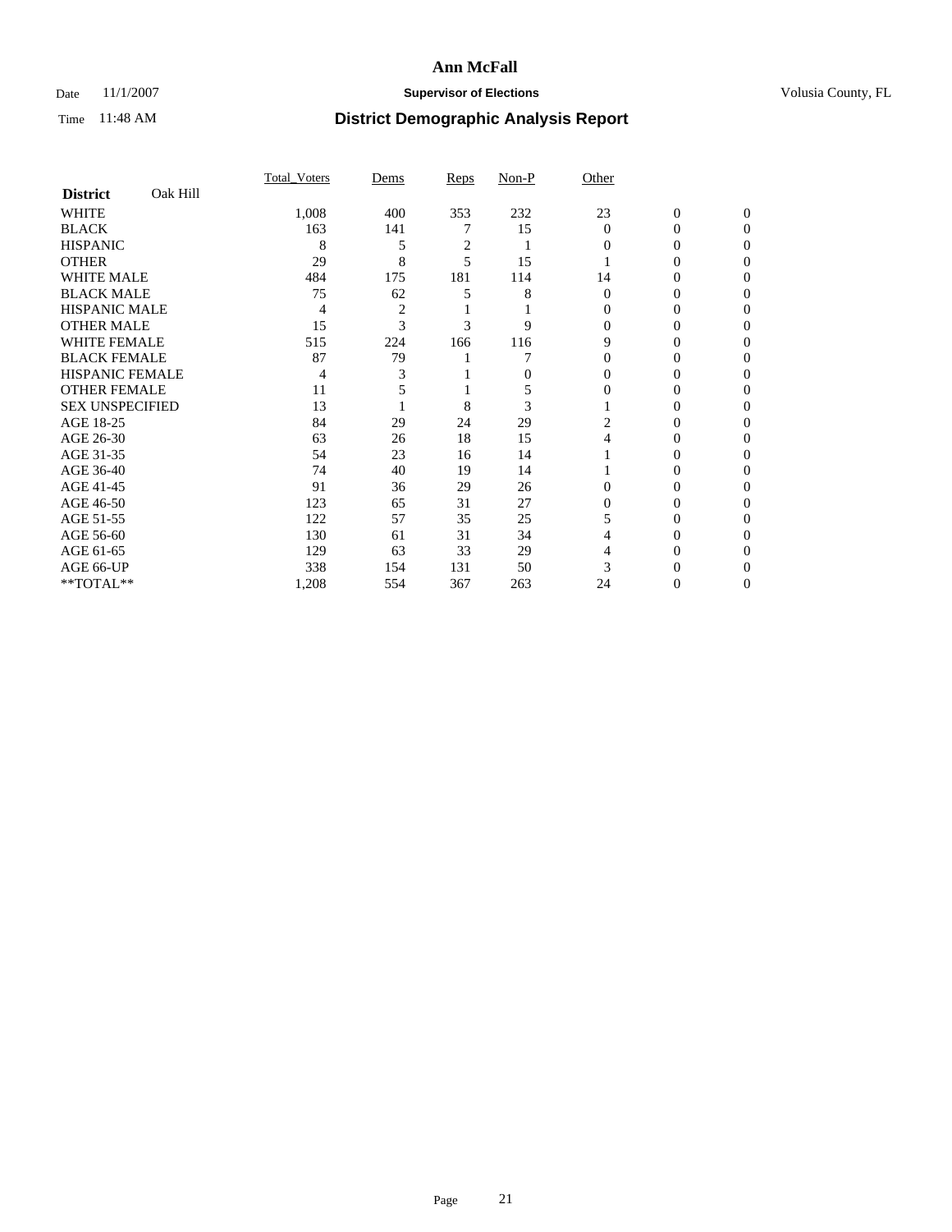# Ann McFall

Date 11/1/2007 **Supervisor of Elections** Volusia County, FL

Time 11:48 AM **District Demographic Analysis Report**

| | Total_Voters | Dems | Reps | Non-P | Other | | |
|---|---|---|---|---|---|---|---|
| **District** Oak Hill | | | | | | | |
| WHITE | 1,008 | 400 | 353 | 232 | 23 | 0 | 0 |
| BLACK | 163 | 141 | 7 | 15 | 0 | 0 | 0 |
| HISPANIC | 8 | 5 | 2 | 1 | 0 | 0 | 0 |
| OTHER | 29 | 8 | 5 | 15 | 1 | 0 | 0 |
| WHITE MALE | 484 | 175 | 181 | 114 | 14 | 0 | 0 |
| BLACK MALE | 75 | 62 | 5 | 8 | 0 | 0 | 0 |
| HISPANIC MALE | 4 | 2 | 1 | 1 | 0 | 0 | 0 |
| OTHER MALE | 15 | 3 | 3 | 9 | 0 | 0 | 0 |
| WHITE FEMALE | 515 | 224 | 166 | 116 | 9 | 0 | 0 |
| BLACK FEMALE | 87 | 79 | 1 | 7 | 0 | 0 | 0 |
| HISPANIC FEMALE | 4 | 3 | 1 | 0 | 0 | 0 | 0 |
| OTHER FEMALE | 11 | 5 | 1 | 5 | 0 | 0 | 0 |
| SEX UNSPECIFIED | 13 | 1 | 8 | 3 | 1 | 0 | 0 |
| AGE 18-25 | 84 | 29 | 24 | 29 | 2 | 0 | 0 |
| AGE 26-30 | 63 | 26 | 18 | 15 | 4 | 0 | 0 |
| AGE 31-35 | 54 | 23 | 16 | 14 | 1 | 0 | 0 |
| AGE 36-40 | 74 | 40 | 19 | 14 | 1 | 0 | 0 |
| AGE 41-45 | 91 | 36 | 29 | 26 | 0 | 0 | 0 |
| AGE 46-50 | 123 | 65 | 31 | 27 | 0 | 0 | 0 |
| AGE 51-55 | 122 | 57 | 35 | 25 | 5 | 0 | 0 |
| AGE 56-60 | 130 | 61 | 31 | 34 | 4 | 0 | 0 |
| AGE 61-65 | 129 | 63 | 33 | 29 | 4 | 0 | 0 |
| AGE 66-UP | 338 | 154 | 131 | 50 | 3 | 0 | 0 |
| **TOTAL** | 1,208 | 554 | 367 | 263 | 24 | 0 | 0 |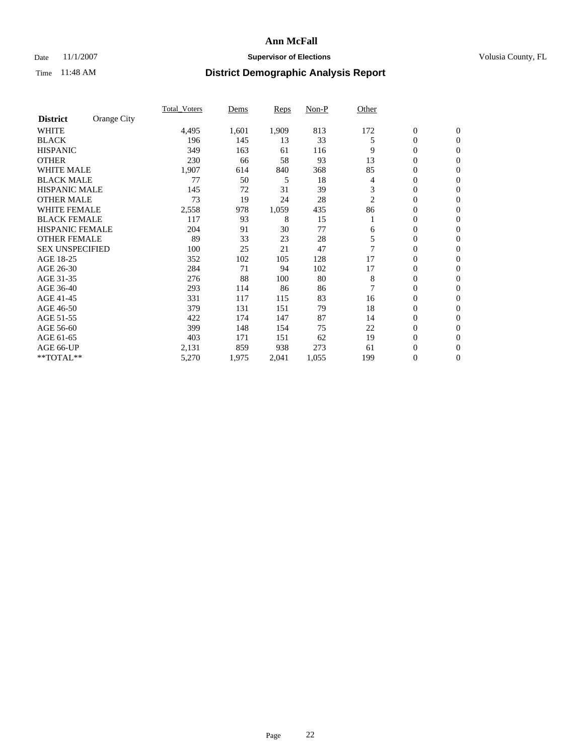**Ann McFall**

Date 11/1/2007 **Supervisor of Elections** Volusia County, FL

Time 11:48 AM **District Demographic Analysis Report**

| **District** Orange City | Total_Voters | Dems | Reps | Non-P | Other | | |
|---|---|---|---|---|---|---|---|
| WHITE | 4,495 | 1,601 | 1,909 | 813 | 172 | 0 | 0 |
| BLACK | 196 | 145 | 13 | 33 | 5 | 0 | 0 |
| HISPANIC | 349 | 163 | 61 | 116 | 9 | 0 | 0 |
| OTHER | 230 | 66 | 58 | 93 | 13 | 0 | 0 |
| WHITE MALE | 1,907 | 614 | 840 | 368 | 85 | 0 | 0 |
| BLACK MALE | 77 | 50 | 5 | 18 | 4 | 0 | 0 |
| HISPANIC MALE | 145 | 72 | 31 | 39 | 3 | 0 | 0 |
| OTHER MALE | 73 | 19 | 24 | 28 | 2 | 0 | 0 |
| WHITE FEMALE | 2,558 | 978 | 1,059 | 435 | 86 | 0 | 0 |
| BLACK FEMALE | 117 | 93 | 8 | 15 | 1 | 0 | 0 |
| HISPANIC FEMALE | 204 | 91 | 30 | 77 | 6 | 0 | 0 |
| OTHER FEMALE | 89 | 33 | 23 | 28 | 5 | 0 | 0 |
| SEX UNSPECIFIED | 100 | 25 | 21 | 47 | 7 | 0 | 0 |
| AGE 18-25 | 352 | 102 | 105 | 128 | 17 | 0 | 0 |
| AGE 26-30 | 284 | 71 | 94 | 102 | 17 | 0 | 0 |
| AGE 31-35 | 276 | 88 | 100 | 80 | 8 | 0 | 0 |
| AGE 36-40 | 293 | 114 | 86 | 86 | 7 | 0 | 0 |
| AGE 41-45 | 331 | 117 | 115 | 83 | 16 | 0 | 0 |
| AGE 46-50 | 379 | 131 | 151 | 79 | 18 | 0 | 0 |
| AGE 51-55 | 422 | 174 | 147 | 87 | 14 | 0 | 0 |
| AGE 56-60 | 399 | 148 | 154 | 75 | 22 | 0 | 0 |
| AGE 61-65 | 403 | 171 | 151 | 62 | 19 | 0 | 0 |
| AGE 66-UP | 2,131 | 859 | 938 | 273 | 61 | 0 | 0 |
| **TOTAL** | 5,270 | 1,975 | 2,041 | 1,055 | 199 | 0 | 0 |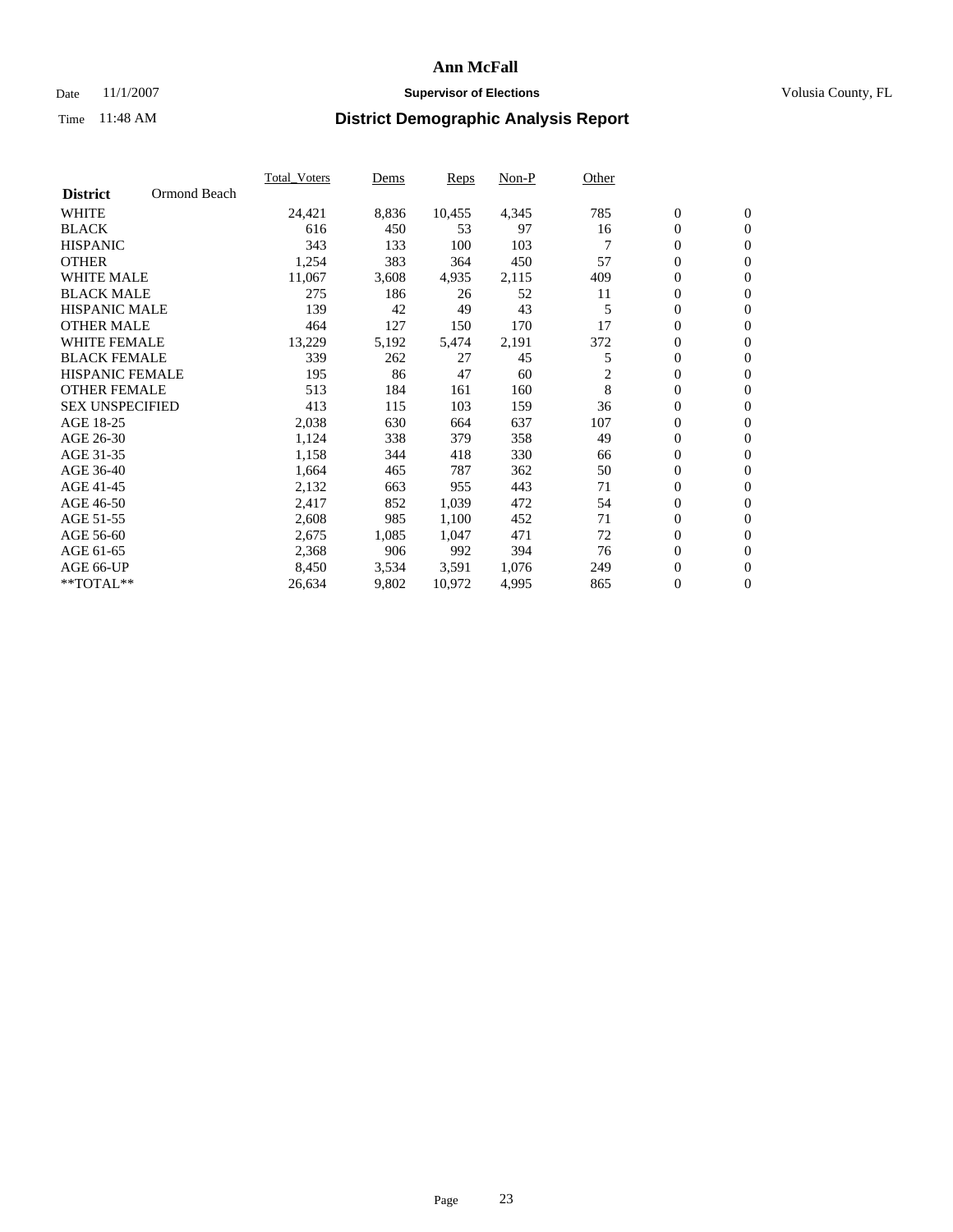# Ann McFall

Date 11/1/2007 **Supervisor of Elections** Volusia County, FL

Time 11:48 AM **District Demographic Analysis Report**

| **District** Ormond Beach | Total_Voters | Dems | Reps | Non-P | Other | | |
|---|---|---|---|---|---|---|---|
| WHITE | 24,421 | 8,836 | 10,455 | 4,345 | 785 | 0 | 0 |
| BLACK | 616 | 450 | 53 | 97 | 16 | 0 | 0 |
| HISPANIC | 343 | 133 | 100 | 103 | 7 | 0 | 0 |
| OTHER | 1,254 | 383 | 364 | 450 | 57 | 0 | 0 |
| WHITE MALE | 11,067 | 3,608 | 4,935 | 2,115 | 409 | 0 | 0 |
| BLACK MALE | 275 | 186 | 26 | 52 | 11 | 0 | 0 |
| HISPANIC MALE | 139 | 42 | 49 | 43 | 5 | 0 | 0 |
| OTHER MALE | 464 | 127 | 150 | 170 | 17 | 0 | 0 |
| WHITE FEMALE | 13,229 | 5,192 | 5,474 | 2,191 | 372 | 0 | 0 |
| BLACK FEMALE | 339 | 262 | 27 | 45 | 5 | 0 | 0 |
| HISPANIC FEMALE | 195 | 86 | 47 | 60 | 2 | 0 | 0 |
| OTHER FEMALE | 513 | 184 | 161 | 160 | 8 | 0 | 0 |
| SEX UNSPECIFIED | 413 | 115 | 103 | 159 | 36 | 0 | 0 |
| AGE 18-25 | 2,038 | 630 | 664 | 637 | 107 | 0 | 0 |
| AGE 26-30 | 1,124 | 338 | 379 | 358 | 49 | 0 | 0 |
| AGE 31-35 | 1,158 | 344 | 418 | 330 | 66 | 0 | 0 |
| AGE 36-40 | 1,664 | 465 | 787 | 362 | 50 | 0 | 0 |
| AGE 41-45 | 2,132 | 663 | 955 | 443 | 71 | 0 | 0 |
| AGE 46-50 | 2,417 | 852 | 1,039 | 472 | 54 | 0 | 0 |
| AGE 51-55 | 2,608 | 985 | 1,100 | 452 | 71 | 0 | 0 |
| AGE 56-60 | 2,675 | 1,085 | 1,047 | 471 | 72 | 0 | 0 |
| AGE 61-65 | 2,368 | 906 | 992 | 394 | 76 | 0 | 0 |
| AGE 66-UP | 8,450 | 3,534 | 3,591 | 1,076 | 249 | 0 | 0 |
| **TOTAL** | 26,634 | 9,802 | 10,972 | 4,995 | 865 | 0 | 0 |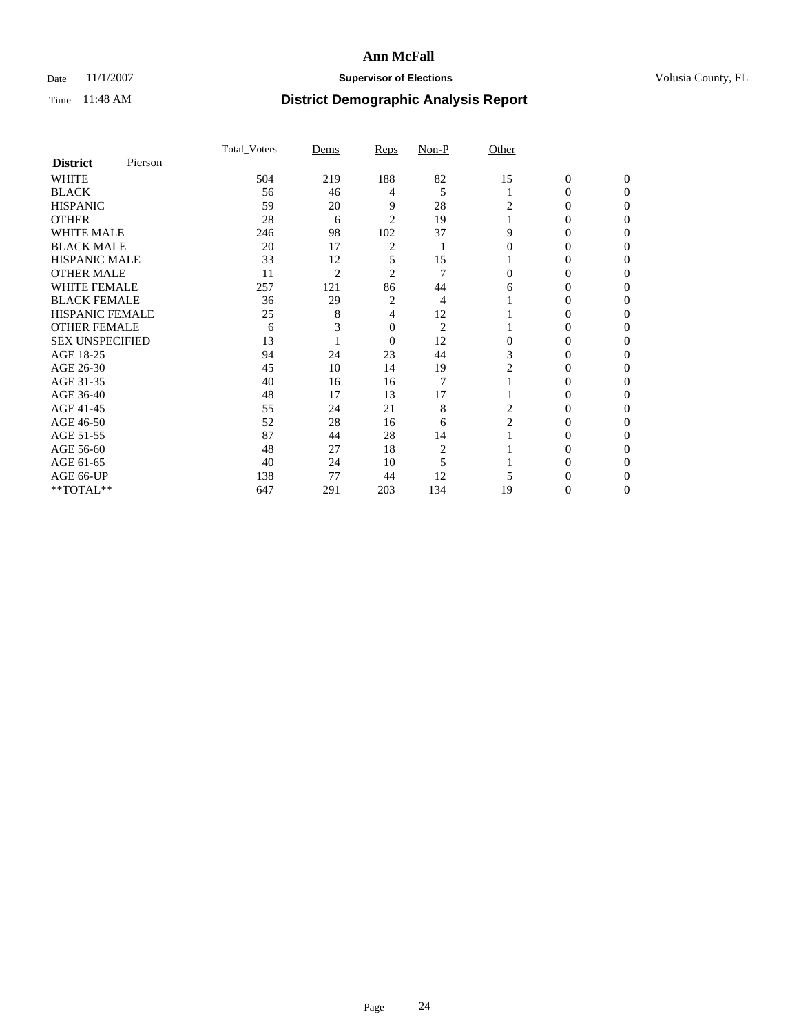# Ann McFall

Date 11/1/2007 **Supervisor of Elections** Volusia County, FL

Time 11:48 AM **District Demographic Analysis Report**

| **District** Pierson | Total_Voters | Dems | Reps | Non-P | Other | | |
|---|---|---|---|---|---|---|---|
| WHITE | 504 | 219 | 188 | 82 | 15 | 0 | 0 |
| BLACK | 56 | 46 | 4 | 5 | 1 | 0 | 0 |
| HISPANIC | 59 | 20 | 9 | 28 | 2 | 0 | 0 |
| OTHER | 28 | 6 | 2 | 19 | 1 | 0 | 0 |
| WHITE MALE | 246 | 98 | 102 | 37 | 9 | 0 | 0 |
| BLACK MALE | 20 | 17 | 2 | 1 | 0 | 0 | 0 |
| HISPANIC MALE | 33 | 12 | 5 | 15 | 1 | 0 | 0 |
| OTHER MALE | 11 | 2 | 2 | 7 | 0 | 0 | 0 |
| WHITE FEMALE | 257 | 121 | 86 | 44 | 6 | 0 | 0 |
| BLACK FEMALE | 36 | 29 | 2 | 4 | 1 | 0 | 0 |
| HISPANIC FEMALE | 25 | 8 | 4 | 12 | 1 | 0 | 0 |
| OTHER FEMALE | 6 | 3 | 0 | 2 | 1 | 0 | 0 |
| SEX UNSPECIFIED | 13 | 1 | 0 | 12 | 0 | 0 | 0 |
| AGE 18-25 | 94 | 24 | 23 | 44 | 3 | 0 | 0 |
| AGE 26-30 | 45 | 10 | 14 | 19 | 2 | 0 | 0 |
| AGE 31-35 | 40 | 16 | 16 | 7 | 1 | 0 | 0 |
| AGE 36-40 | 48 | 17 | 13 | 17 | 1 | 0 | 0 |
| AGE 41-45 | 55 | 24 | 21 | 8 | 2 | 0 | 0 |
| AGE 46-50 | 52 | 28 | 16 | 6 | 2 | 0 | 0 |
| AGE 51-55 | 87 | 44 | 28 | 14 | 1 | 0 | 0 |
| AGE 56-60 | 48 | 27 | 18 | 2 | 1 | 0 | 0 |
| AGE 61-65 | 40 | 24 | 10 | 5 | 1 | 0 | 0 |
| AGE 66-UP | 138 | 77 | 44 | 12 | 5 | 0 | 0 |
| **TOTAL** | 647 | 291 | 203 | 134 | 19 | 0 | 0 |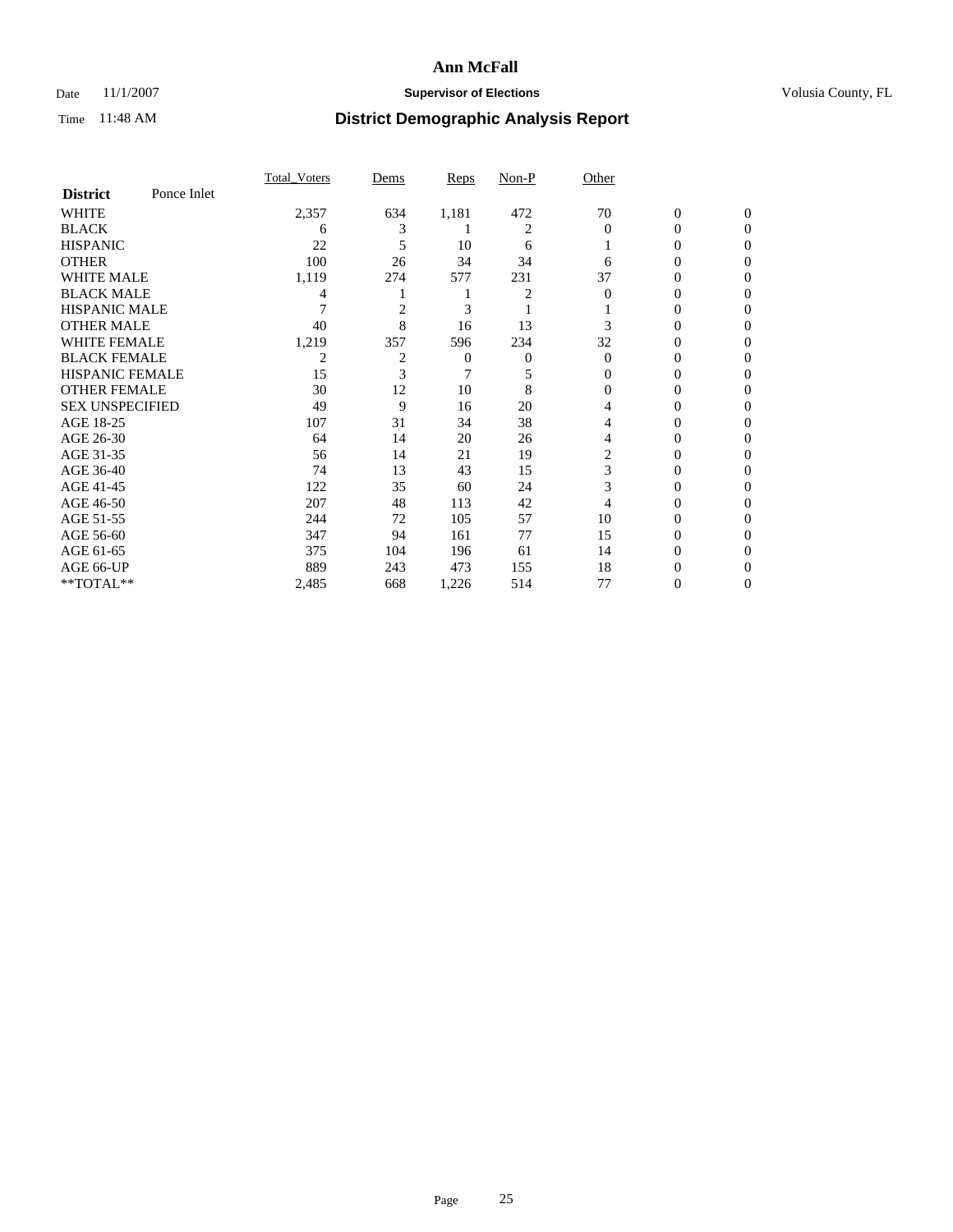# Ann McFall

Date 11/1/2007 **Supervisor of Elections** Volusia County, FL

Time 11:48 AM **District Demographic Analysis Report**

| | Total_Voters | Dems | Reps | Non-P | Other | | |
|---|---|---|---|---|---|---|---|
| **District** Ponce Inlet | | | | | | | |
| WHITE | 2,357 | 634 | 1,181 | 472 | 70 | 0 | 0 |
| BLACK | 6 | 3 | 1 | 2 | 0 | 0 | 0 |
| HISPANIC | 22 | 5 | 10 | 6 | 1 | 0 | 0 |
| OTHER | 100 | 26 | 34 | 34 | 6 | 0 | 0 |
| WHITE MALE | 1,119 | 274 | 577 | 231 | 37 | 0 | 0 |
| BLACK MALE | 4 | 1 | 1 | 2 | 0 | 0 | 0 |
| HISPANIC MALE | 7 | 2 | 3 | 1 | 1 | 0 | 0 |
| OTHER MALE | 40 | 8 | 16 | 13 | 3 | 0 | 0 |
| WHITE FEMALE | 1,219 | 357 | 596 | 234 | 32 | 0 | 0 |
| BLACK FEMALE | 2 | 2 | 0 | 0 | 0 | 0 | 0 |
| HISPANIC FEMALE | 15 | 3 | 7 | 5 | 0 | 0 | 0 |
| OTHER FEMALE | 30 | 12 | 10 | 8 | 0 | 0 | 0 |
| SEX UNSPECIFIED | 49 | 9 | 16 | 20 | 4 | 0 | 0 |
| AGE 18-25 | 107 | 31 | 34 | 38 | 4 | 0 | 0 |
| AGE 26-30 | 64 | 14 | 20 | 26 | 4 | 0 | 0 |
| AGE 31-35 | 56 | 14 | 21 | 19 | 2 | 0 | 0 |
| AGE 36-40 | 74 | 13 | 43 | 15 | 3 | 0 | 0 |
| AGE 41-45 | 122 | 35 | 60 | 24 | 3 | 0 | 0 |
| AGE 46-50 | 207 | 48 | 113 | 42 | 4 | 0 | 0 |
| AGE 51-55 | 244 | 72 | 105 | 57 | 10 | 0 | 0 |
| AGE 56-60 | 347 | 94 | 161 | 77 | 15 | 0 | 0 |
| AGE 61-65 | 375 | 104 | 196 | 61 | 14 | 0 | 0 |
| AGE 66-UP | 889 | 243 | 473 | 155 | 18 | 0 | 0 |
| **TOTAL** | 2,485 | 668 | 1,226 | 514 | 77 | 0 | 0 |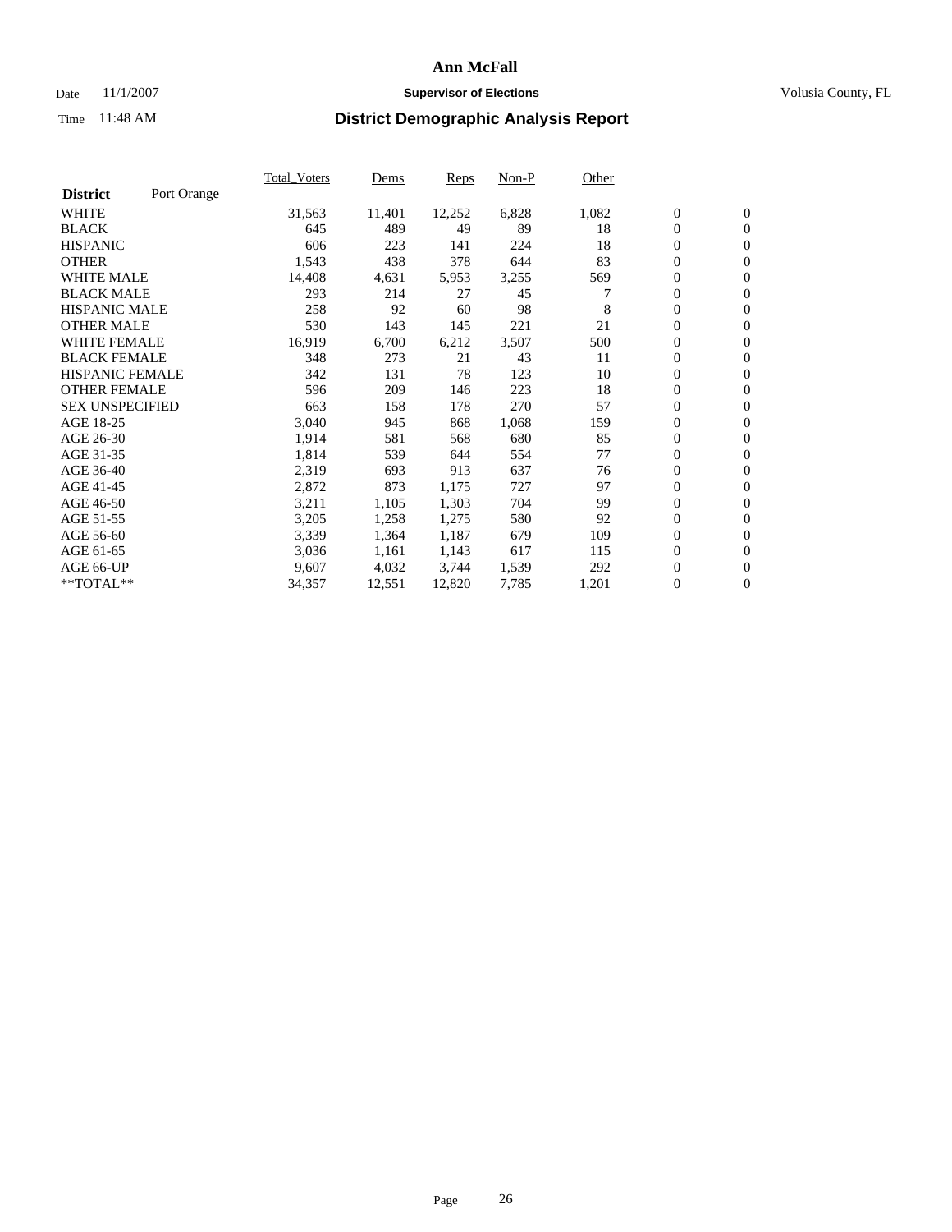# Ann McFall

Date 11/1/2007 **Supervisor of Elections** Volusia County, FL

Time 11:48 AM **District Demographic Analysis Report**

| **District** Port Orange | Total_Voters | Dems | Reps | Non-P | Other | | |
|---|---|---|---|---|---|---|---|
| WHITE | 31,563 | 11,401 | 12,252 | 6,828 | 1,082 | 0 | 0 |
| BLACK | 645 | 489 | 49 | 89 | 18 | 0 | 0 |
| HISPANIC | 606 | 223 | 141 | 224 | 18 | 0 | 0 |
| OTHER | 1,543 | 438 | 378 | 644 | 83 | 0 | 0 |
| WHITE MALE | 14,408 | 4,631 | 5,953 | 3,255 | 569 | 0 | 0 |
| BLACK MALE | 293 | 214 | 27 | 45 | 7 | 0 | 0 |
| HISPANIC MALE | 258 | 92 | 60 | 98 | 8 | 0 | 0 |
| OTHER MALE | 530 | 143 | 145 | 221 | 21 | 0 | 0 |
| WHITE FEMALE | 16,919 | 6,700 | 6,212 | 3,507 | 500 | 0 | 0 |
| BLACK FEMALE | 348 | 273 | 21 | 43 | 11 | 0 | 0 |
| HISPANIC FEMALE | 342 | 131 | 78 | 123 | 10 | 0 | 0 |
| OTHER FEMALE | 596 | 209 | 146 | 223 | 18 | 0 | 0 |
| SEX UNSPECIFIED | 663 | 158 | 178 | 270 | 57 | 0 | 0 |
| AGE 18-25 | 3,040 | 945 | 868 | 1,068 | 159 | 0 | 0 |
| AGE 26-30 | 1,914 | 581 | 568 | 680 | 85 | 0 | 0 |
| AGE 31-35 | 1,814 | 539 | 644 | 554 | 77 | 0 | 0 |
| AGE 36-40 | 2,319 | 693 | 913 | 637 | 76 | 0 | 0 |
| AGE 41-45 | 2,872 | 873 | 1,175 | 727 | 97 | 0 | 0 |
| AGE 46-50 | 3,211 | 1,105 | 1,303 | 704 | 99 | 0 | 0 |
| AGE 51-55 | 3,205 | 1,258 | 1,275 | 580 | 92 | 0 | 0 |
| AGE 56-60 | 3,339 | 1,364 | 1,187 | 679 | 109 | 0 | 0 |
| AGE 61-65 | 3,036 | 1,161 | 1,143 | 617 | 115 | 0 | 0 |
| AGE 66-UP | 9,607 | 4,032 | 3,744 | 1,539 | 292 | 0 | 0 |
| **TOTAL** | 34,357 | 12,551 | 12,820 | 7,785 | 1,201 | 0 | 0 |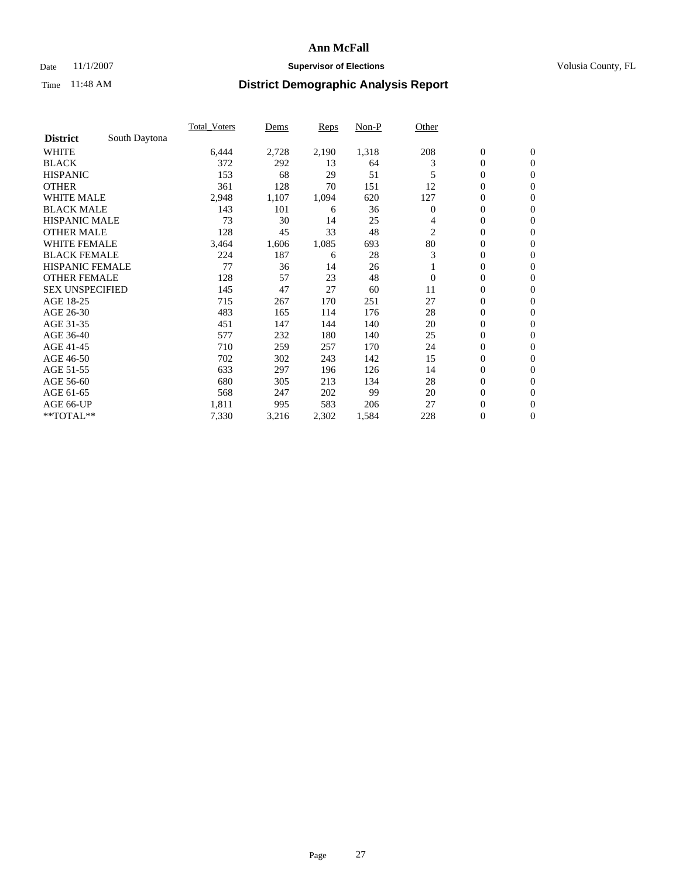# Ann McFall

Date 11/1/2007 **Supervisor of Elections** Volusia County, FL

Time 11:48 AM **District Demographic Analysis Report**

| | Total_Voters | Dems | Reps | Non-P | Other | | |
|---|---|---|---|---|---|---|---|
| **District** South Daytona | | | | | | | |
| WHITE | 6,444 | 2,728 | 2,190 | 1,318 | 208 | 0 | 0 |
| BLACK | 372 | 292 | 13 | 64 | 3 | 0 | 0 |
| HISPANIC | 153 | 68 | 29 | 51 | 5 | 0 | 0 |
| OTHER | 361 | 128 | 70 | 151 | 12 | 0 | 0 |
| WHITE MALE | 2,948 | 1,107 | 1,094 | 620 | 127 | 0 | 0 |
| BLACK MALE | 143 | 101 | 6 | 36 | 0 | 0 | 0 |
| HISPANIC MALE | 73 | 30 | 14 | 25 | 4 | 0 | 0 |
| OTHER MALE | 128 | 45 | 33 | 48 | 2 | 0 | 0 |
| WHITE FEMALE | 3,464 | 1,606 | 1,085 | 693 | 80 | 0 | 0 |
| BLACK FEMALE | 224 | 187 | 6 | 28 | 3 | 0 | 0 |
| HISPANIC FEMALE | 77 | 36 | 14 | 26 | 1 | 0 | 0 |
| OTHER FEMALE | 128 | 57 | 23 | 48 | 0 | 0 | 0 |
| SEX UNSPECIFIED | 145 | 47 | 27 | 60 | 11 | 0 | 0 |
| AGE 18-25 | 715 | 267 | 170 | 251 | 27 | 0 | 0 |
| AGE 26-30 | 483 | 165 | 114 | 176 | 28 | 0 | 0 |
| AGE 31-35 | 451 | 147 | 144 | 140 | 20 | 0 | 0 |
| AGE 36-40 | 577 | 232 | 180 | 140 | 25 | 0 | 0 |
| AGE 41-45 | 710 | 259 | 257 | 170 | 24 | 0 | 0 |
| AGE 46-50 | 702 | 302 | 243 | 142 | 15 | 0 | 0 |
| AGE 51-55 | 633 | 297 | 196 | 126 | 14 | 0 | 0 |
| AGE 56-60 | 680 | 305 | 213 | 134 | 28 | 0 | 0 |
| AGE 61-65 | 568 | 247 | 202 | 99 | 20 | 0 | 0 |
| AGE 66-UP | 1,811 | 995 | 583 | 206 | 27 | 0 | 0 |
| **TOTAL** | 7,330 | 3,216 | 2,302 | 1,584 | 228 | 0 | 0 |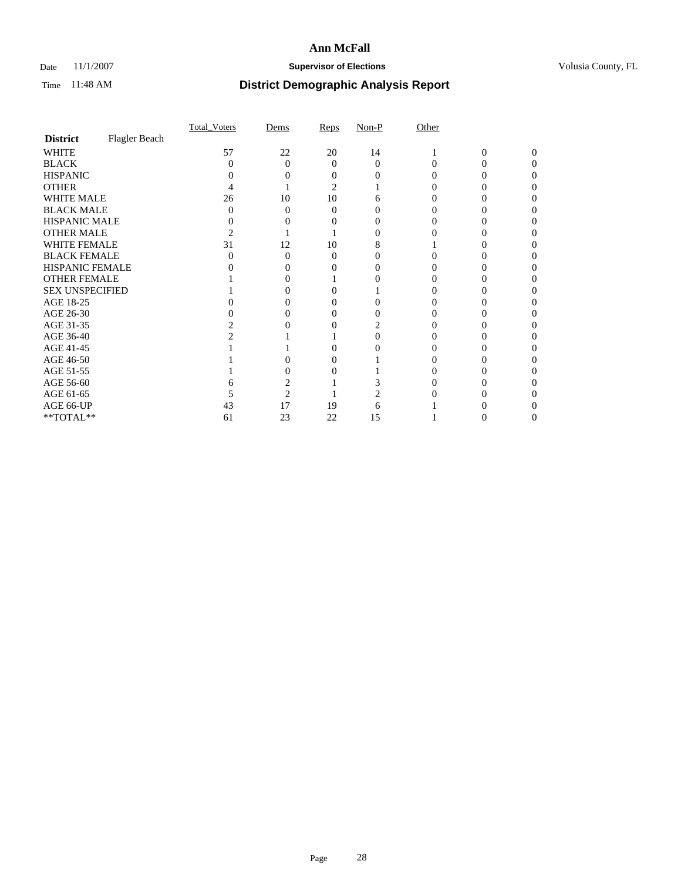# Ann McFall

Date 11/1/2007 **Supervisor of Elections** Volusia County, FL

Time 11:48 AM **District Demographic Analysis Report**

| | Total_Voters | Dems | Reps | Non-P | Other | | |
|---|---|---|---|---|---|---|---|
| **District** Flagler Beach | | | | | | | |
| WHITE | 57 | 22 | 20 | 14 | 1 | 0 | 0 |
| BLACK | 0 | 0 | 0 | 0 | 0 | 0 | 0 |
| HISPANIC | 0 | 0 | 0 | 0 | 0 | 0 | 0 |
| OTHER | 4 | 1 | 2 | 1 | 0 | 0 | 0 |
| WHITE MALE | 26 | 10 | 10 | 6 | 0 | 0 | 0 |
| BLACK MALE | 0 | 0 | 0 | 0 | 0 | 0 | 0 |
| HISPANIC MALE | 0 | 0 | 0 | 0 | 0 | 0 | 0 |
| OTHER MALE | 2 | 1 | 1 | 0 | 0 | 0 | 0 |
| WHITE FEMALE | 31 | 12 | 10 | 8 | 1 | 0 | 0 |
| BLACK FEMALE | 0 | 0 | 0 | 0 | 0 | 0 | 0 |
| HISPANIC FEMALE | 0 | 0 | 0 | 0 | 0 | 0 | 0 |
| OTHER FEMALE | 1 | 0 | 1 | 0 | 0 | 0 | 0 |
| SEX UNSPECIFIED | 1 | 0 | 0 | 1 | 0 | 0 | 0 |
| AGE 18-25 | 0 | 0 | 0 | 0 | 0 | 0 | 0 |
| AGE 26-30 | 0 | 0 | 0 | 0 | 0 | 0 | 0 |
| AGE 31-35 | 2 | 0 | 0 | 2 | 0 | 0 | 0 |
| AGE 36-40 | 2 | 1 | 1 | 0 | 0 | 0 | 0 |
| AGE 41-45 | 1 | 1 | 0 | 0 | 0 | 0 | 0 |
| AGE 46-50 | 1 | 0 | 0 | 1 | 0 | 0 | 0 |
| AGE 51-55 | 1 | 0 | 0 | 1 | 0 | 0 | 0 |
| AGE 56-60 | 6 | 2 | 1 | 3 | 0 | 0 | 0 |
| AGE 61-65 | 5 | 2 | 1 | 2 | 0 | 0 | 0 |
| AGE 66-UP | 43 | 17 | 19 | 6 | 1 | 0 | 0 |
| **TOTAL** | 61 | 23 | 22 | 15 | 1 | 0 | 0 |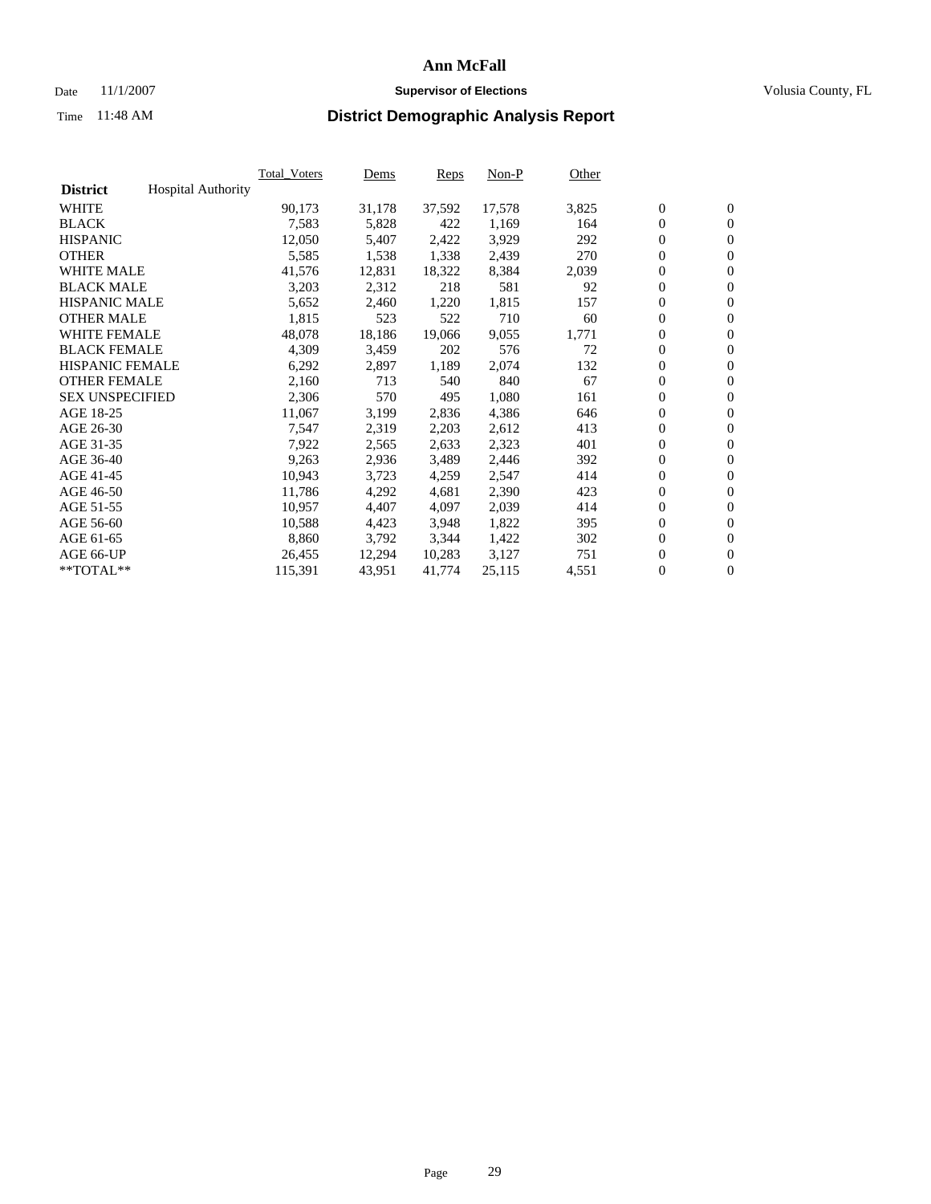# Ann McFall

Date 11/1/2007 **Supervisor of Elections** Volusia County, FL

Time 11:48 AM **District Demographic Analysis Report**

| **District** Hospital Authority | Total_Voters | Dems | Reps | Non-P | Other | | |
|---|---|---|---|---|---|---|---|
| WHITE | 90,173 | 31,178 | 37,592 | 17,578 | 3,825 | 0 | 0 |
| BLACK | 7,583 | 5,828 | 422 | 1,169 | 164 | 0 | 0 |
| HISPANIC | 12,050 | 5,407 | 2,422 | 3,929 | 292 | 0 | 0 |
| OTHER | 5,585 | 1,538 | 1,338 | 2,439 | 270 | 0 | 0 |
| WHITE MALE | 41,576 | 12,831 | 18,322 | 8,384 | 2,039 | 0 | 0 |
| BLACK MALE | 3,203 | 2,312 | 218 | 581 | 92 | 0 | 0 |
| HISPANIC MALE | 5,652 | 2,460 | 1,220 | 1,815 | 157 | 0 | 0 |
| OTHER MALE | 1,815 | 523 | 522 | 710 | 60 | 0 | 0 |
| WHITE FEMALE | 48,078 | 18,186 | 19,066 | 9,055 | 1,771 | 0 | 0 |
| BLACK FEMALE | 4,309 | 3,459 | 202 | 576 | 72 | 0 | 0 |
| HISPANIC FEMALE | 6,292 | 2,897 | 1,189 | 2,074 | 132 | 0 | 0 |
| OTHER FEMALE | 2,160 | 713 | 540 | 840 | 67 | 0 | 0 |
| SEX UNSPECIFIED | 2,306 | 570 | 495 | 1,080 | 161 | 0 | 0 |
| AGE 18-25 | 11,067 | 3,199 | 2,836 | 4,386 | 646 | 0 | 0 |
| AGE 26-30 | 7,547 | 2,319 | 2,203 | 2,612 | 413 | 0 | 0 |
| AGE 31-35 | 7,922 | 2,565 | 2,633 | 2,323 | 401 | 0 | 0 |
| AGE 36-40 | 9,263 | 2,936 | 3,489 | 2,446 | 392 | 0 | 0 |
| AGE 41-45 | 10,943 | 3,723 | 4,259 | 2,547 | 414 | 0 | 0 |
| AGE 46-50 | 11,786 | 4,292 | 4,681 | 2,390 | 423 | 0 | 0 |
| AGE 51-55 | 10,957 | 4,407 | 4,097 | 2,039 | 414 | 0 | 0 |
| AGE 56-60 | 10,588 | 4,423 | 3,948 | 1,822 | 395 | 0 | 0 |
| AGE 61-65 | 8,860 | 3,792 | 3,344 | 1,422 | 302 | 0 | 0 |
| AGE 66-UP | 26,455 | 12,294 | 10,283 | 3,127 | 751 | 0 | 0 |
| **TOTAL** | 115,391 | 43,951 | 41,774 | 25,115 | 4,551 | 0 | 0 |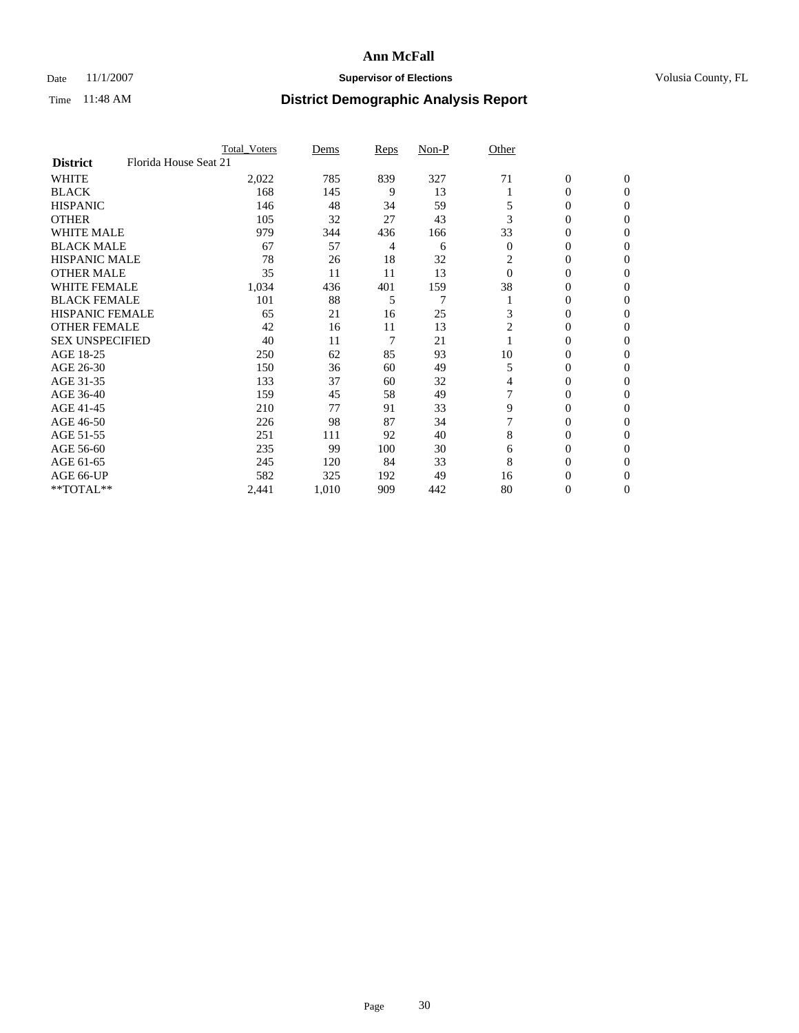# Ann McFall

Date 11/1/2007 **Supervisor of Elections** Volusia County, FL

Time 11:48 AM **District Demographic Analysis Report**

| | Total_Voters | Dems | Reps | Non-P | Other | | |
|---|---|---|---|---|---|---|---|
| **District** Florida House Seat 21 | | | | | | | |
| WHITE | 2,022 | 785 | 839 | 327 | 71 | 0 | 0 |
| BLACK | 168 | 145 | 9 | 13 | 1 | 0 | 0 |
| HISPANIC | 146 | 48 | 34 | 59 | 5 | 0 | 0 |
| OTHER | 105 | 32 | 27 | 43 | 3 | 0 | 0 |
| WHITE MALE | 979 | 344 | 436 | 166 | 33 | 0 | 0 |
| BLACK MALE | 67 | 57 | 4 | 6 | 0 | 0 | 0 |
| HISPANIC MALE | 78 | 26 | 18 | 32 | 2 | 0 | 0 |
| OTHER MALE | 35 | 11 | 11 | 13 | 0 | 0 | 0 |
| WHITE FEMALE | 1,034 | 436 | 401 | 159 | 38 | 0 | 0 |
| BLACK FEMALE | 101 | 88 | 5 | 7 | 1 | 0 | 0 |
| HISPANIC FEMALE | 65 | 21 | 16 | 25 | 3 | 0 | 0 |
| OTHER FEMALE | 42 | 16 | 11 | 13 | 2 | 0 | 0 |
| SEX UNSPECIFIED | 40 | 11 | 7 | 21 | 1 | 0 | 0 |
| AGE 18-25 | 250 | 62 | 85 | 93 | 10 | 0 | 0 |
| AGE 26-30 | 150 | 36 | 60 | 49 | 5 | 0 | 0 |
| AGE 31-35 | 133 | 37 | 60 | 32 | 4 | 0 | 0 |
| AGE 36-40 | 159 | 45 | 58 | 49 | 7 | 0 | 0 |
| AGE 41-45 | 210 | 77 | 91 | 33 | 9 | 0 | 0 |
| AGE 46-50 | 226 | 98 | 87 | 34 | 7 | 0 | 0 |
| AGE 51-55 | 251 | 111 | 92 | 40 | 8 | 0 | 0 |
| AGE 56-60 | 235 | 99 | 100 | 30 | 6 | 0 | 0 |
| AGE 61-65 | 245 | 120 | 84 | 33 | 8 | 0 | 0 |
| AGE 66-UP | 582 | 325 | 192 | 49 | 16 | 0 | 0 |
| **TOTAL** | 2,441 | 1,010 | 909 | 442 | 80 | 0 | 0 |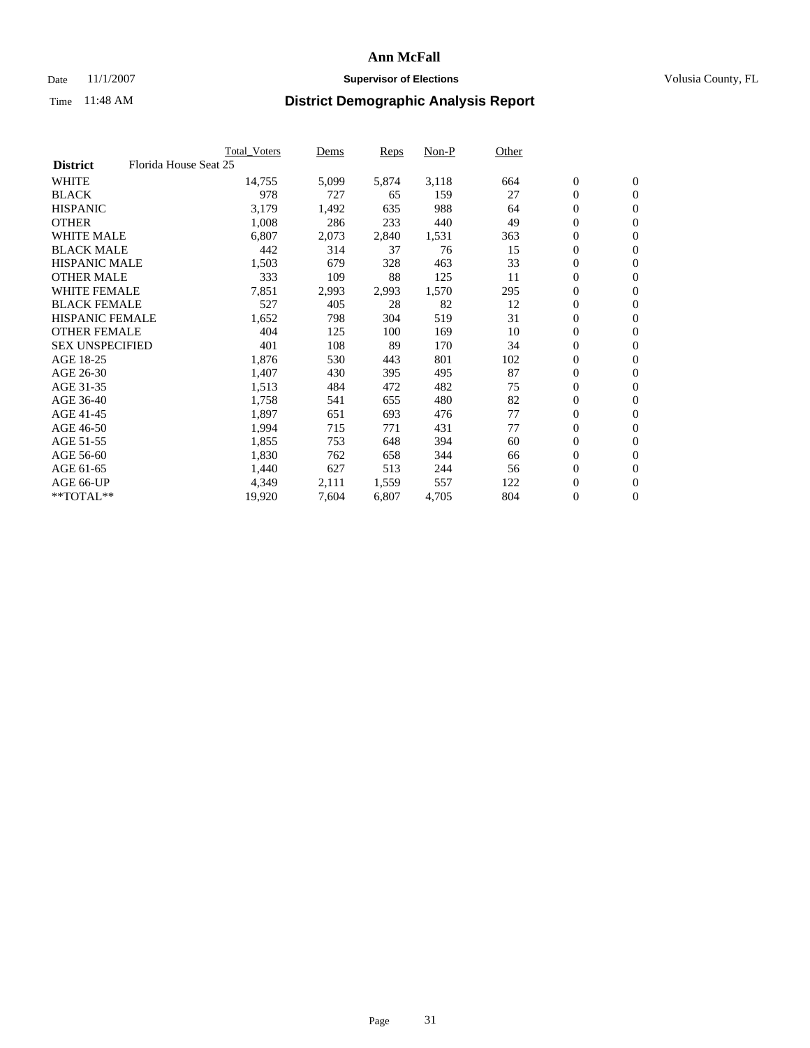# Ann McFall

Date 11/1/2007 **Supervisor of Elections** Volusia County, FL

Time 11:48 AM **District Demographic Analysis Report**

| | Total_Voters | Dems | Reps | Non-P | Other | | |
|---|---|---|---|---|---|---|---|
| **District** Florida House Seat 25 | | | | | | | |
| WHITE | 14,755 | 5,099 | 5,874 | 3,118 | 664 | 0 | 0 |
| BLACK | 978 | 727 | 65 | 159 | 27 | 0 | 0 |
| HISPANIC | 3,179 | 1,492 | 635 | 988 | 64 | 0 | 0 |
| OTHER | 1,008 | 286 | 233 | 440 | 49 | 0 | 0 |
| WHITE MALE | 6,807 | 2,073 | 2,840 | 1,531 | 363 | 0 | 0 |
| BLACK MALE | 442 | 314 | 37 | 76 | 15 | 0 | 0 |
| HISPANIC MALE | 1,503 | 679 | 328 | 463 | 33 | 0 | 0 |
| OTHER MALE | 333 | 109 | 88 | 125 | 11 | 0 | 0 |
| WHITE FEMALE | 7,851 | 2,993 | 2,993 | 1,570 | 295 | 0 | 0 |
| BLACK FEMALE | 527 | 405 | 28 | 82 | 12 | 0 | 0 |
| HISPANIC FEMALE | 1,652 | 798 | 304 | 519 | 31 | 0 | 0 |
| OTHER FEMALE | 404 | 125 | 100 | 169 | 10 | 0 | 0 |
| SEX UNSPECIFIED | 401 | 108 | 89 | 170 | 34 | 0 | 0 |
| AGE 18-25 | 1,876 | 530 | 443 | 801 | 102 | 0 | 0 |
| AGE 26-30 | 1,407 | 430 | 395 | 495 | 87 | 0 | 0 |
| AGE 31-35 | 1,513 | 484 | 472 | 482 | 75 | 0 | 0 |
| AGE 36-40 | 1,758 | 541 | 655 | 480 | 82 | 0 | 0 |
| AGE 41-45 | 1,897 | 651 | 693 | 476 | 77 | 0 | 0 |
| AGE 46-50 | 1,994 | 715 | 771 | 431 | 77 | 0 | 0 |
| AGE 51-55 | 1,855 | 753 | 648 | 394 | 60 | 0 | 0 |
| AGE 56-60 | 1,830 | 762 | 658 | 344 | 66 | 0 | 0 |
| AGE 61-65 | 1,440 | 627 | 513 | 244 | 56 | 0 | 0 |
| AGE 66-UP | 4,349 | 2,111 | 1,559 | 557 | 122 | 0 | 0 |
| **TOTAL** | 19,920 | 7,604 | 6,807 | 4,705 | 804 | 0 | 0 |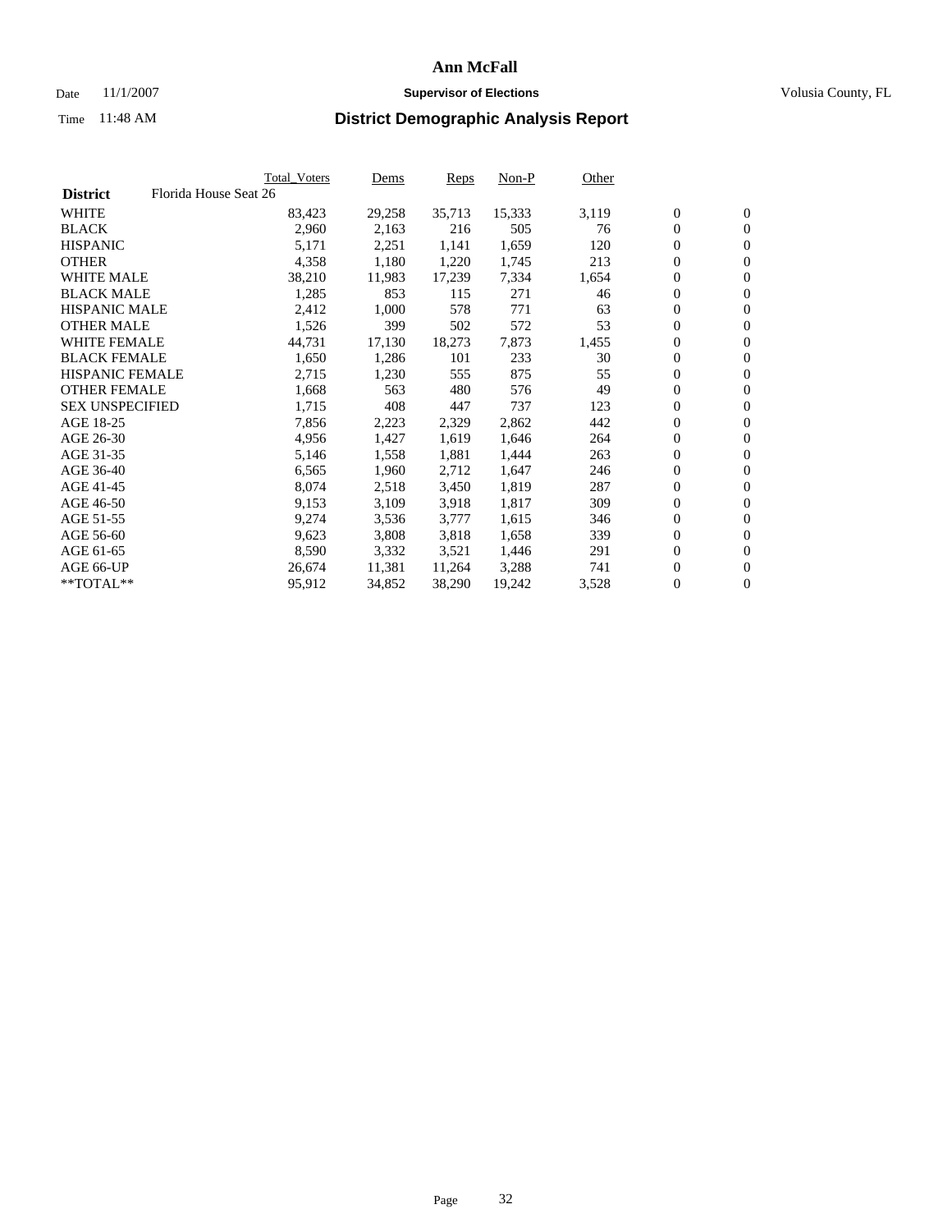# Ann McFall

Date 11/1/2007 **Supervisor of Elections** Volusia County, FL

Time 11:48 AM **District Demographic Analysis Report**

| | Total_Voters | Dems | Reps | Non-P | Other | | |
|---|---|---|---|---|---|---|---|
| **District** Florida House Seat 26 | | | | | | | |
| WHITE | 83,423 | 29,258 | 35,713 | 15,333 | 3,119 | 0 | 0 |
| BLACK | 2,960 | 2,163 | 216 | 505 | 76 | 0 | 0 |
| HISPANIC | 5,171 | 2,251 | 1,141 | 1,659 | 120 | 0 | 0 |
| OTHER | 4,358 | 1,180 | 1,220 | 1,745 | 213 | 0 | 0 |
| WHITE MALE | 38,210 | 11,983 | 17,239 | 7,334 | 1,654 | 0 | 0 |
| BLACK MALE | 1,285 | 853 | 115 | 271 | 46 | 0 | 0 |
| HISPANIC MALE | 2,412 | 1,000 | 578 | 771 | 63 | 0 | 0 |
| OTHER MALE | 1,526 | 399 | 502 | 572 | 53 | 0 | 0 |
| WHITE FEMALE | 44,731 | 17,130 | 18,273 | 7,873 | 1,455 | 0 | 0 |
| BLACK FEMALE | 1,650 | 1,286 | 101 | 233 | 30 | 0 | 0 |
| HISPANIC FEMALE | 2,715 | 1,230 | 555 | 875 | 55 | 0 | 0 |
| OTHER FEMALE | 1,668 | 563 | 480 | 576 | 49 | 0 | 0 |
| SEX UNSPECIFIED | 1,715 | 408 | 447 | 737 | 123 | 0 | 0 |
| AGE 18-25 | 7,856 | 2,223 | 2,329 | 2,862 | 442 | 0 | 0 |
| AGE 26-30 | 4,956 | 1,427 | 1,619 | 1,646 | 264 | 0 | 0 |
| AGE 31-35 | 5,146 | 1,558 | 1,881 | 1,444 | 263 | 0 | 0 |
| AGE 36-40 | 6,565 | 1,960 | 2,712 | 1,647 | 246 | 0 | 0 |
| AGE 41-45 | 8,074 | 2,518 | 3,450 | 1,819 | 287 | 0 | 0 |
| AGE 46-50 | 9,153 | 3,109 | 3,918 | 1,817 | 309 | 0 | 0 |
| AGE 51-55 | 9,274 | 3,536 | 3,777 | 1,615 | 346 | 0 | 0 |
| AGE 56-60 | 9,623 | 3,808 | 3,818 | 1,658 | 339 | 0 | 0 |
| AGE 61-65 | 8,590 | 3,332 | 3,521 | 1,446 | 291 | 0 | 0 |
| AGE 66-UP | 26,674 | 11,381 | 11,264 | 3,288 | 741 | 0 | 0 |
| **TOTAL** | 95,912 | 34,852 | 38,290 | 19,242 | 3,528 | 0 | 0 |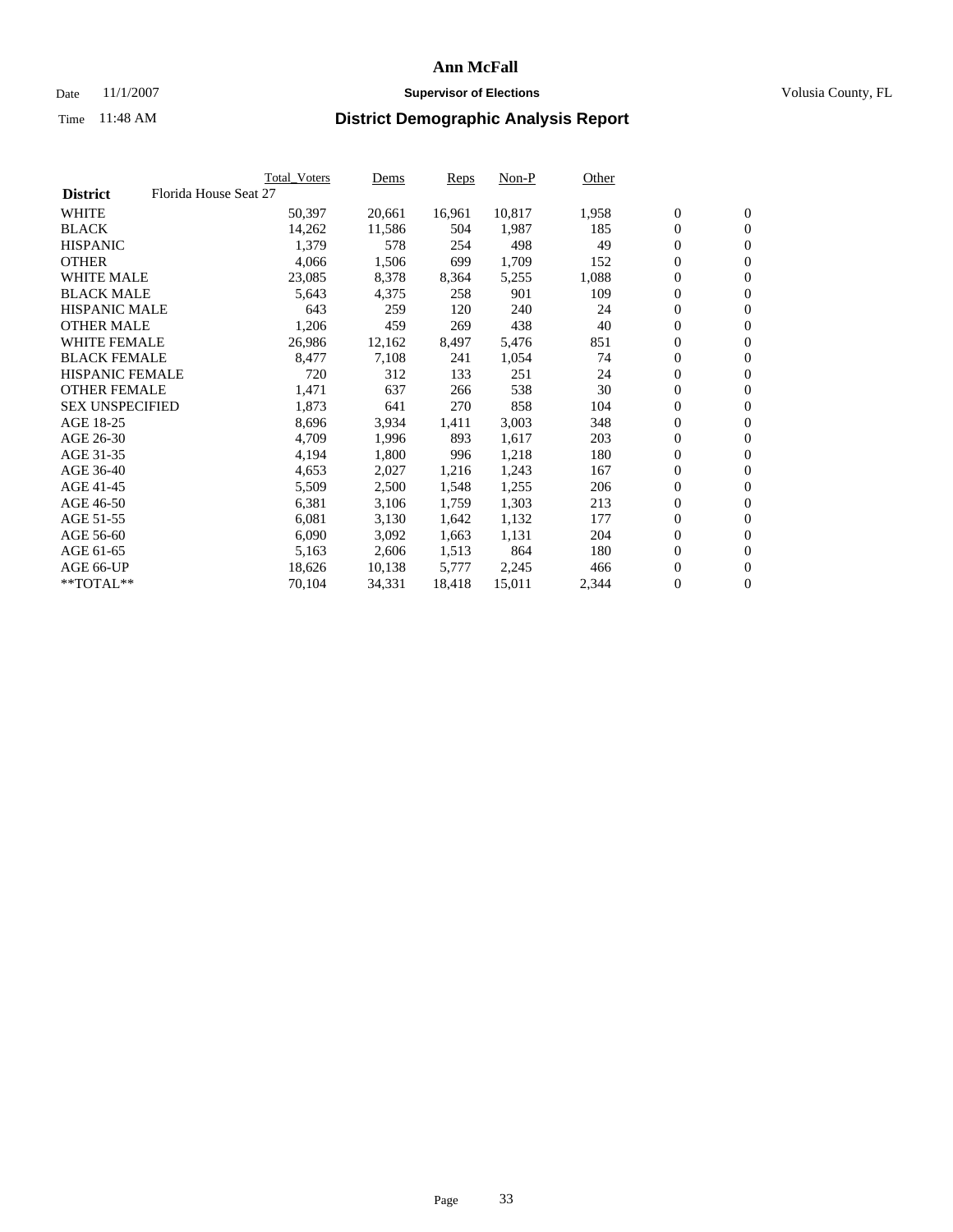# Ann McFall

Date 11/1/2007 **Supervisor of Elections** Volusia County, FL

Time 11:48 AM **District Demographic Analysis Report**

| | Total_Voters | Dems | Reps | Non-P | Other | | |
|---|---|---|---|---|---|---|---|
| **District** Florida House Seat 27 | | | | | | | |
| WHITE | 50,397 | 20,661 | 16,961 | 10,817 | 1,958 | 0 | 0 |
| BLACK | 14,262 | 11,586 | 504 | 1,987 | 185 | 0 | 0 |
| HISPANIC | 1,379 | 578 | 254 | 498 | 49 | 0 | 0 |
| OTHER | 4,066 | 1,506 | 699 | 1,709 | 152 | 0 | 0 |
| WHITE MALE | 23,085 | 8,378 | 8,364 | 5,255 | 1,088 | 0 | 0 |
| BLACK MALE | 5,643 | 4,375 | 258 | 901 | 109 | 0 | 0 |
| HISPANIC MALE | 643 | 259 | 120 | 240 | 24 | 0 | 0 |
| OTHER MALE | 1,206 | 459 | 269 | 438 | 40 | 0 | 0 |
| WHITE FEMALE | 26,986 | 12,162 | 8,497 | 5,476 | 851 | 0 | 0 |
| BLACK FEMALE | 8,477 | 7,108 | 241 | 1,054 | 74 | 0 | 0 |
| HISPANIC FEMALE | 720 | 312 | 133 | 251 | 24 | 0 | 0 |
| OTHER FEMALE | 1,471 | 637 | 266 | 538 | 30 | 0 | 0 |
| SEX UNSPECIFIED | 1,873 | 641 | 270 | 858 | 104 | 0 | 0 |
| AGE 18-25 | 8,696 | 3,934 | 1,411 | 3,003 | 348 | 0 | 0 |
| AGE 26-30 | 4,709 | 1,996 | 893 | 1,617 | 203 | 0 | 0 |
| AGE 31-35 | 4,194 | 1,800 | 996 | 1,218 | 180 | 0 | 0 |
| AGE 36-40 | 4,653 | 2,027 | 1,216 | 1,243 | 167 | 0 | 0 |
| AGE 41-45 | 5,509 | 2,500 | 1,548 | 1,255 | 206 | 0 | 0 |
| AGE 46-50 | 6,381 | 3,106 | 1,759 | 1,303 | 213 | 0 | 0 |
| AGE 51-55 | 6,081 | 3,130 | 1,642 | 1,132 | 177 | 0 | 0 |
| AGE 56-60 | 6,090 | 3,092 | 1,663 | 1,131 | 204 | 0 | 0 |
| AGE 61-65 | 5,163 | 2,606 | 1,513 | 864 | 180 | 0 | 0 |
| AGE 66-UP | 18,626 | 10,138 | 5,777 | 2,245 | 466 | 0 | 0 |
| **TOTAL** | 70,104 | 34,331 | 18,418 | 15,011 | 2,344 | 0 | 0 |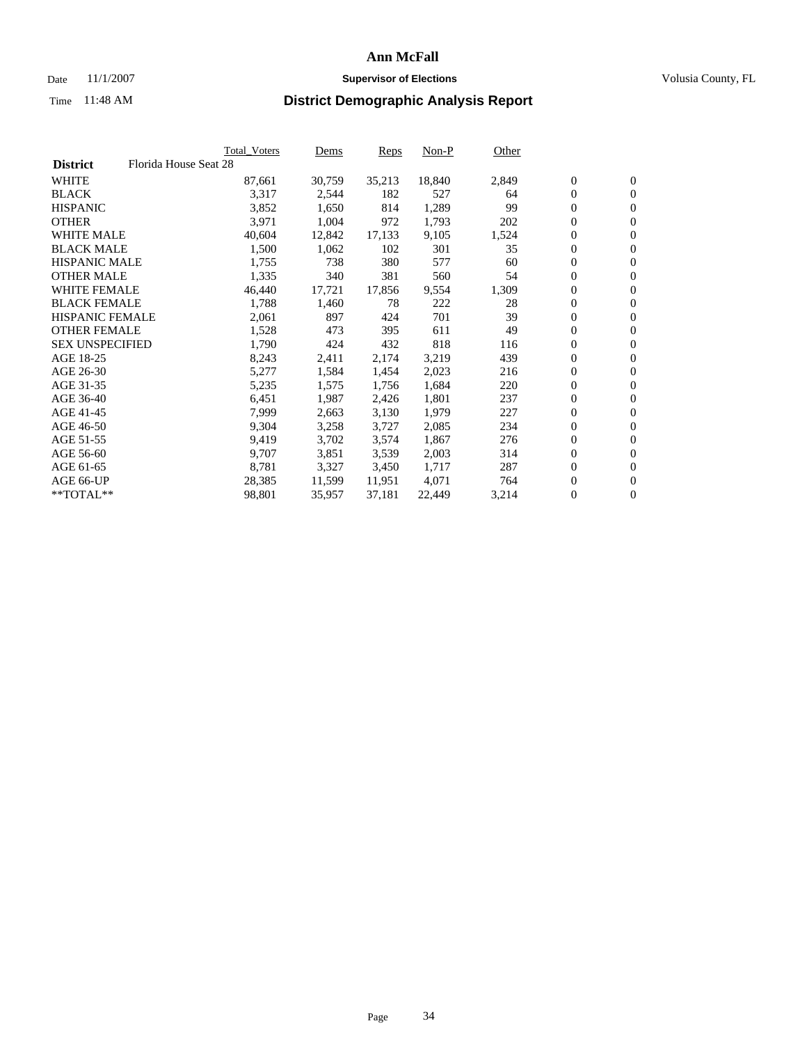# Ann McFall

Date 11/1/2007 **Supervisor of Elections** Volusia County, FL

Time 11:48 AM **District Demographic Analysis Report**

| | Total_Voters | Dems | Reps | Non-P | Other | | |
|---|---|---|---|---|---|---|---|
| **District** Florida House Seat 28 | | | | | | | |
| WHITE | 87,661 | 30,759 | 35,213 | 18,840 | 2,849 | 0 | 0 |
| BLACK | 3,317 | 2,544 | 182 | 527 | 64 | 0 | 0 |
| HISPANIC | 3,852 | 1,650 | 814 | 1,289 | 99 | 0 | 0 |
| OTHER | 3,971 | 1,004 | 972 | 1,793 | 202 | 0 | 0 |
| WHITE MALE | 40,604 | 12,842 | 17,133 | 9,105 | 1,524 | 0 | 0 |
| BLACK MALE | 1,500 | 1,062 | 102 | 301 | 35 | 0 | 0 |
| HISPANIC MALE | 1,755 | 738 | 380 | 577 | 60 | 0 | 0 |
| OTHER MALE | 1,335 | 340 | 381 | 560 | 54 | 0 | 0 |
| WHITE FEMALE | 46,440 | 17,721 | 17,856 | 9,554 | 1,309 | 0 | 0 |
| BLACK FEMALE | 1,788 | 1,460 | 78 | 222 | 28 | 0 | 0 |
| HISPANIC FEMALE | 2,061 | 897 | 424 | 701 | 39 | 0 | 0 |
| OTHER FEMALE | 1,528 | 473 | 395 | 611 | 49 | 0 | 0 |
| SEX UNSPECIFIED | 1,790 | 424 | 432 | 818 | 116 | 0 | 0 |
| AGE 18-25 | 8,243 | 2,411 | 2,174 | 3,219 | 439 | 0 | 0 |
| AGE 26-30 | 5,277 | 1,584 | 1,454 | 2,023 | 216 | 0 | 0 |
| AGE 31-35 | 5,235 | 1,575 | 1,756 | 1,684 | 220 | 0 | 0 |
| AGE 36-40 | 6,451 | 1,987 | 2,426 | 1,801 | 237 | 0 | 0 |
| AGE 41-45 | 7,999 | 2,663 | 3,130 | 1,979 | 227 | 0 | 0 |
| AGE 46-50 | 9,304 | 3,258 | 3,727 | 2,085 | 234 | 0 | 0 |
| AGE 51-55 | 9,419 | 3,702 | 3,574 | 1,867 | 276 | 0 | 0 |
| AGE 56-60 | 9,707 | 3,851 | 3,539 | 2,003 | 314 | 0 | 0 |
| AGE 61-65 | 8,781 | 3,327 | 3,450 | 1,717 | 287 | 0 | 0 |
| AGE 66-UP | 28,385 | 11,599 | 11,951 | 4,071 | 764 | 0 | 0 |
| **TOTAL** | 98,801 | 35,957 | 37,181 | 22,449 | 3,214 | 0 | 0 |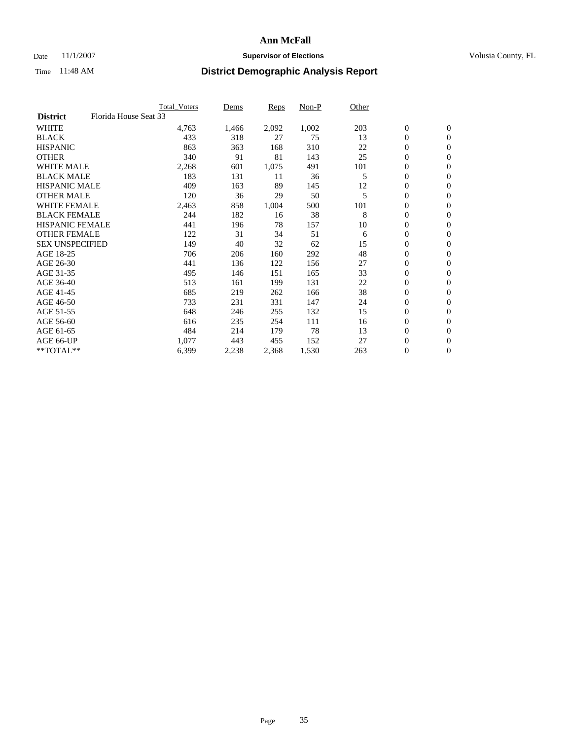# Ann McFall

Date 11/1/2007 **Supervisor of Elections** Volusia County, FL

Time 11:48 AM **District Demographic Analysis Report**

| | Total_Voters | Dems | Reps | Non-P | Other | | |
|---|---|---|---|---|---|---|---|
| **District** Florida House Seat 33 | | | | | | | |
| WHITE | 4,763 | 1,466 | 2,092 | 1,002 | 203 | 0 | 0 |
| BLACK | 433 | 318 | 27 | 75 | 13 | 0 | 0 |
| HISPANIC | 863 | 363 | 168 | 310 | 22 | 0 | 0 |
| OTHER | 340 | 91 | 81 | 143 | 25 | 0 | 0 |
| WHITE MALE | 2,268 | 601 | 1,075 | 491 | 101 | 0 | 0 |
| BLACK MALE | 183 | 131 | 11 | 36 | 5 | 0 | 0 |
| HISPANIC MALE | 409 | 163 | 89 | 145 | 12 | 0 | 0 |
| OTHER MALE | 120 | 36 | 29 | 50 | 5 | 0 | 0 |
| WHITE FEMALE | 2,463 | 858 | 1,004 | 500 | 101 | 0 | 0 |
| BLACK FEMALE | 244 | 182 | 16 | 38 | 8 | 0 | 0 |
| HISPANIC FEMALE | 441 | 196 | 78 | 157 | 10 | 0 | 0 |
| OTHER FEMALE | 122 | 31 | 34 | 51 | 6 | 0 | 0 |
| SEX UNSPECIFIED | 149 | 40 | 32 | 62 | 15 | 0 | 0 |
| AGE 18-25 | 706 | 206 | 160 | 292 | 48 | 0 | 0 |
| AGE 26-30 | 441 | 136 | 122 | 156 | 27 | 0 | 0 |
| AGE 31-35 | 495 | 146 | 151 | 165 | 33 | 0 | 0 |
| AGE 36-40 | 513 | 161 | 199 | 131 | 22 | 0 | 0 |
| AGE 41-45 | 685 | 219 | 262 | 166 | 38 | 0 | 0 |
| AGE 46-50 | 733 | 231 | 331 | 147 | 24 | 0 | 0 |
| AGE 51-55 | 648 | 246 | 255 | 132 | 15 | 0 | 0 |
| AGE 56-60 | 616 | 235 | 254 | 111 | 16 | 0 | 0 |
| AGE 61-65 | 484 | 214 | 179 | 78 | 13 | 0 | 0 |
| AGE 66-UP | 1,077 | 443 | 455 | 152 | 27 | 0 | 0 |
| **TOTAL** | 6,399 | 2,238 | 2,368 | 1,530 | 263 | 0 | 0 |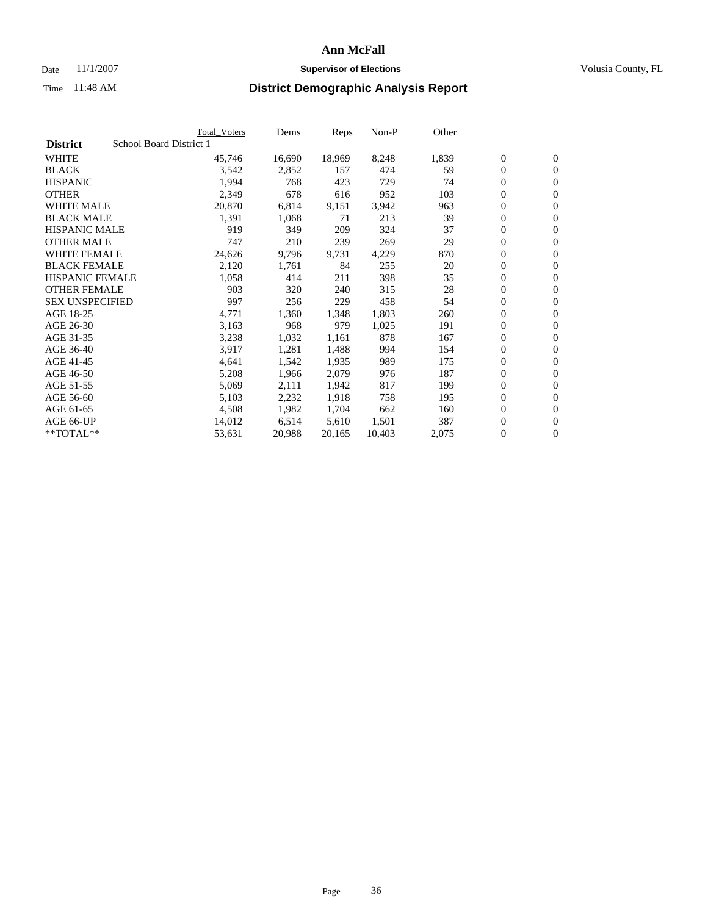# Ann McFall

Date 11/1/2007 **Supervisor of Elections** Volusia County, FL

Time 11:48 AM **District Demographic Analysis Report**

| | Total_Voters | Dems | Reps | Non-P | Other | | |
|---|---|---|---|---|---|---|---|
| **District** School Board District 1 | | | | | | | |
| WHITE | 45,746 | 16,690 | 18,969 | 8,248 | 1,839 | 0 | 0 |
| BLACK | 3,542 | 2,852 | 157 | 474 | 59 | 0 | 0 |
| HISPANIC | 1,994 | 768 | 423 | 729 | 74 | 0 | 0 |
| OTHER | 2,349 | 678 | 616 | 952 | 103 | 0 | 0 |
| WHITE MALE | 20,870 | 6,814 | 9,151 | 3,942 | 963 | 0 | 0 |
| BLACK MALE | 1,391 | 1,068 | 71 | 213 | 39 | 0 | 0 |
| HISPANIC MALE | 919 | 349 | 209 | 324 | 37 | 0 | 0 |
| OTHER MALE | 747 | 210 | 239 | 269 | 29 | 0 | 0 |
| WHITE FEMALE | 24,626 | 9,796 | 9,731 | 4,229 | 870 | 0 | 0 |
| BLACK FEMALE | 2,120 | 1,761 | 84 | 255 | 20 | 0 | 0 |
| HISPANIC FEMALE | 1,058 | 414 | 211 | 398 | 35 | 0 | 0 |
| OTHER FEMALE | 903 | 320 | 240 | 315 | 28 | 0 | 0 |
| SEX UNSPECIFIED | 997 | 256 | 229 | 458 | 54 | 0 | 0 |
| AGE 18-25 | 4,771 | 1,360 | 1,348 | 1,803 | 260 | 0 | 0 |
| AGE 26-30 | 3,163 | 968 | 979 | 1,025 | 191 | 0 | 0 |
| AGE 31-35 | 3,238 | 1,032 | 1,161 | 878 | 167 | 0 | 0 |
| AGE 36-40 | 3,917 | 1,281 | 1,488 | 994 | 154 | 0 | 0 |
| AGE 41-45 | 4,641 | 1,542 | 1,935 | 989 | 175 | 0 | 0 |
| AGE 46-50 | 5,208 | 1,966 | 2,079 | 976 | 187 | 0 | 0 |
| AGE 51-55 | 5,069 | 2,111 | 1,942 | 817 | 199 | 0 | 0 |
| AGE 56-60 | 5,103 | 2,232 | 1,918 | 758 | 195 | 0 | 0 |
| AGE 61-65 | 4,508 | 1,982 | 1,704 | 662 | 160 | 0 | 0 |
| AGE 66-UP | 14,012 | 6,514 | 5,610 | 1,501 | 387 | 0 | 0 |
| **TOTAL** | 53,631 | 20,988 | 20,165 | 10,403 | 2,075 | 0 | 0 |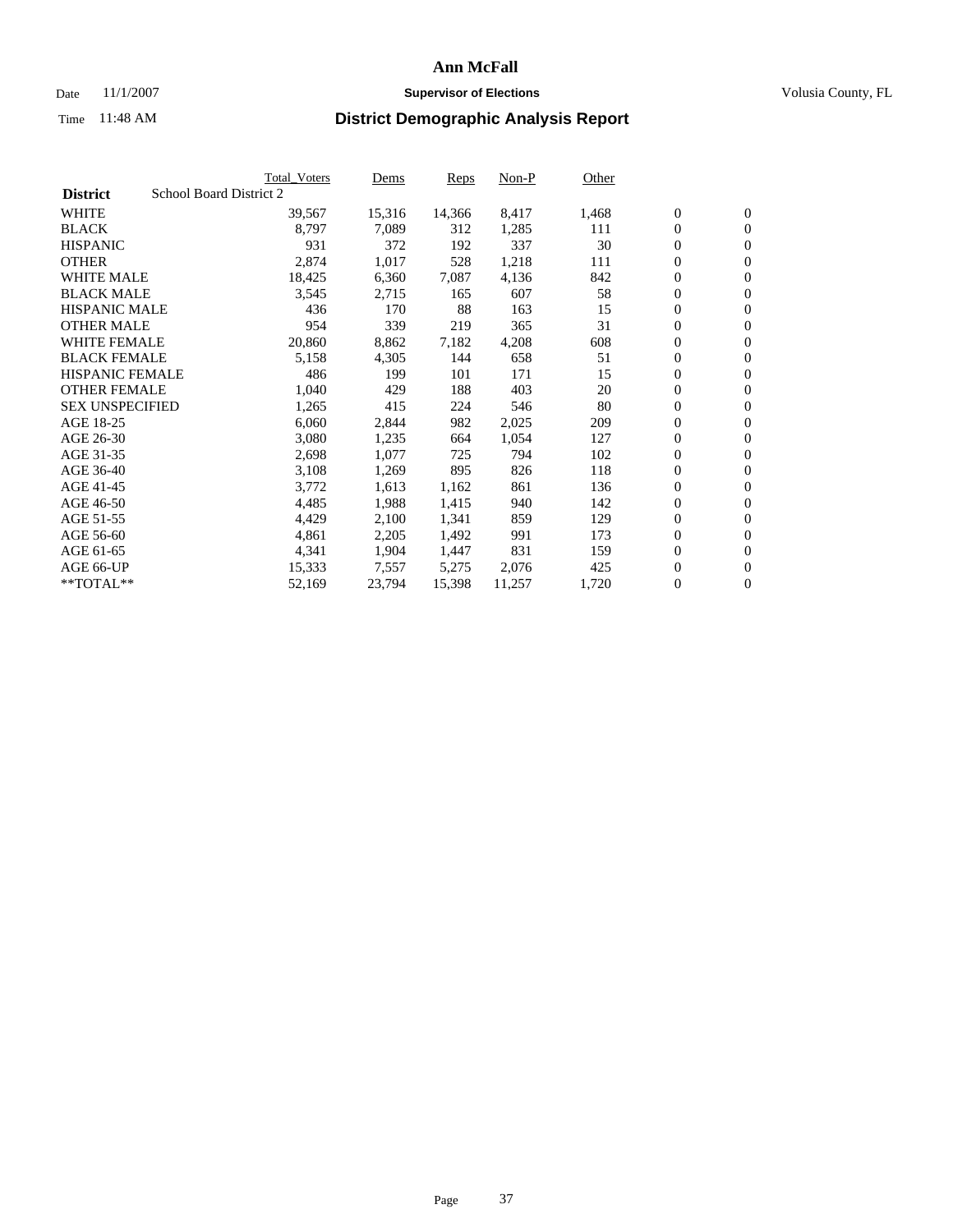**Ann McFall**

Date 11/1/2007 **Supervisor of Elections** Volusia County, FL

Time 11:48 AM **District Demographic Analysis Report**

| | Total_Voters | Dems | Reps | Non-P | Other | | |
|---|---|---|---|---|---|---|---|
| **District** School Board District 2 | | | | | | | |
| WHITE | 39,567 | 15,316 | 14,366 | 8,417 | 1,468 | 0 | 0 |
| BLACK | 8,797 | 7,089 | 312 | 1,285 | 111 | 0 | 0 |
| HISPANIC | 931 | 372 | 192 | 337 | 30 | 0 | 0 |
| OTHER | 2,874 | 1,017 | 528 | 1,218 | 111 | 0 | 0 |
| WHITE MALE | 18,425 | 6,360 | 7,087 | 4,136 | 842 | 0 | 0 |
| BLACK MALE | 3,545 | 2,715 | 165 | 607 | 58 | 0 | 0 |
| HISPANIC MALE | 436 | 170 | 88 | 163 | 15 | 0 | 0 |
| OTHER MALE | 954 | 339 | 219 | 365 | 31 | 0 | 0 |
| WHITE FEMALE | 20,860 | 8,862 | 7,182 | 4,208 | 608 | 0 | 0 |
| BLACK FEMALE | 5,158 | 4,305 | 144 | 658 | 51 | 0 | 0 |
| HISPANIC FEMALE | 486 | 199 | 101 | 171 | 15 | 0 | 0 |
| OTHER FEMALE | 1,040 | 429 | 188 | 403 | 20 | 0 | 0 |
| SEX UNSPECIFIED | 1,265 | 415 | 224 | 546 | 80 | 0 | 0 |
| AGE 18-25 | 6,060 | 2,844 | 982 | 2,025 | 209 | 0 | 0 |
| AGE 26-30 | 3,080 | 1,235 | 664 | 1,054 | 127 | 0 | 0 |
| AGE 31-35 | 2,698 | 1,077 | 725 | 794 | 102 | 0 | 0 |
| AGE 36-40 | 3,108 | 1,269 | 895 | 826 | 118 | 0 | 0 |
| AGE 41-45 | 3,772 | 1,613 | 1,162 | 861 | 136 | 0 | 0 |
| AGE 46-50 | 4,485 | 1,988 | 1,415 | 940 | 142 | 0 | 0 |
| AGE 51-55 | 4,429 | 2,100 | 1,341 | 859 | 129 | 0 | 0 |
| AGE 56-60 | 4,861 | 2,205 | 1,492 | 991 | 173 | 0 | 0 |
| AGE 61-65 | 4,341 | 1,904 | 1,447 | 831 | 159 | 0 | 0 |
| AGE 66-UP | 15,333 | 7,557 | 5,275 | 2,076 | 425 | 0 | 0 |
| **TOTAL** | 52,169 | 23,794 | 15,398 | 11,257 | 1,720 | 0 | 0 |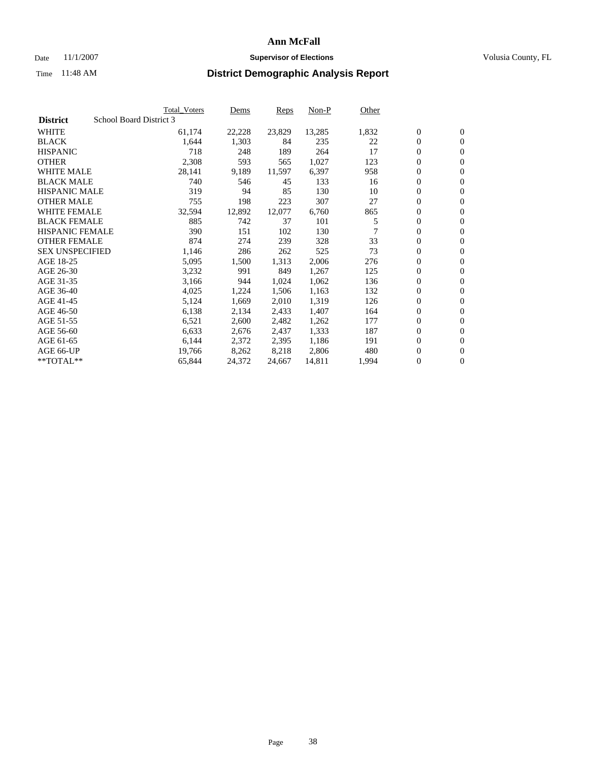# Ann McFall

Date 11/1/2007 **Supervisor of Elections** Volusia County, FL

Time 11:48 AM **District Demographic Analysis Report**

| **District** School Board District 3 | Total_Voters | Dems | Reps | Non-P | Other | | |
|---|---|---|---|---|---|---|---|
| WHITE | 61,174 | 22,228 | 23,829 | 13,285 | 1,832 | 0 | 0 |
| BLACK | 1,644 | 1,303 | 84 | 235 | 22 | 0 | 0 |
| HISPANIC | 718 | 248 | 189 | 264 | 17 | 0 | 0 |
| OTHER | 2,308 | 593 | 565 | 1,027 | 123 | 0 | 0 |
| WHITE MALE | 28,141 | 9,189 | 11,597 | 6,397 | 958 | 0 | 0 |
| BLACK MALE | 740 | 546 | 45 | 133 | 16 | 0 | 0 |
| HISPANIC MALE | 319 | 94 | 85 | 130 | 10 | 0 | 0 |
| OTHER MALE | 755 | 198 | 223 | 307 | 27 | 0 | 0 |
| WHITE FEMALE | 32,594 | 12,892 | 12,077 | 6,760 | 865 | 0 | 0 |
| BLACK FEMALE | 885 | 742 | 37 | 101 | 5 | 0 | 0 |
| HISPANIC FEMALE | 390 | 151 | 102 | 130 | 7 | 0 | 0 |
| OTHER FEMALE | 874 | 274 | 239 | 328 | 33 | 0 | 0 |
| SEX UNSPECIFIED | 1,146 | 286 | 262 | 525 | 73 | 0 | 0 |
| AGE 18-25 | 5,095 | 1,500 | 1,313 | 2,006 | 276 | 0 | 0 |
| AGE 26-30 | 3,232 | 991 | 849 | 1,267 | 125 | 0 | 0 |
| AGE 31-35 | 3,166 | 944 | 1,024 | 1,062 | 136 | 0 | 0 |
| AGE 36-40 | 4,025 | 1,224 | 1,506 | 1,163 | 132 | 0 | 0 |
| AGE 41-45 | 5,124 | 1,669 | 2,010 | 1,319 | 126 | 0 | 0 |
| AGE 46-50 | 6,138 | 2,134 | 2,433 | 1,407 | 164 | 0 | 0 |
| AGE 51-55 | 6,521 | 2,600 | 2,482 | 1,262 | 177 | 0 | 0 |
| AGE 56-60 | 6,633 | 2,676 | 2,437 | 1,333 | 187 | 0 | 0 |
| AGE 61-65 | 6,144 | 2,372 | 2,395 | 1,186 | 191 | 0 | 0 |
| AGE 66-UP | 19,766 | 8,262 | 8,218 | 2,806 | 480 | 0 | 0 |
| **TOTAL** | 65,844 | 24,372 | 24,667 | 14,811 | 1,994 | 0 | 0 |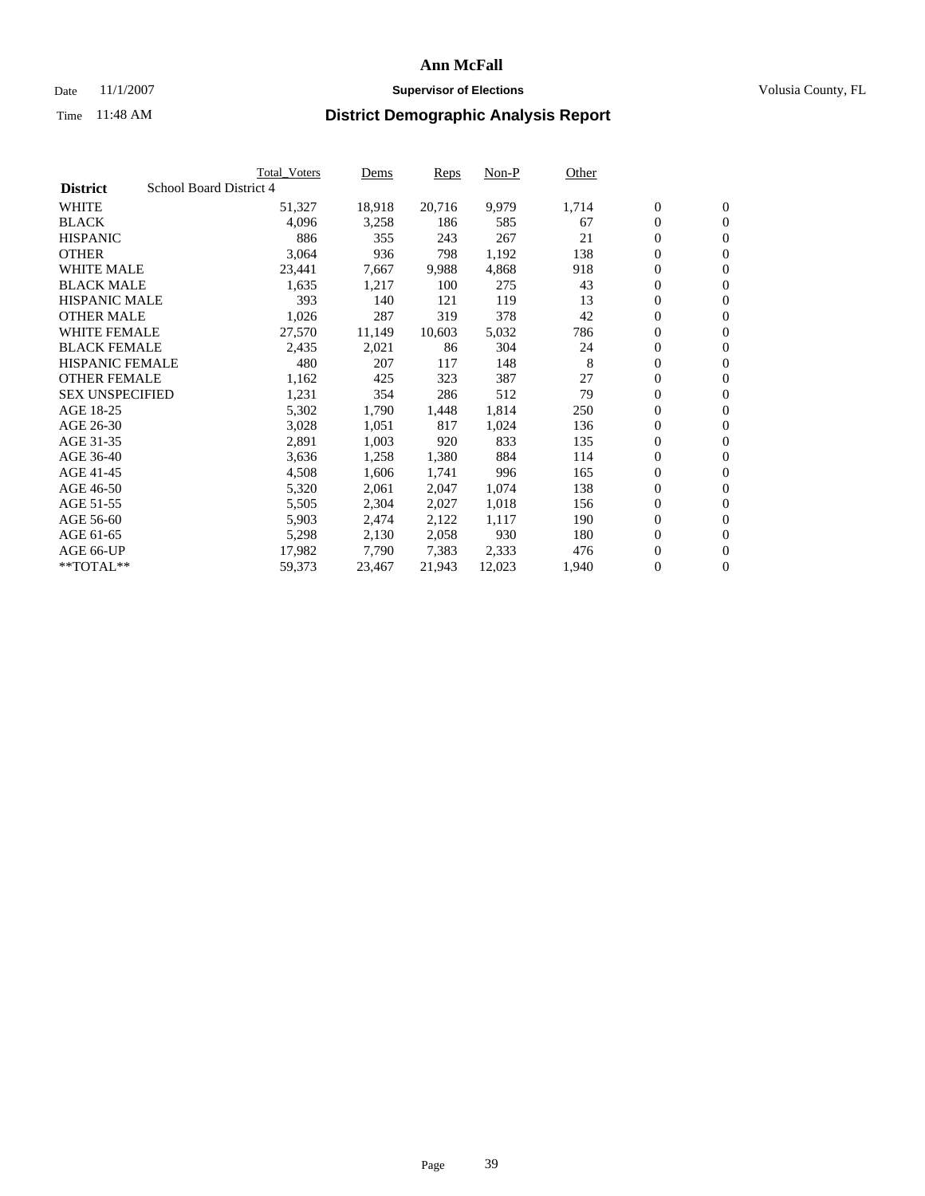# Ann McFall

Date 11/1/2007 **Supervisor of Elections** Volusia County, FL

Time 11:48 AM **District Demographic Analysis Report**

| **District** School Board District 4 | Total_Voters | Dems | Reps | Non-P | Other | | |
|---|---|---|---|---|---|---|---|
| WHITE | 51,327 | 18,918 | 20,716 | 9,979 | 1,714 | 0 | 0 |
| BLACK | 4,096 | 3,258 | 186 | 585 | 67 | 0 | 0 |
| HISPANIC | 886 | 355 | 243 | 267 | 21 | 0 | 0 |
| OTHER | 3,064 | 936 | 798 | 1,192 | 138 | 0 | 0 |
| WHITE MALE | 23,441 | 7,667 | 9,988 | 4,868 | 918 | 0 | 0 |
| BLACK MALE | 1,635 | 1,217 | 100 | 275 | 43 | 0 | 0 |
| HISPANIC MALE | 393 | 140 | 121 | 119 | 13 | 0 | 0 |
| OTHER MALE | 1,026 | 287 | 319 | 378 | 42 | 0 | 0 |
| WHITE FEMALE | 27,570 | 11,149 | 10,603 | 5,032 | 786 | 0 | 0 |
| BLACK FEMALE | 2,435 | 2,021 | 86 | 304 | 24 | 0 | 0 |
| HISPANIC FEMALE | 480 | 207 | 117 | 148 | 8 | 0 | 0 |
| OTHER FEMALE | 1,162 | 425 | 323 | 387 | 27 | 0 | 0 |
| SEX UNSPECIFIED | 1,231 | 354 | 286 | 512 | 79 | 0 | 0 |
| AGE 18-25 | 5,302 | 1,790 | 1,448 | 1,814 | 250 | 0 | 0 |
| AGE 26-30 | 3,028 | 1,051 | 817 | 1,024 | 136 | 0 | 0 |
| AGE 31-35 | 2,891 | 1,003 | 920 | 833 | 135 | 0 | 0 |
| AGE 36-40 | 3,636 | 1,258 | 1,380 | 884 | 114 | 0 | 0 |
| AGE 41-45 | 4,508 | 1,606 | 1,741 | 996 | 165 | 0 | 0 |
| AGE 46-50 | 5,320 | 2,061 | 2,047 | 1,074 | 138 | 0 | 0 |
| AGE 51-55 | 5,505 | 2,304 | 2,027 | 1,018 | 156 | 0 | 0 |
| AGE 56-60 | 5,903 | 2,474 | 2,122 | 1,117 | 190 | 0 | 0 |
| AGE 61-65 | 5,298 | 2,130 | 2,058 | 930 | 180 | 0 | 0 |
| AGE 66-UP | 17,982 | 7,790 | 7,383 | 2,333 | 476 | 0 | 0 |
| **TOTAL** | 59,373 | 23,467 | 21,943 | 12,023 | 1,940 | 0 | 0 |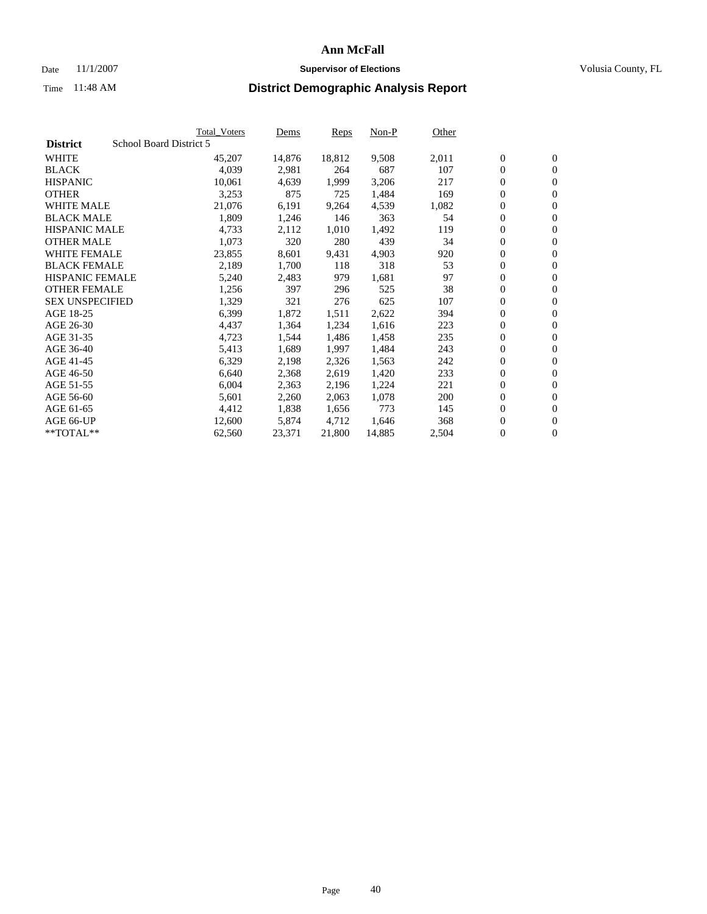# Ann McFall

Date 11/1/2007 **Supervisor of Elections** Volusia County, FL

Time 11:48 AM **District Demographic Analysis Report**

| | Total_Voters | Dems | Reps | Non-P | Other | | |
|---|---|---|---|---|---|---|---|
| **District** School Board District 5 | | | | | | | |
| WHITE | 45,207 | 14,876 | 18,812 | 9,508 | 2,011 | 0 | 0 |
| BLACK | 4,039 | 2,981 | 264 | 687 | 107 | 0 | 0 |
| HISPANIC | 10,061 | 4,639 | 1,999 | 3,206 | 217 | 0 | 0 |
| OTHER | 3,253 | 875 | 725 | 1,484 | 169 | 0 | 0 |
| WHITE MALE | 21,076 | 6,191 | 9,264 | 4,539 | 1,082 | 0 | 0 |
| BLACK MALE | 1,809 | 1,246 | 146 | 363 | 54 | 0 | 0 |
| HISPANIC MALE | 4,733 | 2,112 | 1,010 | 1,492 | 119 | 0 | 0 |
| OTHER MALE | 1,073 | 320 | 280 | 439 | 34 | 0 | 0 |
| WHITE FEMALE | 23,855 | 8,601 | 9,431 | 4,903 | 920 | 0 | 0 |
| BLACK FEMALE | 2,189 | 1,700 | 118 | 318 | 53 | 0 | 0 |
| HISPANIC FEMALE | 5,240 | 2,483 | 979 | 1,681 | 97 | 0 | 0 |
| OTHER FEMALE | 1,256 | 397 | 296 | 525 | 38 | 0 | 0 |
| SEX UNSPECIFIED | 1,329 | 321 | 276 | 625 | 107 | 0 | 0 |
| AGE 18-25 | 6,399 | 1,872 | 1,511 | 2,622 | 394 | 0 | 0 |
| AGE 26-30 | 4,437 | 1,364 | 1,234 | 1,616 | 223 | 0 | 0 |
| AGE 31-35 | 4,723 | 1,544 | 1,486 | 1,458 | 235 | 0 | 0 |
| AGE 36-40 | 5,413 | 1,689 | 1,997 | 1,484 | 243 | 0 | 0 |
| AGE 41-45 | 6,329 | 2,198 | 2,326 | 1,563 | 242 | 0 | 0 |
| AGE 46-50 | 6,640 | 2,368 | 2,619 | 1,420 | 233 | 0 | 0 |
| AGE 51-55 | 6,004 | 2,363 | 2,196 | 1,224 | 221 | 0 | 0 |
| AGE 56-60 | 5,601 | 2,260 | 2,063 | 1,078 | 200 | 0 | 0 |
| AGE 61-65 | 4,412 | 1,838 | 1,656 | 773 | 145 | 0 | 0 |
| AGE 66-UP | 12,600 | 5,874 | 4,712 | 1,646 | 368 | 0 | 0 |
| **TOTAL** | 62,560 | 23,371 | 21,800 | 14,885 | 2,504 | 0 | 0 |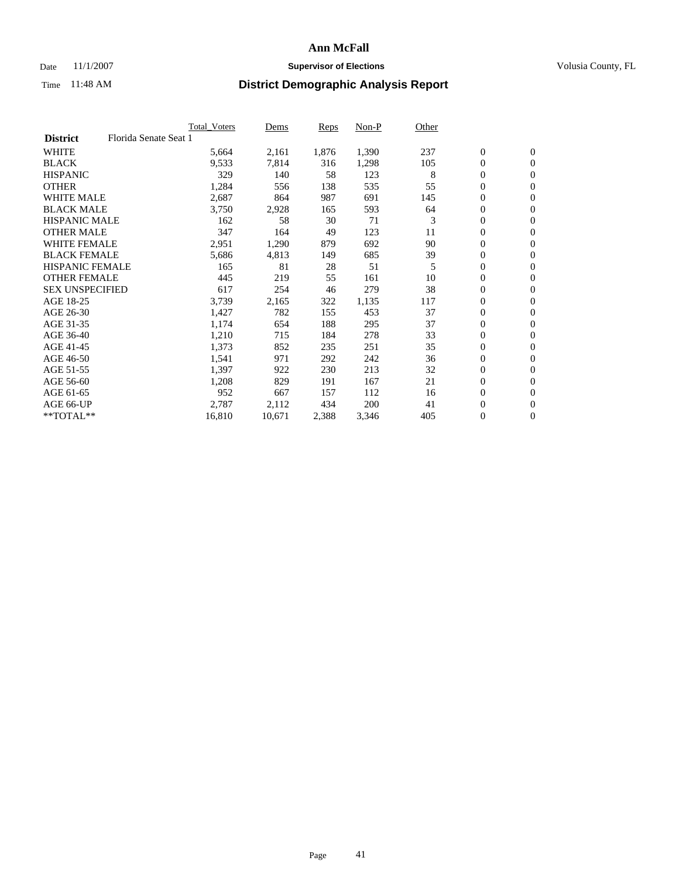# Ann McFall

Date 11/1/2007 **Supervisor of Elections** Volusia County, FL

Time 11:48 AM **District Demographic Analysis Report**

| **District** Florida Senate Seat 1 | Total_Voters | Dems | Reps | Non-P | Other | | |
|---|---|---|---|---|---|---|---|
| WHITE | 5,664 | 2,161 | 1,876 | 1,390 | 237 | 0 | 0 |
| BLACK | 9,533 | 7,814 | 316 | 1,298 | 105 | 0 | 0 |
| HISPANIC | 329 | 140 | 58 | 123 | 8 | 0 | 0 |
| OTHER | 1,284 | 556 | 138 | 535 | 55 | 0 | 0 |
| WHITE MALE | 2,687 | 864 | 987 | 691 | 145 | 0 | 0 |
| BLACK MALE | 3,750 | 2,928 | 165 | 593 | 64 | 0 | 0 |
| HISPANIC MALE | 162 | 58 | 30 | 71 | 3 | 0 | 0 |
| OTHER MALE | 347 | 164 | 49 | 123 | 11 | 0 | 0 |
| WHITE FEMALE | 2,951 | 1,290 | 879 | 692 | 90 | 0 | 0 |
| BLACK FEMALE | 5,686 | 4,813 | 149 | 685 | 39 | 0 | 0 |
| HISPANIC FEMALE | 165 | 81 | 28 | 51 | 5 | 0 | 0 |
| OTHER FEMALE | 445 | 219 | 55 | 161 | 10 | 0 | 0 |
| SEX UNSPECIFIED | 617 | 254 | 46 | 279 | 38 | 0 | 0 |
| AGE 18-25 | 3,739 | 2,165 | 322 | 1,135 | 117 | 0 | 0 |
| AGE 26-30 | 1,427 | 782 | 155 | 453 | 37 | 0 | 0 |
| AGE 31-35 | 1,174 | 654 | 188 | 295 | 37 | 0 | 0 |
| AGE 36-40 | 1,210 | 715 | 184 | 278 | 33 | 0 | 0 |
| AGE 41-45 | 1,373 | 852 | 235 | 251 | 35 | 0 | 0 |
| AGE 46-50 | 1,541 | 971 | 292 | 242 | 36 | 0 | 0 |
| AGE 51-55 | 1,397 | 922 | 230 | 213 | 32 | 0 | 0 |
| AGE 56-60 | 1,208 | 829 | 191 | 167 | 21 | 0 | 0 |
| AGE 61-65 | 952 | 667 | 157 | 112 | 16 | 0 | 0 |
| AGE 66-UP | 2,787 | 2,112 | 434 | 200 | 41 | 0 | 0 |
| **TOTAL** | 16,810 | 10,671 | 2,388 | 3,346 | 405 | 0 | 0 |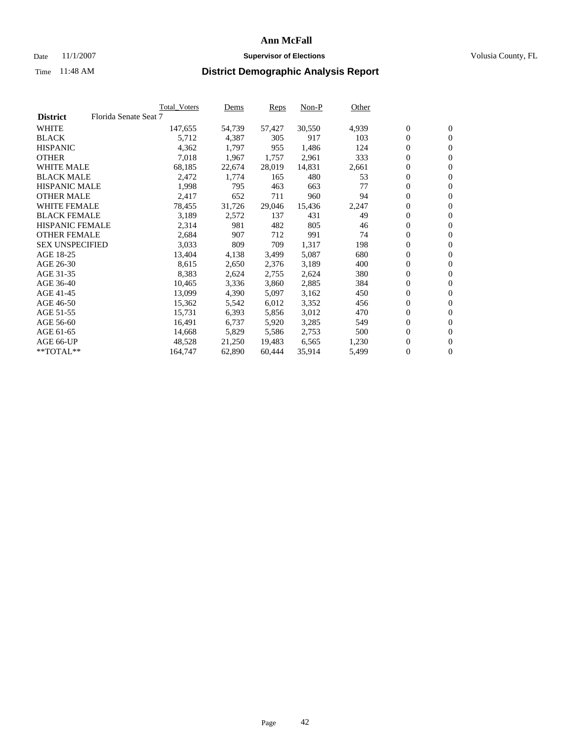# Ann McFall

Date 11/1/2007 **Supervisor of Elections** Volusia County, FL

Time 11:48 AM **District Demographic Analysis Report**

| District | Florida Senate Seat 7 | Total_Voters | Dems | Reps | Non-P | Other | | |
|---|---|---|---|---|---|---|---|---|
| WHITE | | 147,655 | 54,739 | 57,427 | 30,550 | 4,939 | 0 | 0 |
| BLACK | | 5,712 | 4,387 | 305 | 917 | 103 | 0 | 0 |
| HISPANIC | | 4,362 | 1,797 | 955 | 1,486 | 124 | 0 | 0 |
| OTHER | | 7,018 | 1,967 | 1,757 | 2,961 | 333 | 0 | 0 |
| WHITE MALE | | 68,185 | 22,674 | 28,019 | 14,831 | 2,661 | 0 | 0 |
| BLACK MALE | | 2,472 | 1,774 | 165 | 480 | 53 | 0 | 0 |
| HISPANIC MALE | | 1,998 | 795 | 463 | 663 | 77 | 0 | 0 |
| OTHER MALE | | 2,417 | 652 | 711 | 960 | 94 | 0 | 0 |
| WHITE FEMALE | | 78,455 | 31,726 | 29,046 | 15,436 | 2,247 | 0 | 0 |
| BLACK FEMALE | | 3,189 | 2,572 | 137 | 431 | 49 | 0 | 0 |
| HISPANIC FEMALE | | 2,314 | 981 | 482 | 805 | 46 | 0 | 0 |
| OTHER FEMALE | | 2,684 | 907 | 712 | 991 | 74 | 0 | 0 |
| SEX UNSPECIFIED | | 3,033 | 809 | 709 | 1,317 | 198 | 0 | 0 |
| AGE 18-25 | | 13,404 | 4,138 | 3,499 | 5,087 | 680 | 0 | 0 |
| AGE 26-30 | | 8,615 | 2,650 | 2,376 | 3,189 | 400 | 0 | 0 |
| AGE 31-35 | | 8,383 | 2,624 | 2,755 | 2,624 | 380 | 0 | 0 |
| AGE 36-40 | | 10,465 | 3,336 | 3,860 | 2,885 | 384 | 0 | 0 |
| AGE 41-45 | | 13,099 | 4,390 | 5,097 | 3,162 | 450 | 0 | 0 |
| AGE 46-50 | | 15,362 | 5,542 | 6,012 | 3,352 | 456 | 0 | 0 |
| AGE 51-55 | | 15,731 | 6,393 | 5,856 | 3,012 | 470 | 0 | 0 |
| AGE 56-60 | | 16,491 | 6,737 | 5,920 | 3,285 | 549 | 0 | 0 |
| AGE 61-65 | | 14,668 | 5,829 | 5,586 | 2,753 | 500 | 0 | 0 |
| AGE 66-UP | | 48,528 | 21,250 | 19,483 | 6,565 | 1,230 | 0 | 0 |
| **TOTAL** | | 164,747 | 62,890 | 60,444 | 35,914 | 5,499 | 0 | 0 |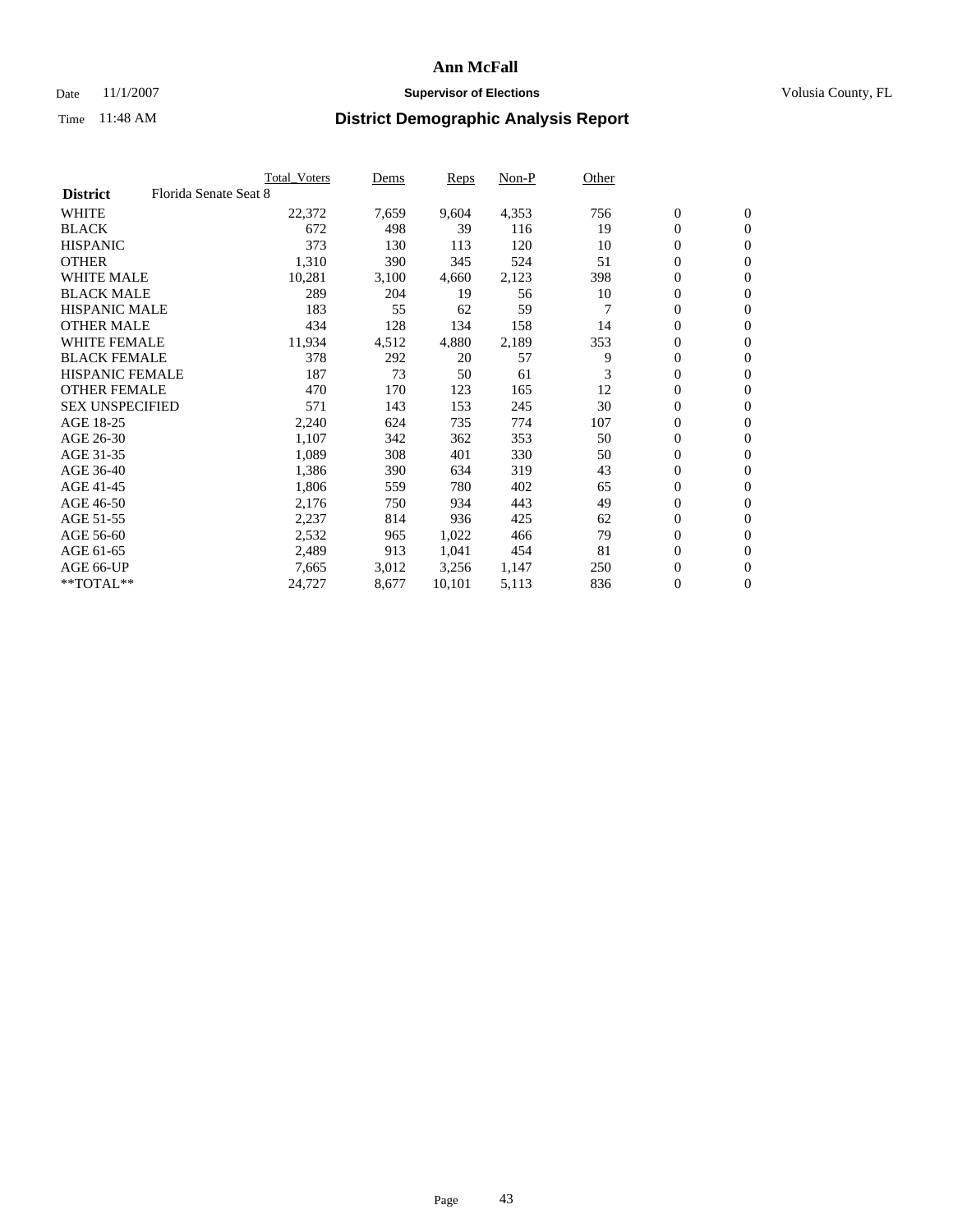# Ann McFall

Date 11/1/2007 **Supervisor of Elections** Volusia County, FL

Time 11:48 AM **District Demographic Analysis Report**

| | Total_Voters | Dems | Reps | Non-P | Other | | |
|---|---|---|---|---|---|---|---|
| **District** Florida Senate Seat 8 | | | | | | | |
| WHITE | 22,372 | 7,659 | 9,604 | 4,353 | 756 | 0 | 0 |
| BLACK | 672 | 498 | 39 | 116 | 19 | 0 | 0 |
| HISPANIC | 373 | 130 | 113 | 120 | 10 | 0 | 0 |
| OTHER | 1,310 | 390 | 345 | 524 | 51 | 0 | 0 |
| WHITE MALE | 10,281 | 3,100 | 4,660 | 2,123 | 398 | 0 | 0 |
| BLACK MALE | 289 | 204 | 19 | 56 | 10 | 0 | 0 |
| HISPANIC MALE | 183 | 55 | 62 | 59 | 7 | 0 | 0 |
| OTHER MALE | 434 | 128 | 134 | 158 | 14 | 0 | 0 |
| WHITE FEMALE | 11,934 | 4,512 | 4,880 | 2,189 | 353 | 0 | 0 |
| BLACK FEMALE | 378 | 292 | 20 | 57 | 9 | 0 | 0 |
| HISPANIC FEMALE | 187 | 73 | 50 | 61 | 3 | 0 | 0 |
| OTHER FEMALE | 470 | 170 | 123 | 165 | 12 | 0 | 0 |
| SEX UNSPECIFIED | 571 | 143 | 153 | 245 | 30 | 0 | 0 |
| AGE 18-25 | 2,240 | 624 | 735 | 774 | 107 | 0 | 0 |
| AGE 26-30 | 1,107 | 342 | 362 | 353 | 50 | 0 | 0 |
| AGE 31-35 | 1,089 | 308 | 401 | 330 | 50 | 0 | 0 |
| AGE 36-40 | 1,386 | 390 | 634 | 319 | 43 | 0 | 0 |
| AGE 41-45 | 1,806 | 559 | 780 | 402 | 65 | 0 | 0 |
| AGE 46-50 | 2,176 | 750 | 934 | 443 | 49 | 0 | 0 |
| AGE 51-55 | 2,237 | 814 | 936 | 425 | 62 | 0 | 0 |
| AGE 56-60 | 2,532 | 965 | 1,022 | 466 | 79 | 0 | 0 |
| AGE 61-65 | 2,489 | 913 | 1,041 | 454 | 81 | 0 | 0 |
| AGE 66-UP | 7,665 | 3,012 | 3,256 | 1,147 | 250 | 0 | 0 |
| **TOTAL** | 24,727 | 8,677 | 10,101 | 5,113 | 836 | 0 | 0 |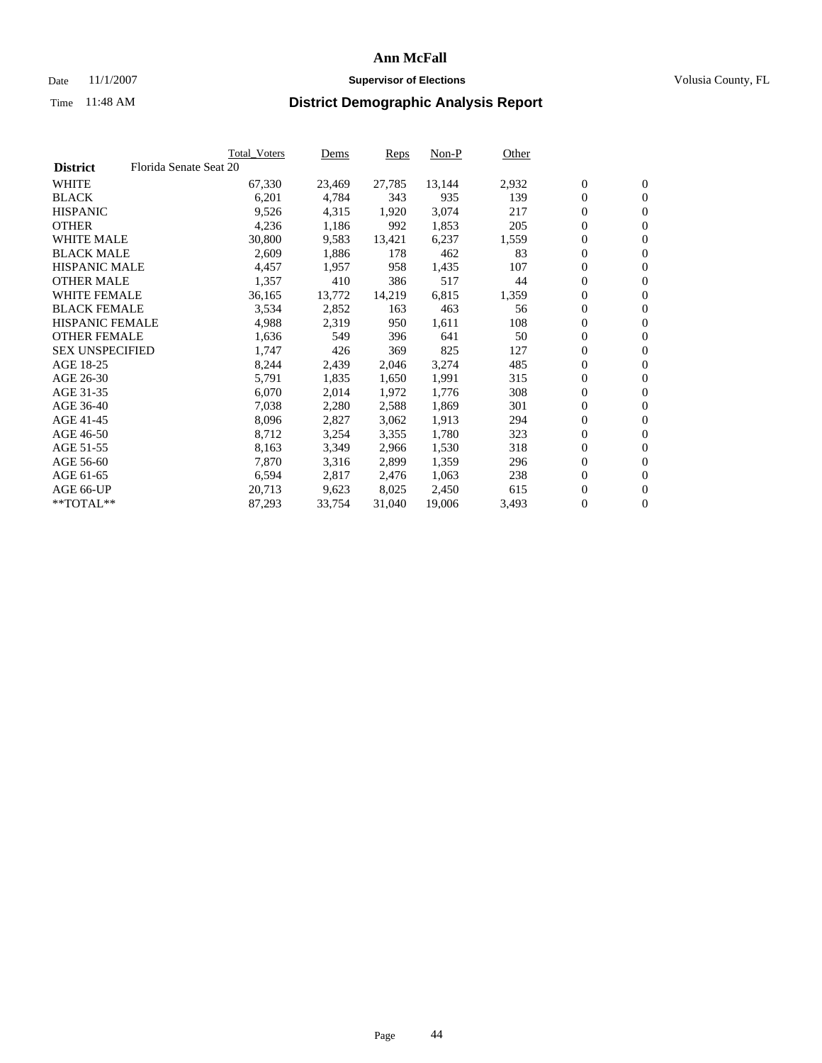# Ann McFall

Date 11/1/2007 **Supervisor of Elections** Volusia County, FL

Time 11:48 AM

## District Demographic Analysis Report

| | Total_Voters | Dems | Reps | Non-P | Other | | |
|---|---|---|---|---|---|---|---|
| **District** Florida Senate Seat 20 | | | | | | | |
| WHITE | 67,330 | 23,469 | 27,785 | 13,144 | 2,932 | 0 | 0 |
| BLACK | 6,201 | 4,784 | 343 | 935 | 139 | 0 | 0 |
| HISPANIC | 9,526 | 4,315 | 1,920 | 3,074 | 217 | 0 | 0 |
| OTHER | 4,236 | 1,186 | 992 | 1,853 | 205 | 0 | 0 |
| WHITE MALE | 30,800 | 9,583 | 13,421 | 6,237 | 1,559 | 0 | 0 |
| BLACK MALE | 2,609 | 1,886 | 178 | 462 | 83 | 0 | 0 |
| HISPANIC MALE | 4,457 | 1,957 | 958 | 1,435 | 107 | 0 | 0 |
| OTHER MALE | 1,357 | 410 | 386 | 517 | 44 | 0 | 0 |
| WHITE FEMALE | 36,165 | 13,772 | 14,219 | 6,815 | 1,359 | 0 | 0 |
| BLACK FEMALE | 3,534 | 2,852 | 163 | 463 | 56 | 0 | 0 |
| HISPANIC FEMALE | 4,988 | 2,319 | 950 | 1,611 | 108 | 0 | 0 |
| OTHER FEMALE | 1,636 | 549 | 396 | 641 | 50 | 0 | 0 |
| SEX UNSPECIFIED | 1,747 | 426 | 369 | 825 | 127 | 0 | 0 |
| AGE 18-25 | 8,244 | 2,439 | 2,046 | 3,274 | 485 | 0 | 0 |
| AGE 26-30 | 5,791 | 1,835 | 1,650 | 1,991 | 315 | 0 | 0 |
| AGE 31-35 | 6,070 | 2,014 | 1,972 | 1,776 | 308 | 0 | 0 |
| AGE 36-40 | 7,038 | 2,280 | 2,588 | 1,869 | 301 | 0 | 0 |
| AGE 41-45 | 8,096 | 2,827 | 3,062 | 1,913 | 294 | 0 | 0 |
| AGE 46-50 | 8,712 | 3,254 | 3,355 | 1,780 | 323 | 0 | 0 |
| AGE 51-55 | 8,163 | 3,349 | 2,966 | 1,530 | 318 | 0 | 0 |
| AGE 56-60 | 7,870 | 3,316 | 2,899 | 1,359 | 296 | 0 | 0 |
| AGE 61-65 | 6,594 | 2,817 | 2,476 | 1,063 | 238 | 0 | 0 |
| AGE 66-UP | 20,713 | 9,623 | 8,025 | 2,450 | 615 | 0 | 0 |
| **TOTAL** | 87,293 | 33,754 | 31,040 | 19,006 | 3,493 | 0 | 0 |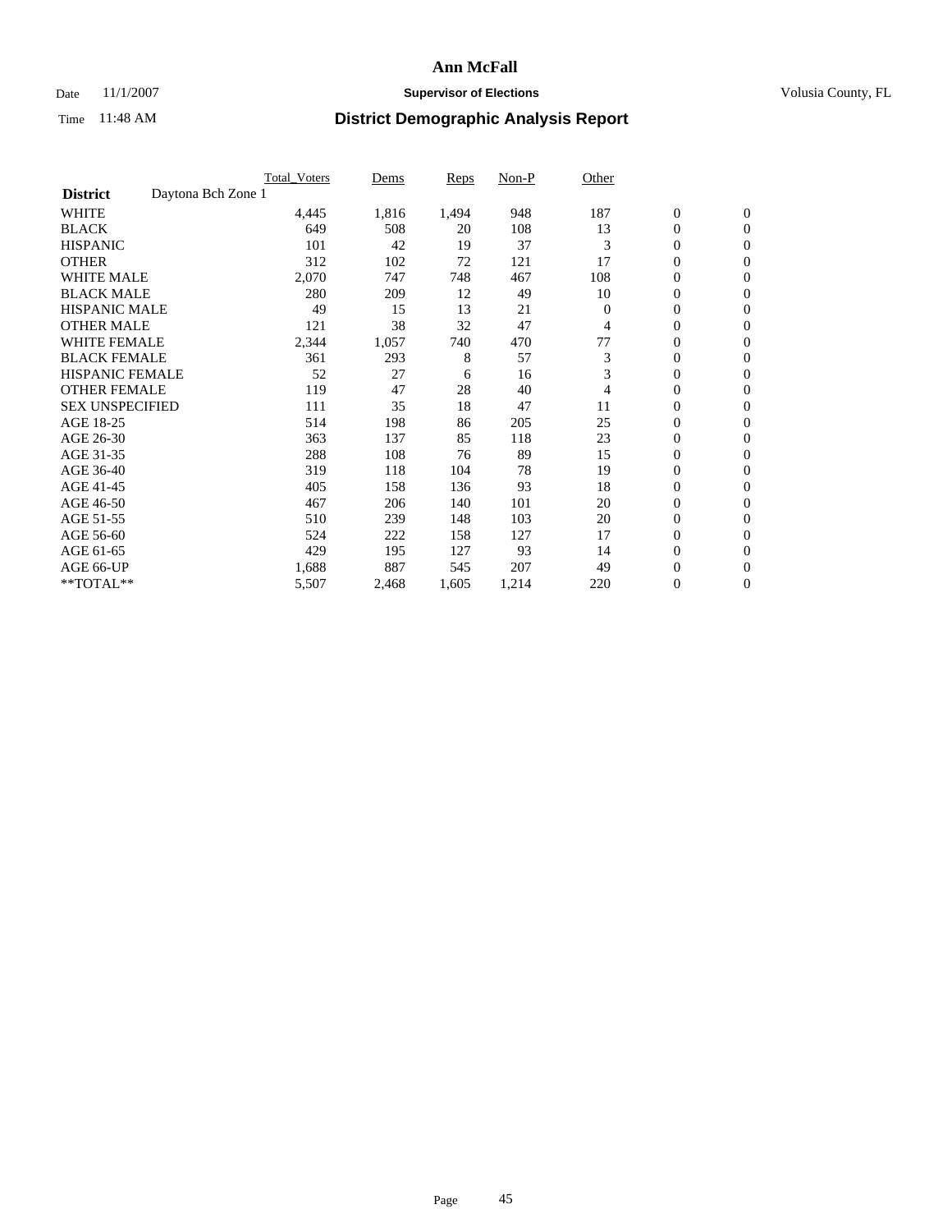# Ann McFall

Date 11/1/2007 **Supervisor of Elections** Volusia County, FL

Time 11:48 AM **District Demographic Analysis Report**

| | Total_Voters | Dems | Reps | Non-P | Other | | |
|---|---|---|---|---|---|---|---|
| **District** Daytona Bch Zone 1 | | | | | | | |
| WHITE | 4,445 | 1,816 | 1,494 | 948 | 187 | 0 | 0 |
| BLACK | 649 | 508 | 20 | 108 | 13 | 0 | 0 |
| HISPANIC | 101 | 42 | 19 | 37 | 3 | 0 | 0 |
| OTHER | 312 | 102 | 72 | 121 | 17 | 0 | 0 |
| WHITE MALE | 2,070 | 747 | 748 | 467 | 108 | 0 | 0 |
| BLACK MALE | 280 | 209 | 12 | 49 | 10 | 0 | 0 |
| HISPANIC MALE | 49 | 15 | 13 | 21 | 0 | 0 | 0 |
| OTHER MALE | 121 | 38 | 32 | 47 | 4 | 0 | 0 |
| WHITE FEMALE | 2,344 | 1,057 | 740 | 470 | 77 | 0 | 0 |
| BLACK FEMALE | 361 | 293 | 8 | 57 | 3 | 0 | 0 |
| HISPANIC FEMALE | 52 | 27 | 6 | 16 | 3 | 0 | 0 |
| OTHER FEMALE | 119 | 47 | 28 | 40 | 4 | 0 | 0 |
| SEX UNSPECIFIED | 111 | 35 | 18 | 47 | 11 | 0 | 0 |
| AGE 18-25 | 514 | 198 | 86 | 205 | 25 | 0 | 0 |
| AGE 26-30 | 363 | 137 | 85 | 118 | 23 | 0 | 0 |
| AGE 31-35 | 288 | 108 | 76 | 89 | 15 | 0 | 0 |
| AGE 36-40 | 319 | 118 | 104 | 78 | 19 | 0 | 0 |
| AGE 41-45 | 405 | 158 | 136 | 93 | 18 | 0 | 0 |
| AGE 46-50 | 467 | 206 | 140 | 101 | 20 | 0 | 0 |
| AGE 51-55 | 510 | 239 | 148 | 103 | 20 | 0 | 0 |
| AGE 56-60 | 524 | 222 | 158 | 127 | 17 | 0 | 0 |
| AGE 61-65 | 429 | 195 | 127 | 93 | 14 | 0 | 0 |
| AGE 66-UP | 1,688 | 887 | 545 | 207 | 49 | 0 | 0 |
| **TOTAL** | 5,507 | 2,468 | 1,605 | 1,214 | 220 | 0 | 0 |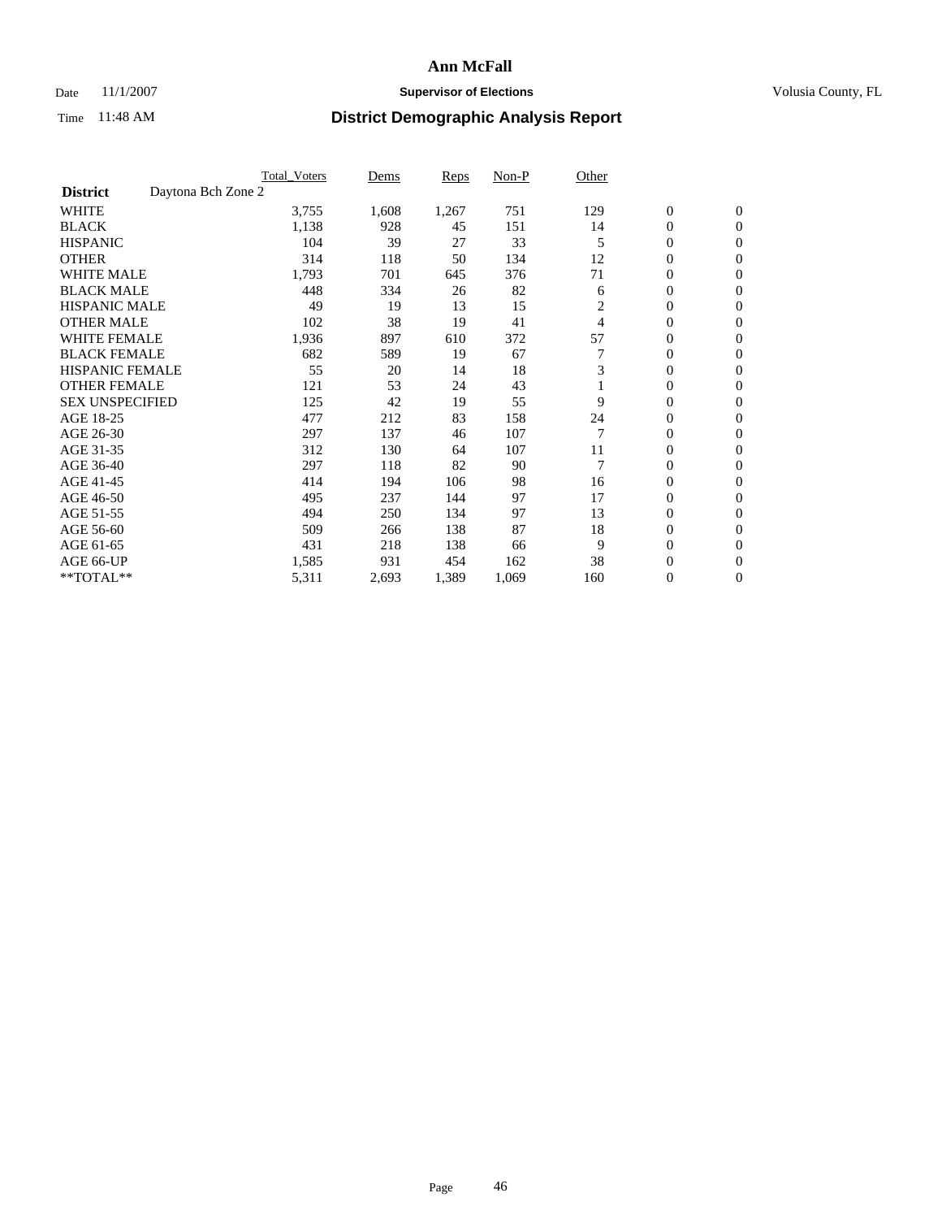# Ann McFall

Date 11/1/2007 **Supervisor of Elections** Volusia County, FL

Time 11:48 AM **District Demographic Analysis Report**

| | Total_Voters | Dems | Reps | Non-P | Other | | |
|---|---|---|---|---|---|---|---|
| **District** Daytona Bch Zone 2 | | | | | | | |
| WHITE | 3,755 | 1,608 | 1,267 | 751 | 129 | 0 | 0 |
| BLACK | 1,138 | 928 | 45 | 151 | 14 | 0 | 0 |
| HISPANIC | 104 | 39 | 27 | 33 | 5 | 0 | 0 |
| OTHER | 314 | 118 | 50 | 134 | 12 | 0 | 0 |
| WHITE MALE | 1,793 | 701 | 645 | 376 | 71 | 0 | 0 |
| BLACK MALE | 448 | 334 | 26 | 82 | 6 | 0 | 0 |
| HISPANIC MALE | 49 | 19 | 13 | 15 | 2 | 0 | 0 |
| OTHER MALE | 102 | 38 | 19 | 41 | 4 | 0 | 0 |
| WHITE FEMALE | 1,936 | 897 | 610 | 372 | 57 | 0 | 0 |
| BLACK FEMALE | 682 | 589 | 19 | 67 | 7 | 0 | 0 |
| HISPANIC FEMALE | 55 | 20 | 14 | 18 | 3 | 0 | 0 |
| OTHER FEMALE | 121 | 53 | 24 | 43 | 1 | 0 | 0 |
| SEX UNSPECIFIED | 125 | 42 | 19 | 55 | 9 | 0 | 0 |
| AGE 18-25 | 477 | 212 | 83 | 158 | 24 | 0 | 0 |
| AGE 26-30 | 297 | 137 | 46 | 107 | 7 | 0 | 0 |
| AGE 31-35 | 312 | 130 | 64 | 107 | 11 | 0 | 0 |
| AGE 36-40 | 297 | 118 | 82 | 90 | 7 | 0 | 0 |
| AGE 41-45 | 414 | 194 | 106 | 98 | 16 | 0 | 0 |
| AGE 46-50 | 495 | 237 | 144 | 97 | 17 | 0 | 0 |
| AGE 51-55 | 494 | 250 | 134 | 97 | 13 | 0 | 0 |
| AGE 56-60 | 509 | 266 | 138 | 87 | 18 | 0 | 0 |
| AGE 61-65 | 431 | 218 | 138 | 66 | 9 | 0 | 0 |
| AGE 66-UP | 1,585 | 931 | 454 | 162 | 38 | 0 | 0 |
| **TOTAL** | 5,311 | 2,693 | 1,389 | 1,069 | 160 | 0 | 0 |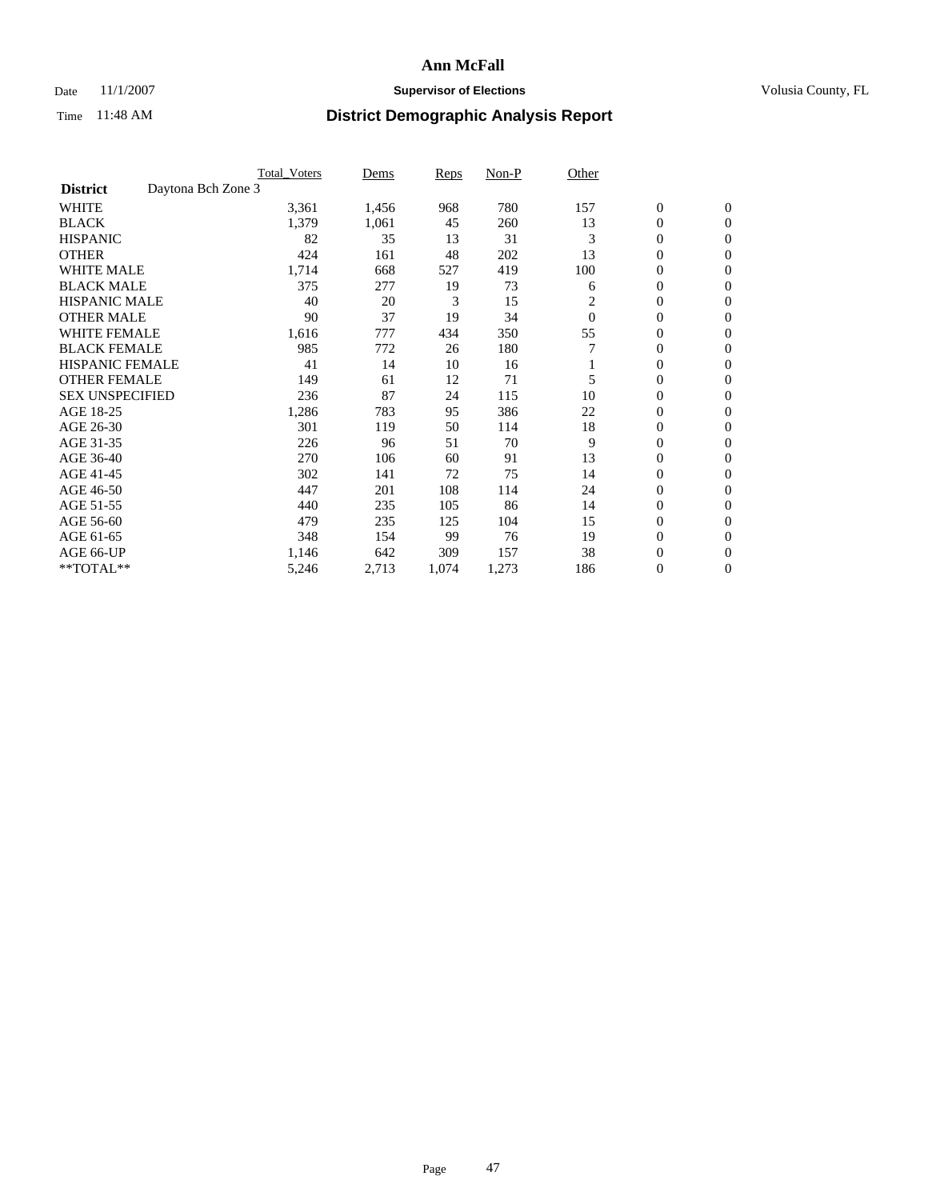# Ann McFall

Date 11/1/2007 **Supervisor of Elections** Volusia County, FL

Time 11:48 AM **District Demographic Analysis Report**

| | Total_Voters | Dems | Reps | Non-P | Other | | |
|---|---|---|---|---|---|---|---|
| **District** Daytona Bch Zone 3 | | | | | | | |
| WHITE | 3,361 | 1,456 | 968 | 780 | 157 | 0 | 0 |
| BLACK | 1,379 | 1,061 | 45 | 260 | 13 | 0 | 0 |
| HISPANIC | 82 | 35 | 13 | 31 | 3 | 0 | 0 |
| OTHER | 424 | 161 | 48 | 202 | 13 | 0 | 0 |
| WHITE MALE | 1,714 | 668 | 527 | 419 | 100 | 0 | 0 |
| BLACK MALE | 375 | 277 | 19 | 73 | 6 | 0 | 0 |
| HISPANIC MALE | 40 | 20 | 3 | 15 | 2 | 0 | 0 |
| OTHER MALE | 90 | 37 | 19 | 34 | 0 | 0 | 0 |
| WHITE FEMALE | 1,616 | 777 | 434 | 350 | 55 | 0 | 0 |
| BLACK FEMALE | 985 | 772 | 26 | 180 | 7 | 0 | 0 |
| HISPANIC FEMALE | 41 | 14 | 10 | 16 | 1 | 0 | 0 |
| OTHER FEMALE | 149 | 61 | 12 | 71 | 5 | 0 | 0 |
| SEX UNSPECIFIED | 236 | 87 | 24 | 115 | 10 | 0 | 0 |
| AGE 18-25 | 1,286 | 783 | 95 | 386 | 22 | 0 | 0 |
| AGE 26-30 | 301 | 119 | 50 | 114 | 18 | 0 | 0 |
| AGE 31-35 | 226 | 96 | 51 | 70 | 9 | 0 | 0 |
| AGE 36-40 | 270 | 106 | 60 | 91 | 13 | 0 | 0 |
| AGE 41-45 | 302 | 141 | 72 | 75 | 14 | 0 | 0 |
| AGE 46-50 | 447 | 201 | 108 | 114 | 24 | 0 | 0 |
| AGE 51-55 | 440 | 235 | 105 | 86 | 14 | 0 | 0 |
| AGE 56-60 | 479 | 235 | 125 | 104 | 15 | 0 | 0 |
| AGE 61-65 | 348 | 154 | 99 | 76 | 19 | 0 | 0 |
| AGE 66-UP | 1,146 | 642 | 309 | 157 | 38 | 0 | 0 |
| **TOTAL** | 5,246 | 2,713 | 1,074 | 1,273 | 186 | 0 | 0 |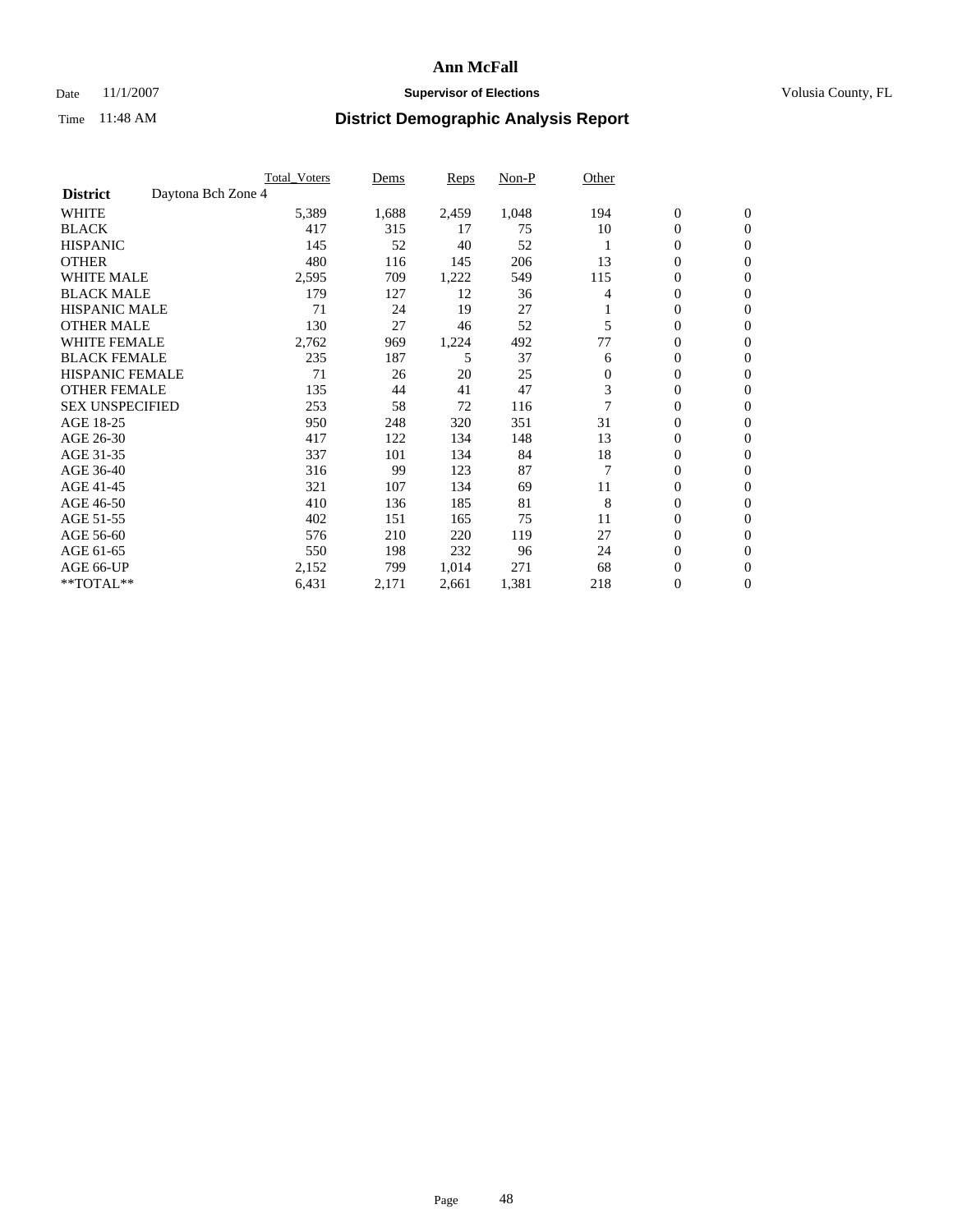# Ann McFall

Date 11/1/2007 **Supervisor of Elections** Volusia County, FL

Time 11:48 AM **District Demographic Analysis Report**

| | Total_Voters | Dems | Reps | Non-P | Other | | |
|---|---|---|---|---|---|---|---|
| **District** Daytona Bch Zone 4 | | | | | | | |
| WHITE | 5,389 | 1,688 | 2,459 | 1,048 | 194 | 0 | 0 |
| BLACK | 417 | 315 | 17 | 75 | 10 | 0 | 0 |
| HISPANIC | 145 | 52 | 40 | 52 | 1 | 0 | 0 |
| OTHER | 480 | 116 | 145 | 206 | 13 | 0 | 0 |
| WHITE MALE | 2,595 | 709 | 1,222 | 549 | 115 | 0 | 0 |
| BLACK MALE | 179 | 127 | 12 | 36 | 4 | 0 | 0 |
| HISPANIC MALE | 71 | 24 | 19 | 27 | 1 | 0 | 0 |
| OTHER MALE | 130 | 27 | 46 | 52 | 5 | 0 | 0 |
| WHITE FEMALE | 2,762 | 969 | 1,224 | 492 | 77 | 0 | 0 |
| BLACK FEMALE | 235 | 187 | 5 | 37 | 6 | 0 | 0 |
| HISPANIC FEMALE | 71 | 26 | 20 | 25 | 0 | 0 | 0 |
| OTHER FEMALE | 135 | 44 | 41 | 47 | 3 | 0 | 0 |
| SEX UNSPECIFIED | 253 | 58 | 72 | 116 | 7 | 0 | 0 |
| AGE 18-25 | 950 | 248 | 320 | 351 | 31 | 0 | 0 |
| AGE 26-30 | 417 | 122 | 134 | 148 | 13 | 0 | 0 |
| AGE 31-35 | 337 | 101 | 134 | 84 | 18 | 0 | 0 |
| AGE 36-40 | 316 | 99 | 123 | 87 | 7 | 0 | 0 |
| AGE 41-45 | 321 | 107 | 134 | 69 | 11 | 0 | 0 |
| AGE 46-50 | 410 | 136 | 185 | 81 | 8 | 0 | 0 |
| AGE 51-55 | 402 | 151 | 165 | 75 | 11 | 0 | 0 |
| AGE 56-60 | 576 | 210 | 220 | 119 | 27 | 0 | 0 |
| AGE 61-65 | 550 | 198 | 232 | 96 | 24 | 0 | 0 |
| AGE 66-UP | 2,152 | 799 | 1,014 | 271 | 68 | 0 | 0 |
| **TOTAL** | 6,431 | 2,171 | 2,661 | 1,381 | 218 | 0 | 0 |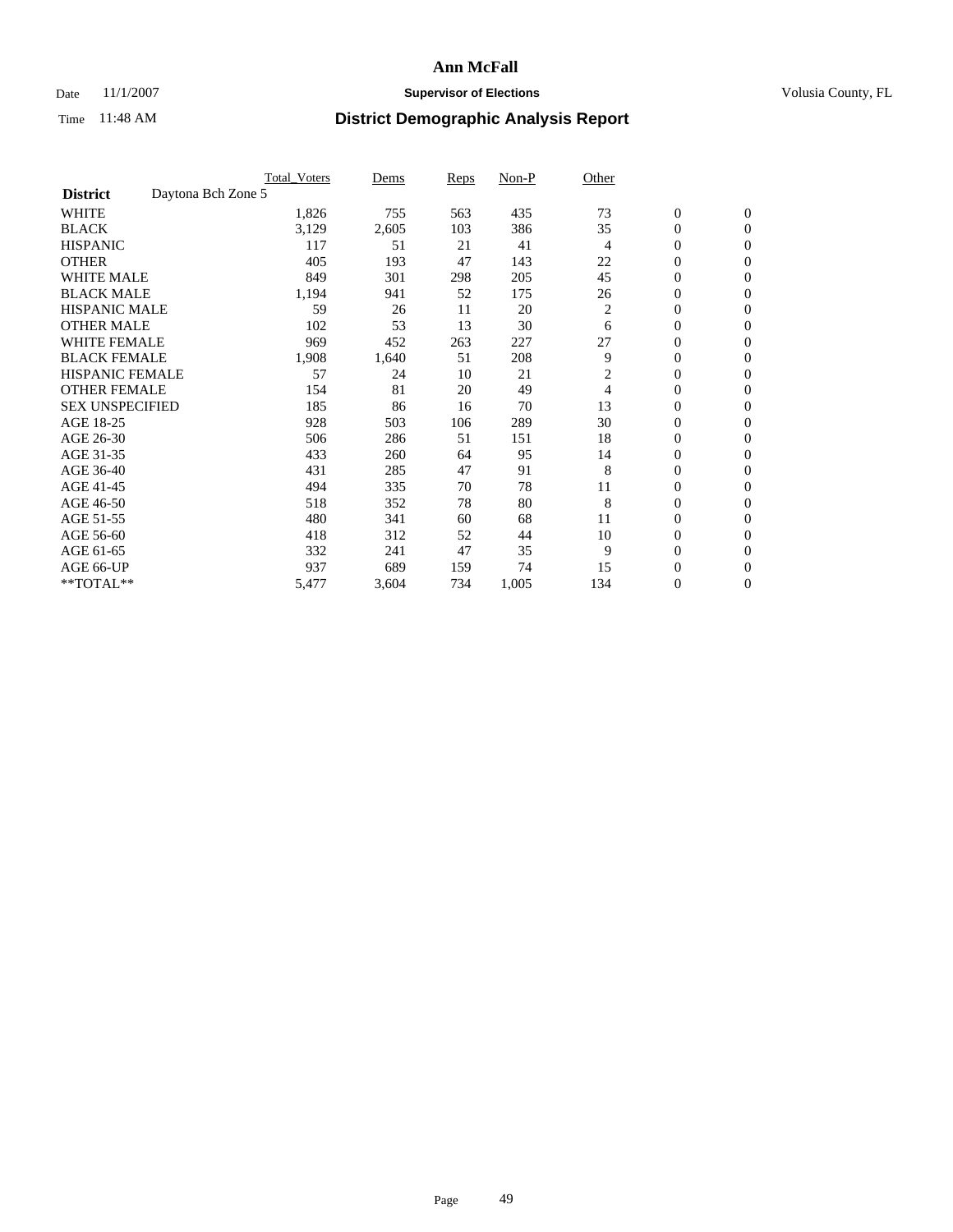# Ann McFall

Date 11/1/2007 **Supervisor of Elections** Volusia County, FL

Time 11:48 AM **District Demographic Analysis Report**

| | Total_Voters | Dems | Reps | Non-P | Other | | |
|---|---|---|---|---|---|---|---|
| **District** Daytona Bch Zone 5 | | | | | | | |
| WHITE | 1,826 | 755 | 563 | 435 | 73 | 0 | 0 |
| BLACK | 3,129 | 2,605 | 103 | 386 | 35 | 0 | 0 |
| HISPANIC | 117 | 51 | 21 | 41 | 4 | 0 | 0 |
| OTHER | 405 | 193 | 47 | 143 | 22 | 0 | 0 |
| WHITE MALE | 849 | 301 | 298 | 205 | 45 | 0 | 0 |
| BLACK MALE | 1,194 | 941 | 52 | 175 | 26 | 0 | 0 |
| HISPANIC MALE | 59 | 26 | 11 | 20 | 2 | 0 | 0 |
| OTHER MALE | 102 | 53 | 13 | 30 | 6 | 0 | 0 |
| WHITE FEMALE | 969 | 452 | 263 | 227 | 27 | 0 | 0 |
| BLACK FEMALE | 1,908 | 1,640 | 51 | 208 | 9 | 0 | 0 |
| HISPANIC FEMALE | 57 | 24 | 10 | 21 | 2 | 0 | 0 |
| OTHER FEMALE | 154 | 81 | 20 | 49 | 4 | 0 | 0 |
| SEX UNSPECIFIED | 185 | 86 | 16 | 70 | 13 | 0 | 0 |
| AGE 18-25 | 928 | 503 | 106 | 289 | 30 | 0 | 0 |
| AGE 26-30 | 506 | 286 | 51 | 151 | 18 | 0 | 0 |
| AGE 31-35 | 433 | 260 | 64 | 95 | 14 | 0 | 0 |
| AGE 36-40 | 431 | 285 | 47 | 91 | 8 | 0 | 0 |
| AGE 41-45 | 494 | 335 | 70 | 78 | 11 | 0 | 0 |
| AGE 46-50 | 518 | 352 | 78 | 80 | 8 | 0 | 0 |
| AGE 51-55 | 480 | 341 | 60 | 68 | 11 | 0 | 0 |
| AGE 56-60 | 418 | 312 | 52 | 44 | 10 | 0 | 0 |
| AGE 61-65 | 332 | 241 | 47 | 35 | 9 | 0 | 0 |
| AGE 66-UP | 937 | 689 | 159 | 74 | 15 | 0 | 0 |
| **TOTAL** | 5,477 | 3,604 | 734 | 1,005 | 134 | 0 | 0 |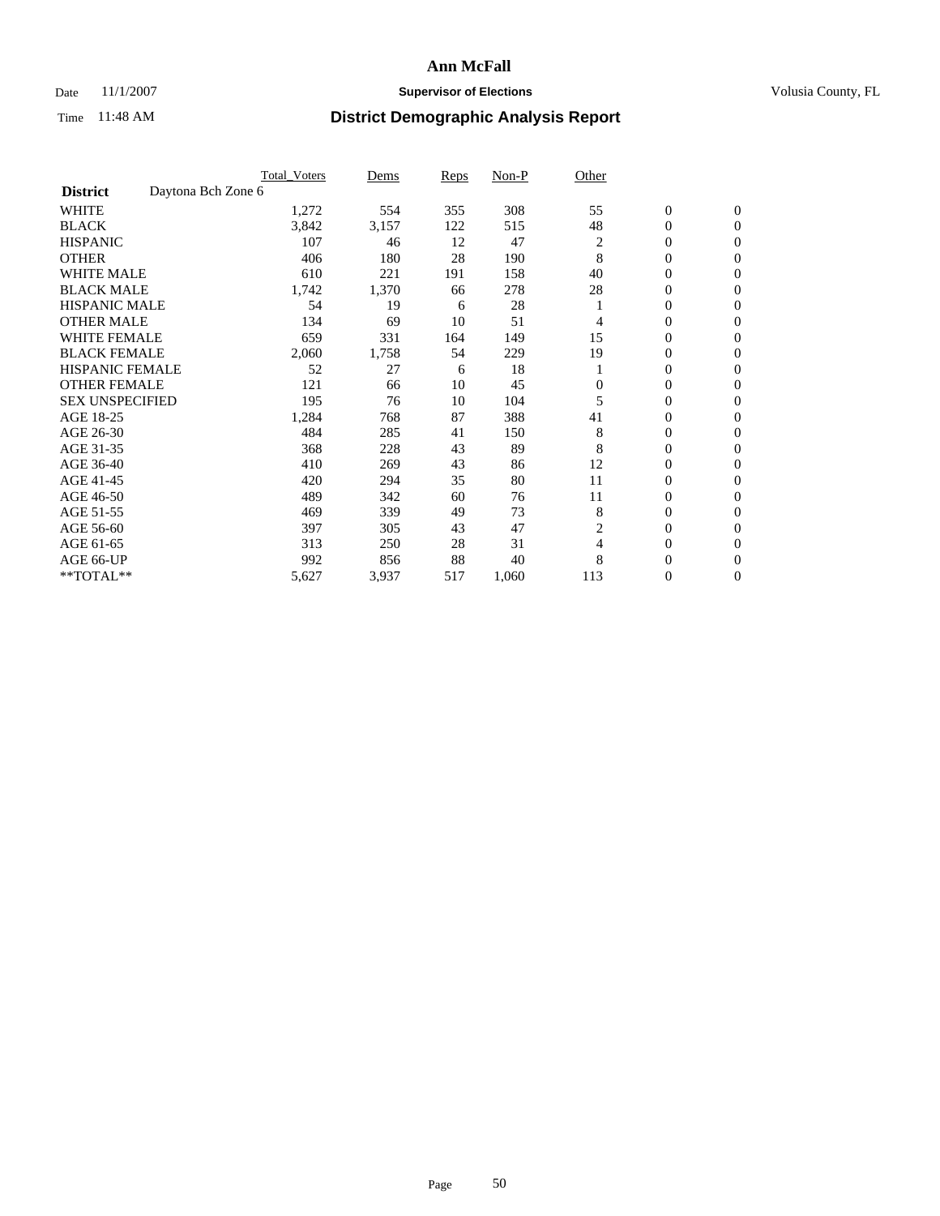# Ann McFall

Date 11/1/2007 **Supervisor of Elections** Volusia County, FL

Time 11:48 AM **District Demographic Analysis Report**

| | Total_Voters | Dems | Reps | Non-P | Other | | |
|---|---|---|---|---|---|---|---|
| **District** Daytona Bch Zone 6 | | | | | | | |
| WHITE | 1,272 | 554 | 355 | 308 | 55 | 0 | 0 |
| BLACK | 3,842 | 3,157 | 122 | 515 | 48 | 0 | 0 |
| HISPANIC | 107 | 46 | 12 | 47 | 2 | 0 | 0 |
| OTHER | 406 | 180 | 28 | 190 | 8 | 0 | 0 |
| WHITE MALE | 610 | 221 | 191 | 158 | 40 | 0 | 0 |
| BLACK MALE | 1,742 | 1,370 | 66 | 278 | 28 | 0 | 0 |
| HISPANIC MALE | 54 | 19 | 6 | 28 | 1 | 0 | 0 |
| OTHER MALE | 134 | 69 | 10 | 51 | 4 | 0 | 0 |
| WHITE FEMALE | 659 | 331 | 164 | 149 | 15 | 0 | 0 |
| BLACK FEMALE | 2,060 | 1,758 | 54 | 229 | 19 | 0 | 0 |
| HISPANIC FEMALE | 52 | 27 | 6 | 18 | 1 | 0 | 0 |
| OTHER FEMALE | 121 | 66 | 10 | 45 | 0 | 0 | 0 |
| SEX UNSPECIFIED | 195 | 76 | 10 | 104 | 5 | 0 | 0 |
| AGE 18-25 | 1,284 | 768 | 87 | 388 | 41 | 0 | 0 |
| AGE 26-30 | 484 | 285 | 41 | 150 | 8 | 0 | 0 |
| AGE 31-35 | 368 | 228 | 43 | 89 | 8 | 0 | 0 |
| AGE 36-40 | 410 | 269 | 43 | 86 | 12 | 0 | 0 |
| AGE 41-45 | 420 | 294 | 35 | 80 | 11 | 0 | 0 |
| AGE 46-50 | 489 | 342 | 60 | 76 | 11 | 0 | 0 |
| AGE 51-55 | 469 | 339 | 49 | 73 | 8 | 0 | 0 |
| AGE 56-60 | 397 | 305 | 43 | 47 | 2 | 0 | 0 |
| AGE 61-65 | 313 | 250 | 28 | 31 | 4 | 0 | 0 |
| AGE 66-UP | 992 | 856 | 88 | 40 | 8 | 0 | 0 |
| **TOTAL** | 5,627 | 3,937 | 517 | 1,060 | 113 | 0 | 0 |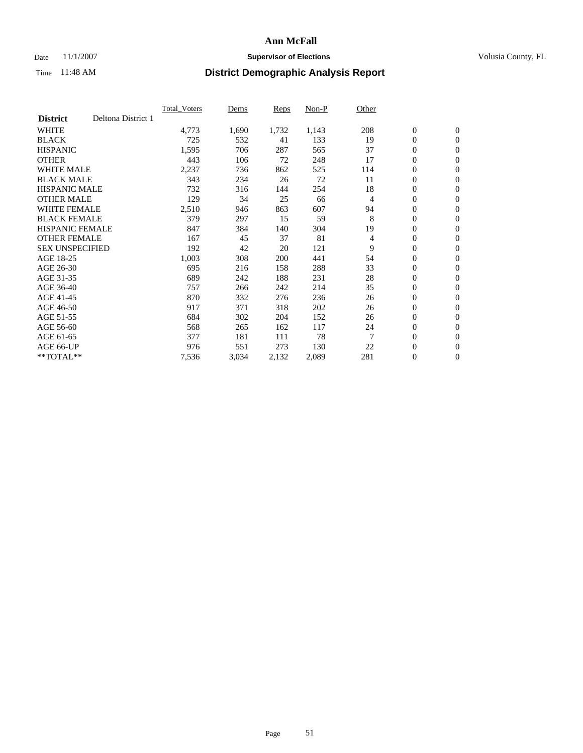# Ann McFall

Date 11/1/2007 **Supervisor of Elections** Volusia County, FL

Time 11:48 AM **District Demographic Analysis Report**

| | Total_Voters | Dems | Reps | Non-P | Other | | |
|---|---|---|---|---|---|---|---|
| **District** Deltona District 1 | | | | | | | |
| WHITE | 4,773 | 1,690 | 1,732 | 1,143 | 208 | 0 | 0 |
| BLACK | 725 | 532 | 41 | 133 | 19 | 0 | 0 |
| HISPANIC | 1,595 | 706 | 287 | 565 | 37 | 0 | 0 |
| OTHER | 443 | 106 | 72 | 248 | 17 | 0 | 0 |
| WHITE MALE | 2,237 | 736 | 862 | 525 | 114 | 0 | 0 |
| BLACK MALE | 343 | 234 | 26 | 72 | 11 | 0 | 0 |
| HISPANIC MALE | 732 | 316 | 144 | 254 | 18 | 0 | 0 |
| OTHER MALE | 129 | 34 | 25 | 66 | 4 | 0 | 0 |
| WHITE FEMALE | 2,510 | 946 | 863 | 607 | 94 | 0 | 0 |
| BLACK FEMALE | 379 | 297 | 15 | 59 | 8 | 0 | 0 |
| HISPANIC FEMALE | 847 | 384 | 140 | 304 | 19 | 0 | 0 |
| OTHER FEMALE | 167 | 45 | 37 | 81 | 4 | 0 | 0 |
| SEX UNSPECIFIED | 192 | 42 | 20 | 121 | 9 | 0 | 0 |
| AGE 18-25 | 1,003 | 308 | 200 | 441 | 54 | 0 | 0 |
| AGE 26-30 | 695 | 216 | 158 | 288 | 33 | 0 | 0 |
| AGE 31-35 | 689 | 242 | 188 | 231 | 28 | 0 | 0 |
| AGE 36-40 | 757 | 266 | 242 | 214 | 35 | 0 | 0 |
| AGE 41-45 | 870 | 332 | 276 | 236 | 26 | 0 | 0 |
| AGE 46-50 | 917 | 371 | 318 | 202 | 26 | 0 | 0 |
| AGE 51-55 | 684 | 302 | 204 | 152 | 26 | 0 | 0 |
| AGE 56-60 | 568 | 265 | 162 | 117 | 24 | 0 | 0 |
| AGE 61-65 | 377 | 181 | 111 | 78 | 7 | 0 | 0 |
| AGE 66-UP | 976 | 551 | 273 | 130 | 22 | 0 | 0 |
| **TOTAL** | 7,536 | 3,034 | 2,132 | 2,089 | 281 | 0 | 0 |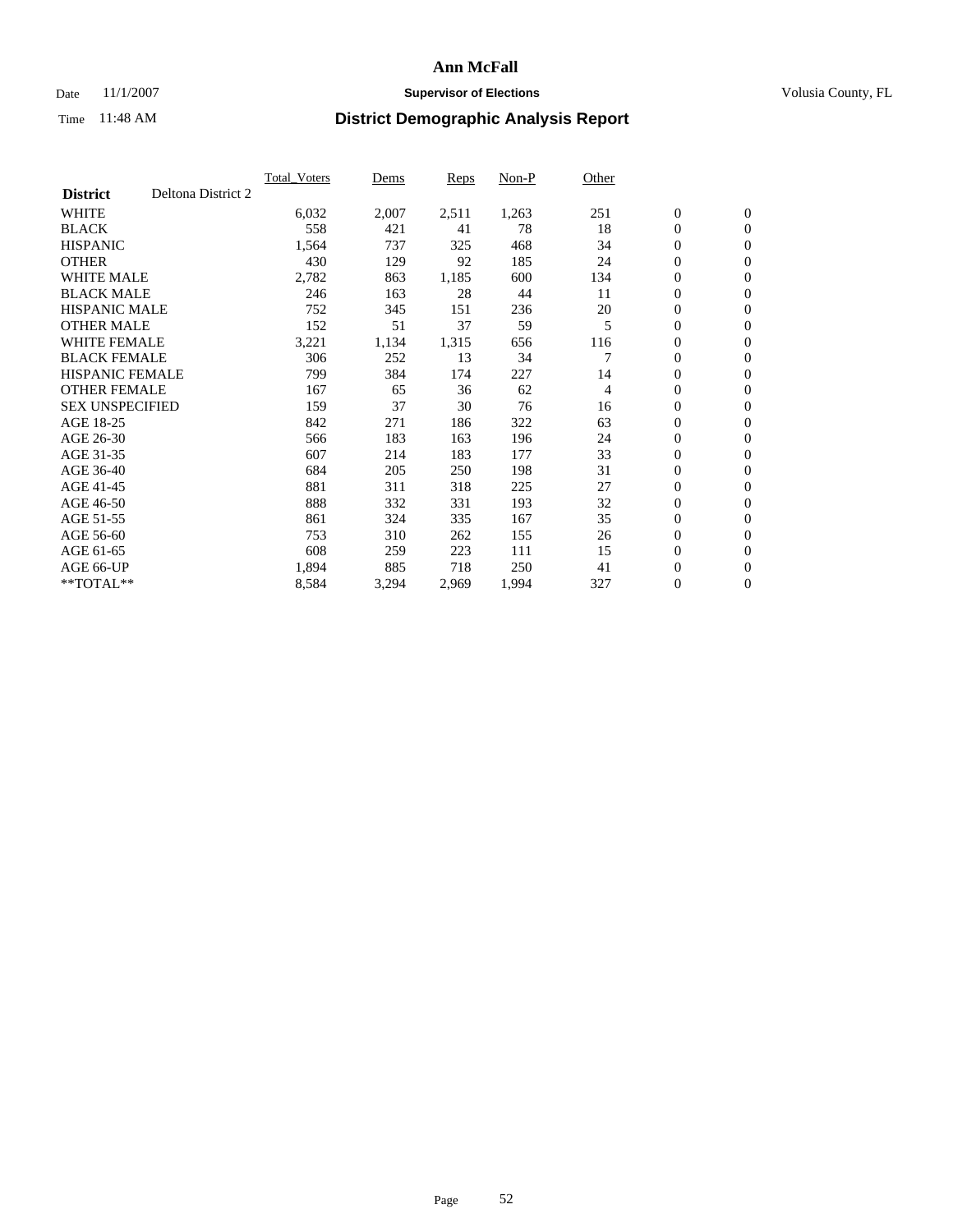# Ann McFall

Date 11/1/2007 **Supervisor of Elections** Volusia County, FL

Time 11:48 AM **District Demographic Analysis Report**

| | Total_Voters | Dems | Reps | Non-P | Other | | |
|---|---|---|---|---|---|---|---|
| **District** Deltona District 2 | | | | | | | |
| WHITE | 6,032 | 2,007 | 2,511 | 1,263 | 251 | 0 | 0 |
| BLACK | 558 | 421 | 41 | 78 | 18 | 0 | 0 |
| HISPANIC | 1,564 | 737 | 325 | 468 | 34 | 0 | 0 |
| OTHER | 430 | 129 | 92 | 185 | 24 | 0 | 0 |
| WHITE MALE | 2,782 | 863 | 1,185 | 600 | 134 | 0 | 0 |
| BLACK MALE | 246 | 163 | 28 | 44 | 11 | 0 | 0 |
| HISPANIC MALE | 752 | 345 | 151 | 236 | 20 | 0 | 0 |
| OTHER MALE | 152 | 51 | 37 | 59 | 5 | 0 | 0 |
| WHITE FEMALE | 3,221 | 1,134 | 1,315 | 656 | 116 | 0 | 0 |
| BLACK FEMALE | 306 | 252 | 13 | 34 | 7 | 0 | 0 |
| HISPANIC FEMALE | 799 | 384 | 174 | 227 | 14 | 0 | 0 |
| OTHER FEMALE | 167 | 65 | 36 | 62 | 4 | 0 | 0 |
| SEX UNSPECIFIED | 159 | 37 | 30 | 76 | 16 | 0 | 0 |
| AGE 18-25 | 842 | 271 | 186 | 322 | 63 | 0 | 0 |
| AGE 26-30 | 566 | 183 | 163 | 196 | 24 | 0 | 0 |
| AGE 31-35 | 607 | 214 | 183 | 177 | 33 | 0 | 0 |
| AGE 36-40 | 684 | 205 | 250 | 198 | 31 | 0 | 0 |
| AGE 41-45 | 881 | 311 | 318 | 225 | 27 | 0 | 0 |
| AGE 46-50 | 888 | 332 | 331 | 193 | 32 | 0 | 0 |
| AGE 51-55 | 861 | 324 | 335 | 167 | 35 | 0 | 0 |
| AGE 56-60 | 753 | 310 | 262 | 155 | 26 | 0 | 0 |
| AGE 61-65 | 608 | 259 | 223 | 111 | 15 | 0 | 0 |
| AGE 66-UP | 1,894 | 885 | 718 | 250 | 41 | 0 | 0 |
| **TOTAL** | 8,584 | 3,294 | 2,969 | 1,994 | 327 | 0 | 0 |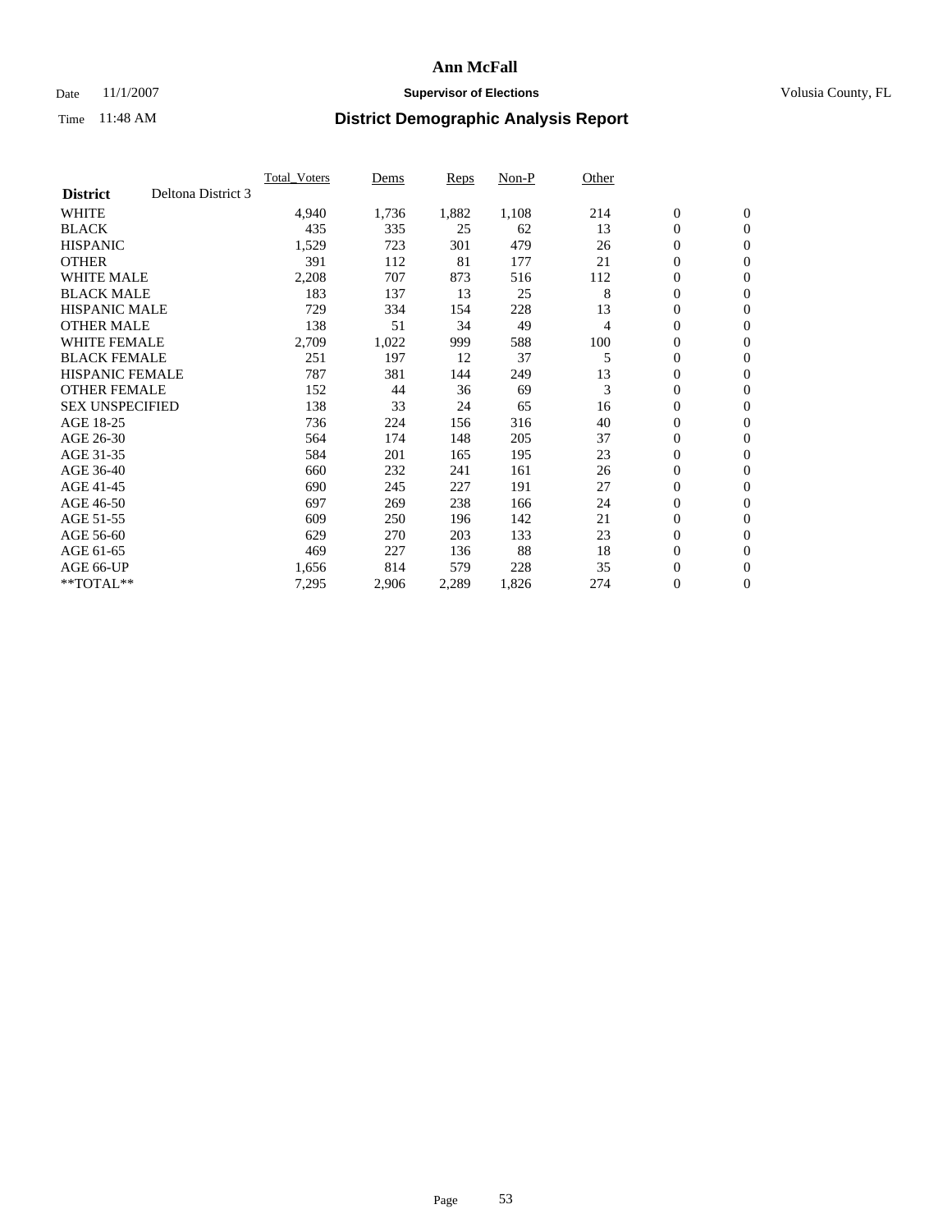# Ann McFall

Date 11/1/2007 **Supervisor of Elections** Volusia County, FL

Time 11:48 AM **District Demographic Analysis Report**

| **District** Deltona District 3 | Total_Voters | Dems | Reps | Non-P | Other | | |
|---|---|---|---|---|---|---|---|
| WHITE | 4,940 | 1,736 | 1,882 | 1,108 | 214 | 0 | 0 |
| BLACK | 435 | 335 | 25 | 62 | 13 | 0 | 0 |
| HISPANIC | 1,529 | 723 | 301 | 479 | 26 | 0 | 0 |
| OTHER | 391 | 112 | 81 | 177 | 21 | 0 | 0 |
| WHITE MALE | 2,208 | 707 | 873 | 516 | 112 | 0 | 0 |
| BLACK MALE | 183 | 137 | 13 | 25 | 8 | 0 | 0 |
| HISPANIC MALE | 729 | 334 | 154 | 228 | 13 | 0 | 0 |
| OTHER MALE | 138 | 51 | 34 | 49 | 4 | 0 | 0 |
| WHITE FEMALE | 2,709 | 1,022 | 999 | 588 | 100 | 0 | 0 |
| BLACK FEMALE | 251 | 197 | 12 | 37 | 5 | 0 | 0 |
| HISPANIC FEMALE | 787 | 381 | 144 | 249 | 13 | 0 | 0 |
| OTHER FEMALE | 152 | 44 | 36 | 69 | 3 | 0 | 0 |
| SEX UNSPECIFIED | 138 | 33 | 24 | 65 | 16 | 0 | 0 |
| AGE 18-25 | 736 | 224 | 156 | 316 | 40 | 0 | 0 |
| AGE 26-30 | 564 | 174 | 148 | 205 | 37 | 0 | 0 |
| AGE 31-35 | 584 | 201 | 165 | 195 | 23 | 0 | 0 |
| AGE 36-40 | 660 | 232 | 241 | 161 | 26 | 0 | 0 |
| AGE 41-45 | 690 | 245 | 227 | 191 | 27 | 0 | 0 |
| AGE 46-50 | 697 | 269 | 238 | 166 | 24 | 0 | 0 |
| AGE 51-55 | 609 | 250 | 196 | 142 | 21 | 0 | 0 |
| AGE 56-60 | 629 | 270 | 203 | 133 | 23 | 0 | 0 |
| AGE 61-65 | 469 | 227 | 136 | 88 | 18 | 0 | 0 |
| AGE 66-UP | 1,656 | 814 | 579 | 228 | 35 | 0 | 0 |
| **TOTAL** | 7,295 | 2,906 | 2,289 | 1,826 | 274 | 0 | 0 |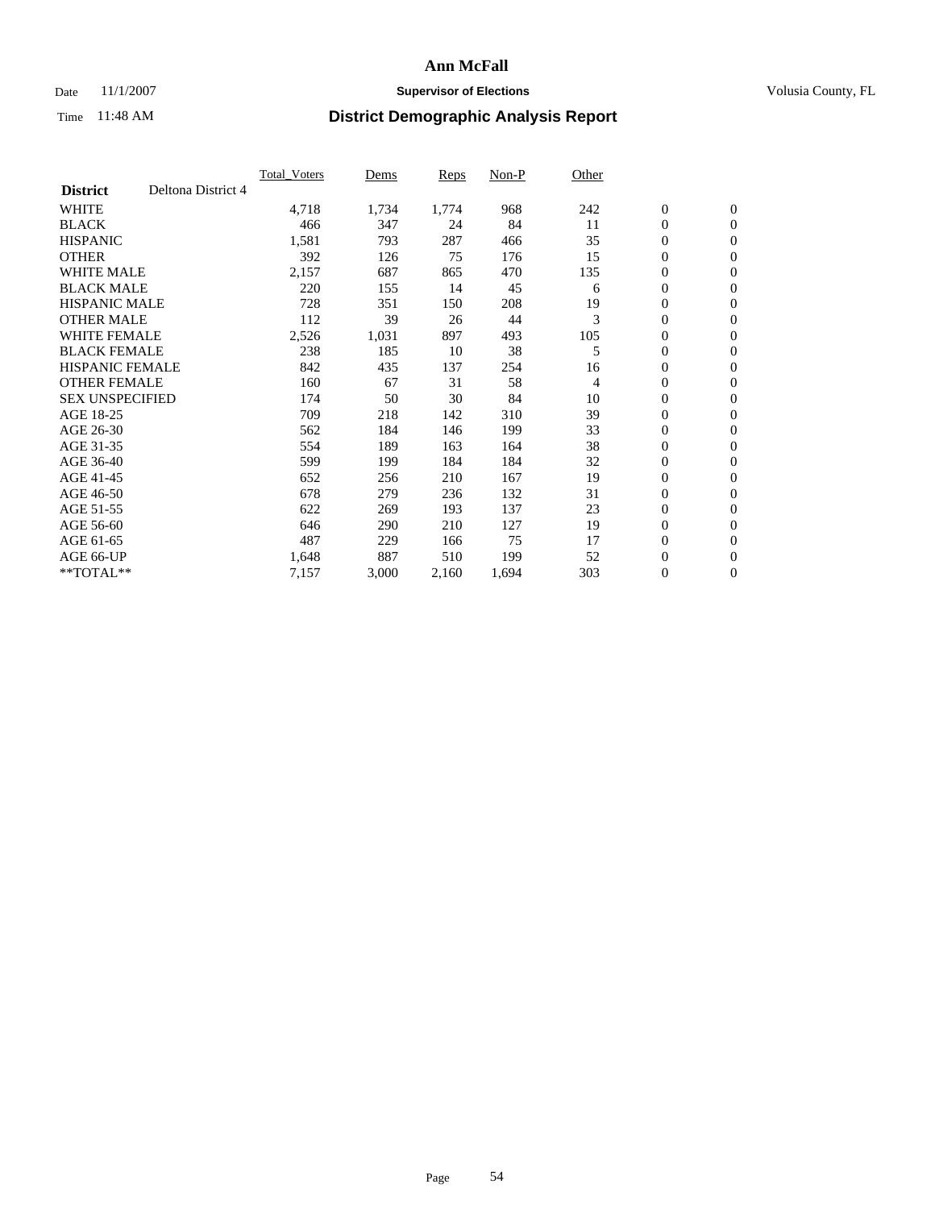# Ann McFall

Date 11/1/2007 **Supervisor of Elections** Volusia County, FL

Time 11:48 AM **District Demographic Analysis Report**

| | Total_Voters | Dems | Reps | Non-P | Other | | |
|---|---|---|---|---|---|---|---|
| **District** Deltona District 4 | | | | | | | |
| WHITE | 4,718 | 1,734 | 1,774 | 968 | 242 | 0 | 0 |
| BLACK | 466 | 347 | 24 | 84 | 11 | 0 | 0 |
| HISPANIC | 1,581 | 793 | 287 | 466 | 35 | 0 | 0 |
| OTHER | 392 | 126 | 75 | 176 | 15 | 0 | 0 |
| WHITE MALE | 2,157 | 687 | 865 | 470 | 135 | 0 | 0 |
| BLACK MALE | 220 | 155 | 14 | 45 | 6 | 0 | 0 |
| HISPANIC MALE | 728 | 351 | 150 | 208 | 19 | 0 | 0 |
| OTHER MALE | 112 | 39 | 26 | 44 | 3 | 0 | 0 |
| WHITE FEMALE | 2,526 | 1,031 | 897 | 493 | 105 | 0 | 0 |
| BLACK FEMALE | 238 | 185 | 10 | 38 | 5 | 0 | 0 |
| HISPANIC FEMALE | 842 | 435 | 137 | 254 | 16 | 0 | 0 |
| OTHER FEMALE | 160 | 67 | 31 | 58 | 4 | 0 | 0 |
| SEX UNSPECIFIED | 174 | 50 | 30 | 84 | 10 | 0 | 0 |
| AGE 18-25 | 709 | 218 | 142 | 310 | 39 | 0 | 0 |
| AGE 26-30 | 562 | 184 | 146 | 199 | 33 | 0 | 0 |
| AGE 31-35 | 554 | 189 | 163 | 164 | 38 | 0 | 0 |
| AGE 36-40 | 599 | 199 | 184 | 184 | 32 | 0 | 0 |
| AGE 41-45 | 652 | 256 | 210 | 167 | 19 | 0 | 0 |
| AGE 46-50 | 678 | 279 | 236 | 132 | 31 | 0 | 0 |
| AGE 51-55 | 622 | 269 | 193 | 137 | 23 | 0 | 0 |
| AGE 56-60 | 646 | 290 | 210 | 127 | 19 | 0 | 0 |
| AGE 61-65 | 487 | 229 | 166 | 75 | 17 | 0 | 0 |
| AGE 66-UP | 1,648 | 887 | 510 | 199 | 52 | 0 | 0 |
| **TOTAL** | 7,157 | 3,000 | 2,160 | 1,694 | 303 | 0 | 0 |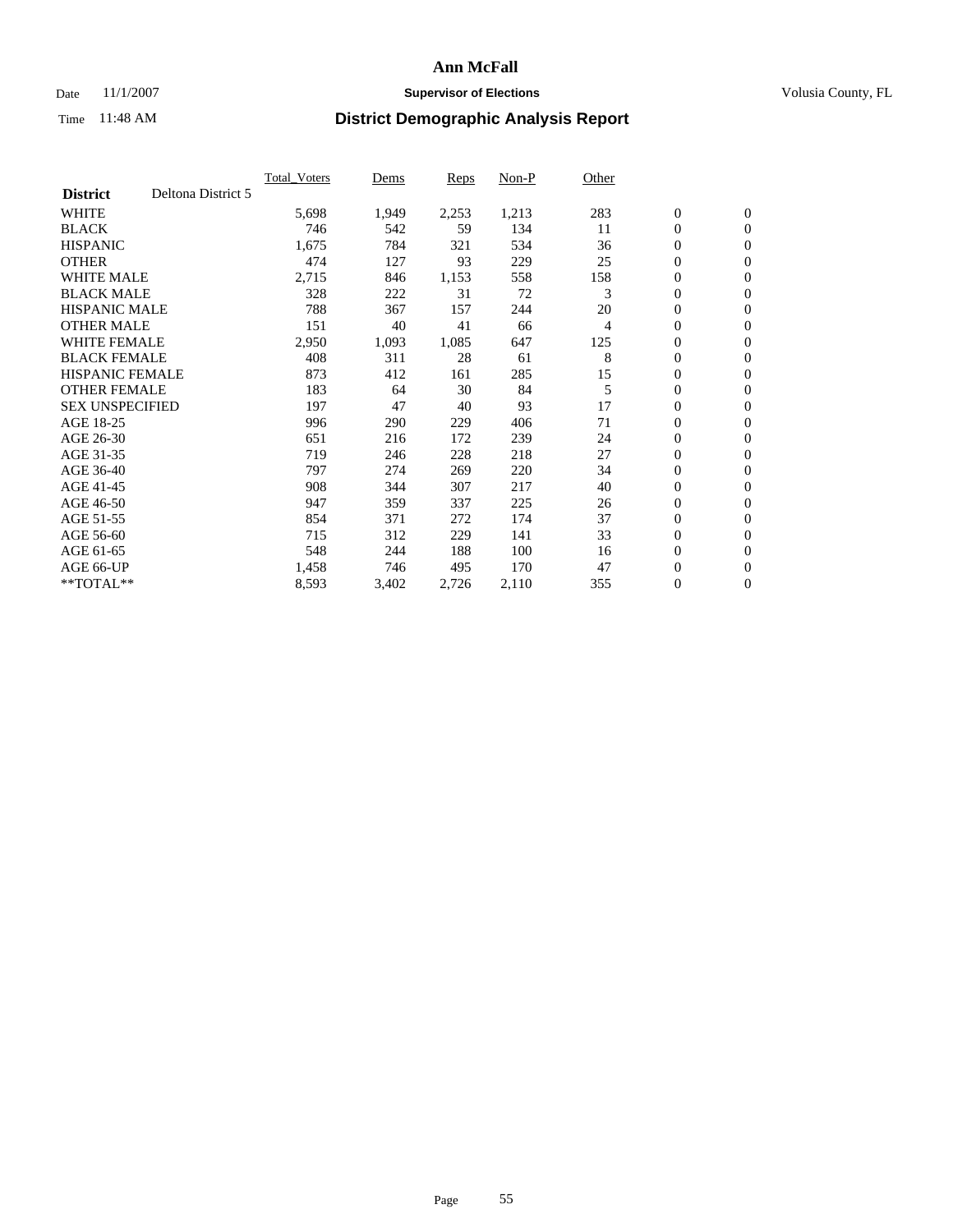# Ann McFall

Date 11/1/2007 **Supervisor of Elections** Volusia County, FL

Time 11:48 AM **District Demographic Analysis Report**

| | Total_Voters | Dems | Reps | Non-P | Other | | |
|---|---|---|---|---|---|---|---|
| **District** Deltona District 5 | | | | | | | |
| WHITE | 5,698 | 1,949 | 2,253 | 1,213 | 283 | 0 | 0 |
| BLACK | 746 | 542 | 59 | 134 | 11 | 0 | 0 |
| HISPANIC | 1,675 | 784 | 321 | 534 | 36 | 0 | 0 |
| OTHER | 474 | 127 | 93 | 229 | 25 | 0 | 0 |
| WHITE MALE | 2,715 | 846 | 1,153 | 558 | 158 | 0 | 0 |
| BLACK MALE | 328 | 222 | 31 | 72 | 3 | 0 | 0 |
| HISPANIC MALE | 788 | 367 | 157 | 244 | 20 | 0 | 0 |
| OTHER MALE | 151 | 40 | 41 | 66 | 4 | 0 | 0 |
| WHITE FEMALE | 2,950 | 1,093 | 1,085 | 647 | 125 | 0 | 0 |
| BLACK FEMALE | 408 | 311 | 28 | 61 | 8 | 0 | 0 |
| HISPANIC FEMALE | 873 | 412 | 161 | 285 | 15 | 0 | 0 |
| OTHER FEMALE | 183 | 64 | 30 | 84 | 5 | 0 | 0 |
| SEX UNSPECIFIED | 197 | 47 | 40 | 93 | 17 | 0 | 0 |
| AGE 18-25 | 996 | 290 | 229 | 406 | 71 | 0 | 0 |
| AGE 26-30 | 651 | 216 | 172 | 239 | 24 | 0 | 0 |
| AGE 31-35 | 719 | 246 | 228 | 218 | 27 | 0 | 0 |
| AGE 36-40 | 797 | 274 | 269 | 220 | 34 | 0 | 0 |
| AGE 41-45 | 908 | 344 | 307 | 217 | 40 | 0 | 0 |
| AGE 46-50 | 947 | 359 | 337 | 225 | 26 | 0 | 0 |
| AGE 51-55 | 854 | 371 | 272 | 174 | 37 | 0 | 0 |
| AGE 56-60 | 715 | 312 | 229 | 141 | 33 | 0 | 0 |
| AGE 61-65 | 548 | 244 | 188 | 100 | 16 | 0 | 0 |
| AGE 66-UP | 1,458 | 746 | 495 | 170 | 47 | 0 | 0 |
| **TOTAL** | 8,593 | 3,402 | 2,726 | 2,110 | 355 | 0 | 0 |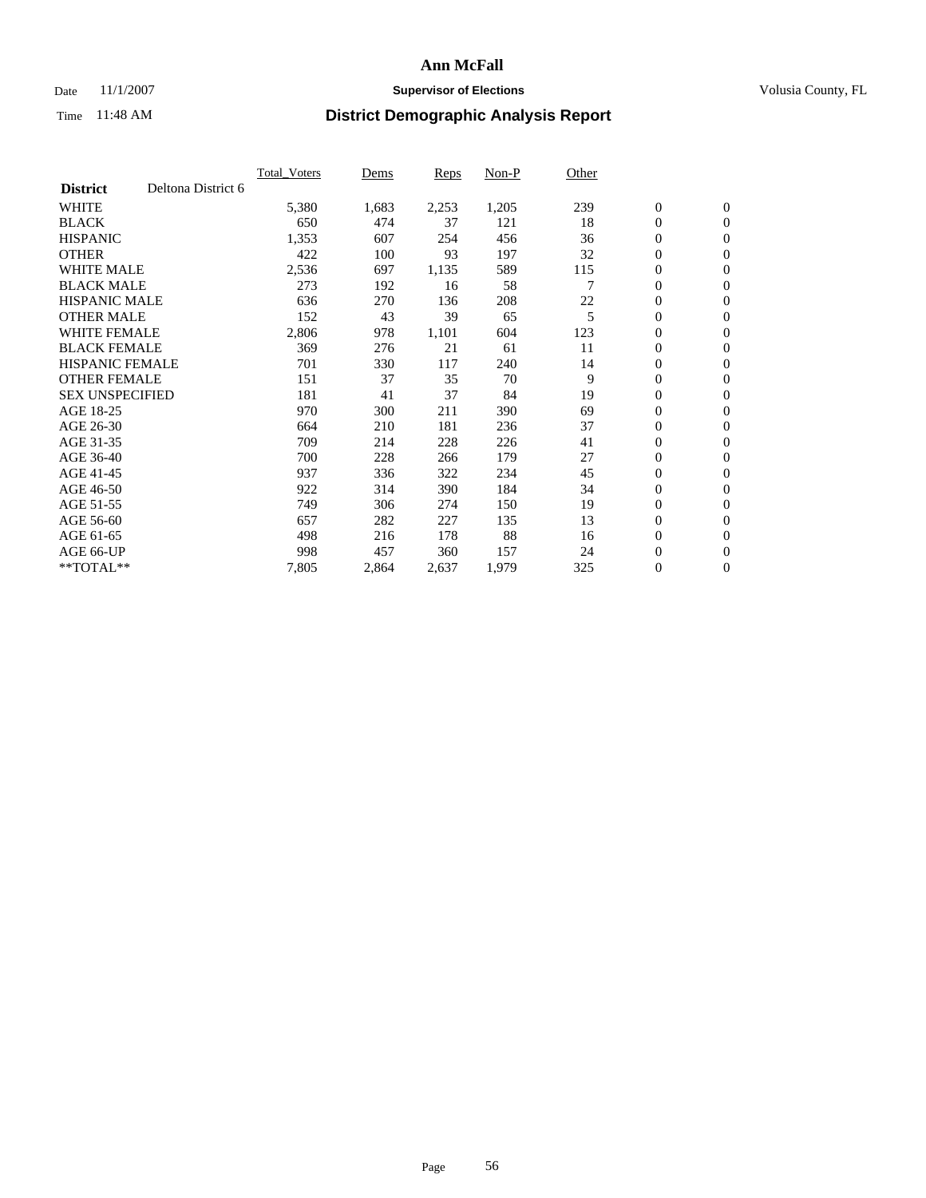# Ann McFall

Date 11/1/2007 **Supervisor of Elections** Volusia County, FL

Time 11:48 AM **District Demographic Analysis Report**

| | | Total_Voters | Dems | Reps | Non-P | Other | | |
|---|---|---|---|---|---|---|---|---|
| **District** | Deltona District 6 | | | | | | | |
| WHITE | | 5,380 | 1,683 | 2,253 | 1,205 | 239 | 0 | 0 |
| BLACK | | 650 | 474 | 37 | 121 | 18 | 0 | 0 |
| HISPANIC | | 1,353 | 607 | 254 | 456 | 36 | 0 | 0 |
| OTHER | | 422 | 100 | 93 | 197 | 32 | 0 | 0 |
| WHITE MALE | | 2,536 | 697 | 1,135 | 589 | 115 | 0 | 0 |
| BLACK MALE | | 273 | 192 | 16 | 58 | 7 | 0 | 0 |
| HISPANIC MALE | | 636 | 270 | 136 | 208 | 22 | 0 | 0 |
| OTHER MALE | | 152 | 43 | 39 | 65 | 5 | 0 | 0 |
| WHITE FEMALE | | 2,806 | 978 | 1,101 | 604 | 123 | 0 | 0 |
| BLACK FEMALE | | 369 | 276 | 21 | 61 | 11 | 0 | 0 |
| HISPANIC FEMALE | | 701 | 330 | 117 | 240 | 14 | 0 | 0 |
| OTHER FEMALE | | 151 | 37 | 35 | 70 | 9 | 0 | 0 |
| SEX UNSPECIFIED | | 181 | 41 | 37 | 84 | 19 | 0 | 0 |
| AGE 18-25 | | 970 | 300 | 211 | 390 | 69 | 0 | 0 |
| AGE 26-30 | | 664 | 210 | 181 | 236 | 37 | 0 | 0 |
| AGE 31-35 | | 709 | 214 | 228 | 226 | 41 | 0 | 0 |
| AGE 36-40 | | 700 | 228 | 266 | 179 | 27 | 0 | 0 |
| AGE 41-45 | | 937 | 336 | 322 | 234 | 45 | 0 | 0 |
| AGE 46-50 | | 922 | 314 | 390 | 184 | 34 | 0 | 0 |
| AGE 51-55 | | 749 | 306 | 274 | 150 | 19 | 0 | 0 |
| AGE 56-60 | | 657 | 282 | 227 | 135 | 13 | 0 | 0 |
| AGE 61-65 | | 498 | 216 | 178 | 88 | 16 | 0 | 0 |
| AGE 66-UP | | 998 | 457 | 360 | 157 | 24 | 0 | 0 |
| **TOTAL** | | 7,805 | 2,864 | 2,637 | 1,979 | 325 | 0 | 0 |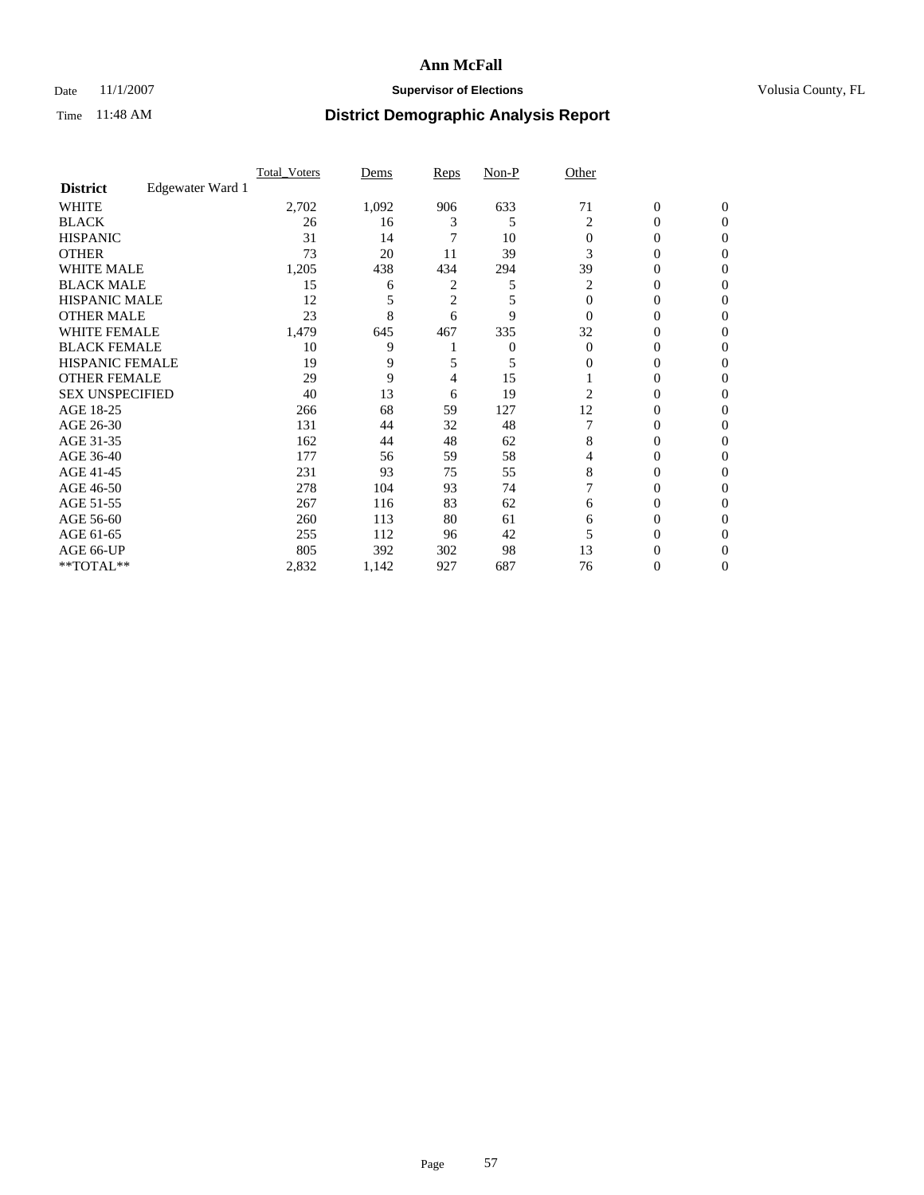**Ann McFall**

Date 11/1/2007 **Supervisor of Elections** Volusia County, FL

Time 11:48 AM **District Demographic Analysis Report**

| | Total_Voters | Dems | Reps | Non-P | Other | | |
|---|---|---|---|---|---|---|---|
| **District** Edgewater Ward 1 | | | | | | | |
| WHITE | 2,702 | 1,092 | 906 | 633 | 71 | 0 | 0 |
| BLACK | 26 | 16 | 3 | 5 | 2 | 0 | 0 |
| HISPANIC | 31 | 14 | 7 | 10 | 0 | 0 | 0 |
| OTHER | 73 | 20 | 11 | 39 | 3 | 0 | 0 |
| WHITE MALE | 1,205 | 438 | 434 | 294 | 39 | 0 | 0 |
| BLACK MALE | 15 | 6 | 2 | 5 | 2 | 0 | 0 |
| HISPANIC MALE | 12 | 5 | 2 | 5 | 0 | 0 | 0 |
| OTHER MALE | 23 | 8 | 6 | 9 | 0 | 0 | 0 |
| WHITE FEMALE | 1,479 | 645 | 467 | 335 | 32 | 0 | 0 |
| BLACK FEMALE | 10 | 9 | 1 | 0 | 0 | 0 | 0 |
| HISPANIC FEMALE | 19 | 9 | 5 | 5 | 0 | 0 | 0 |
| OTHER FEMALE | 29 | 9 | 4 | 15 | 1 | 0 | 0 |
| SEX UNSPECIFIED | 40 | 13 | 6 | 19 | 2 | 0 | 0 |
| AGE 18-25 | 266 | 68 | 59 | 127 | 12 | 0 | 0 |
| AGE 26-30 | 131 | 44 | 32 | 48 | 7 | 0 | 0 |
| AGE 31-35 | 162 | 44 | 48 | 62 | 8 | 0 | 0 |
| AGE 36-40 | 177 | 56 | 59 | 58 | 4 | 0 | 0 |
| AGE 41-45 | 231 | 93 | 75 | 55 | 8 | 0 | 0 |
| AGE 46-50 | 278 | 104 | 93 | 74 | 7 | 0 | 0 |
| AGE 51-55 | 267 | 116 | 83 | 62 | 6 | 0 | 0 |
| AGE 56-60 | 260 | 113 | 80 | 61 | 6 | 0 | 0 |
| AGE 61-65 | 255 | 112 | 96 | 42 | 5 | 0 | 0 |
| AGE 66-UP | 805 | 392 | 302 | 98 | 13 | 0 | 0 |
| **TOTAL** | 2,832 | 1,142 | 927 | 687 | 76 | 0 | 0 |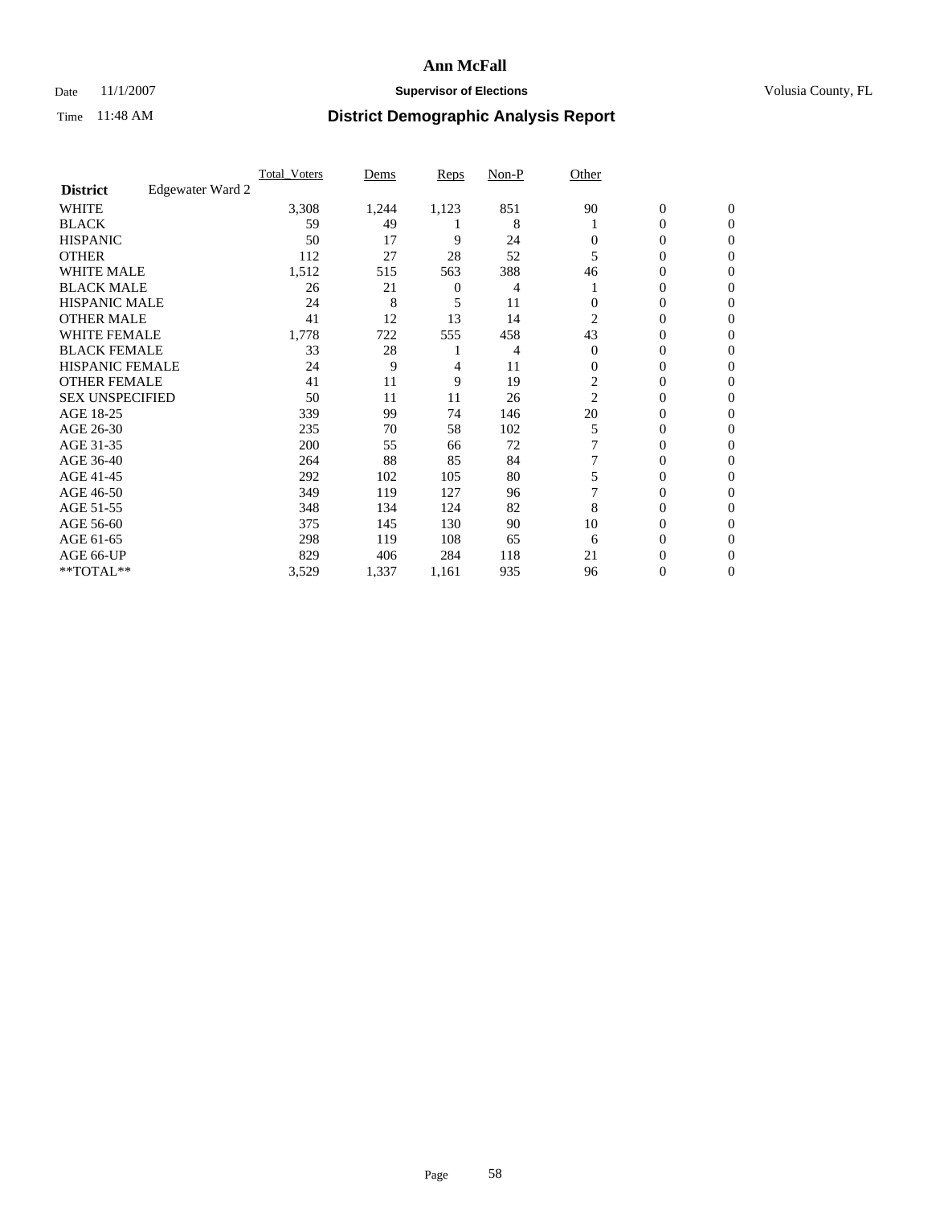# Ann McFall

Date 11/1/2007 **Supervisor of Elections** Volusia County, FL

Time 11:48 AM **District Demographic Analysis Report**

| **District** Edgewater Ward 2 | Total_Voters | Dems | Reps | Non-P | Other | | |
|---|---|---|---|---|---|---|---|
| WHITE | 3,308 | 1,244 | 1,123 | 851 | 90 | 0 | 0 |
| BLACK | 59 | 49 | 1 | 8 | 1 | 0 | 0 |
| HISPANIC | 50 | 17 | 9 | 24 | 0 | 0 | 0 |
| OTHER | 112 | 27 | 28 | 52 | 5 | 0 | 0 |
| WHITE MALE | 1,512 | 515 | 563 | 388 | 46 | 0 | 0 |
| BLACK MALE | 26 | 21 | 0 | 4 | 1 | 0 | 0 |
| HISPANIC MALE | 24 | 8 | 5 | 11 | 0 | 0 | 0 |
| OTHER MALE | 41 | 12 | 13 | 14 | 2 | 0 | 0 |
| WHITE FEMALE | 1,778 | 722 | 555 | 458 | 43 | 0 | 0 |
| BLACK FEMALE | 33 | 28 | 1 | 4 | 0 | 0 | 0 |
| HISPANIC FEMALE | 24 | 9 | 4 | 11 | 0 | 0 | 0 |
| OTHER FEMALE | 41 | 11 | 9 | 19 | 2 | 0 | 0 |
| SEX UNSPECIFIED | 50 | 11 | 11 | 26 | 2 | 0 | 0 |
| AGE 18-25 | 339 | 99 | 74 | 146 | 20 | 0 | 0 |
| AGE 26-30 | 235 | 70 | 58 | 102 | 5 | 0 | 0 |
| AGE 31-35 | 200 | 55 | 66 | 72 | 7 | 0 | 0 |
| AGE 36-40 | 264 | 88 | 85 | 84 | 7 | 0 | 0 |
| AGE 41-45 | 292 | 102 | 105 | 80 | 5 | 0 | 0 |
| AGE 46-50 | 349 | 119 | 127 | 96 | 7 | 0 | 0 |
| AGE 51-55 | 348 | 134 | 124 | 82 | 8 | 0 | 0 |
| AGE 56-60 | 375 | 145 | 130 | 90 | 10 | 0 | 0 |
| AGE 61-65 | 298 | 119 | 108 | 65 | 6 | 0 | 0 |
| AGE 66-UP | 829 | 406 | 284 | 118 | 21 | 0 | 0 |
| **TOTAL** | 3,529 | 1,337 | 1,161 | 935 | 96 | 0 | 0 |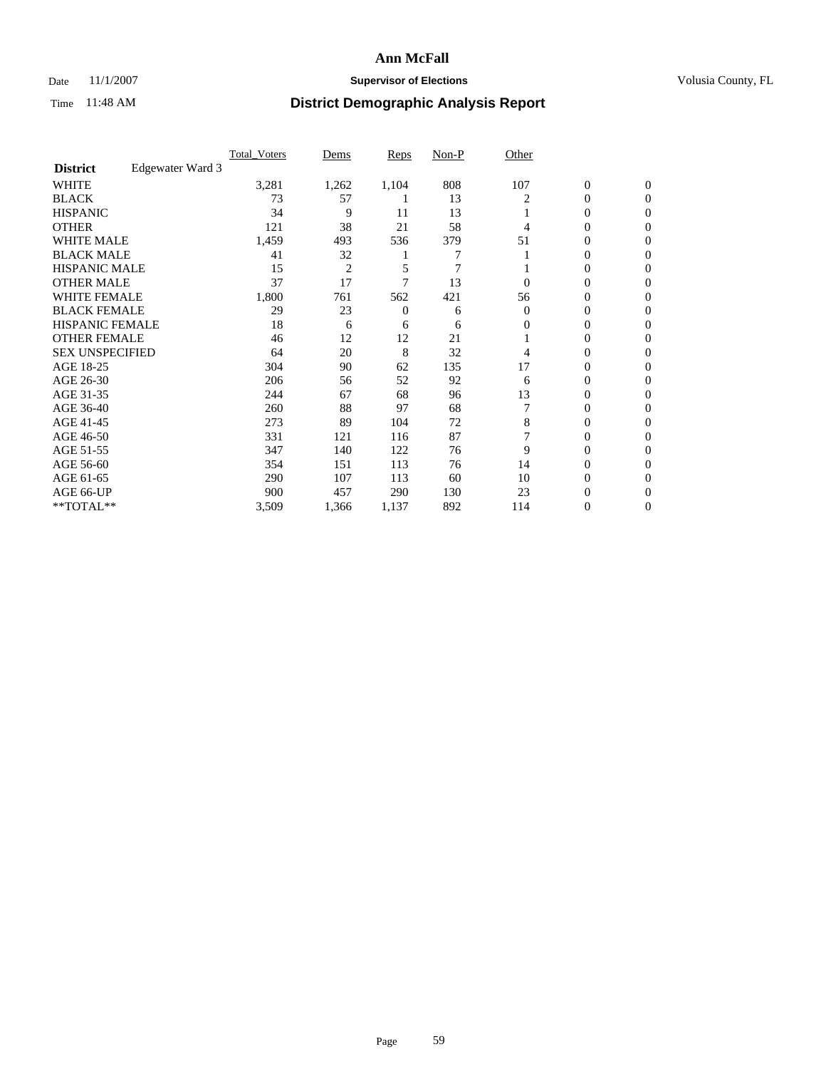# Ann McFall

Date 11/1/2007 **Supervisor of Elections** Volusia County, FL

Time 11:48 AM **District Demographic Analysis Report**

| | Total_Voters | Dems | Reps | Non-P | Other | | |
|---|---|---|---|---|---|---|---|
| **District** Edgewater Ward 3 | | | | | | | |
| WHITE | 3,281 | 1,262 | 1,104 | 808 | 107 | 0 | 0 |
| BLACK | 73 | 57 | 1 | 13 | 2 | 0 | 0 |
| HISPANIC | 34 | 9 | 11 | 13 | 1 | 0 | 0 |
| OTHER | 121 | 38 | 21 | 58 | 4 | 0 | 0 |
| WHITE MALE | 1,459 | 493 | 536 | 379 | 51 | 0 | 0 |
| BLACK MALE | 41 | 32 | 1 | 7 | 1 | 0 | 0 |
| HISPANIC MALE | 15 | 2 | 5 | 7 | 1 | 0 | 0 |
| OTHER MALE | 37 | 17 | 7 | 13 | 0 | 0 | 0 |
| WHITE FEMALE | 1,800 | 761 | 562 | 421 | 56 | 0 | 0 |
| BLACK FEMALE | 29 | 23 | 0 | 6 | 0 | 0 | 0 |
| HISPANIC FEMALE | 18 | 6 | 6 | 6 | 0 | 0 | 0 |
| OTHER FEMALE | 46 | 12 | 12 | 21 | 1 | 0 | 0 |
| SEX UNSPECIFIED | 64 | 20 | 8 | 32 | 4 | 0 | 0 |
| AGE 18-25 | 304 | 90 | 62 | 135 | 17 | 0 | 0 |
| AGE 26-30 | 206 | 56 | 52 | 92 | 6 | 0 | 0 |
| AGE 31-35 | 244 | 67 | 68 | 96 | 13 | 0 | 0 |
| AGE 36-40 | 260 | 88 | 97 | 68 | 7 | 0 | 0 |
| AGE 41-45 | 273 | 89 | 104 | 72 | 8 | 0 | 0 |
| AGE 46-50 | 331 | 121 | 116 | 87 | 7 | 0 | 0 |
| AGE 51-55 | 347 | 140 | 122 | 76 | 9 | 0 | 0 |
| AGE 56-60 | 354 | 151 | 113 | 76 | 14 | 0 | 0 |
| AGE 61-65 | 290 | 107 | 113 | 60 | 10 | 0 | 0 |
| AGE 66-UP | 900 | 457 | 290 | 130 | 23 | 0 | 0 |
| **TOTAL** | 3,509 | 1,366 | 1,137 | 892 | 114 | 0 | 0 |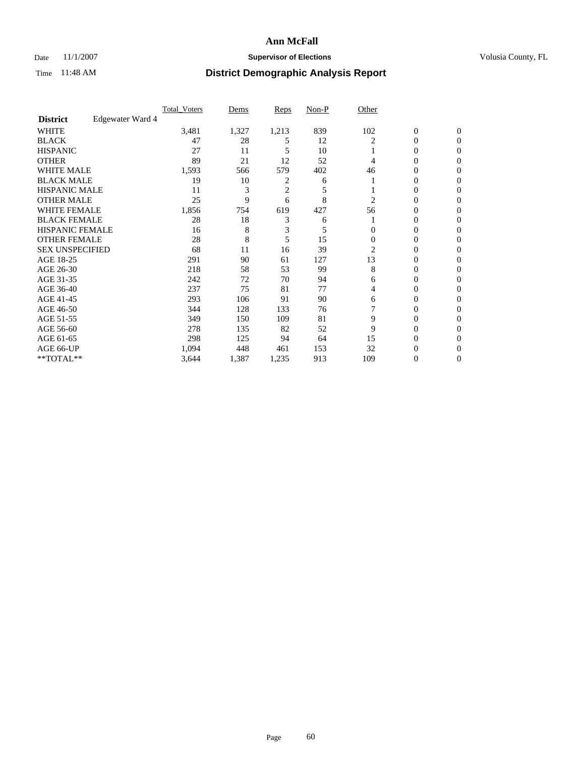# Ann McFall

Date 11/1/2007 **Supervisor of Elections** Volusia County, FL

Time 11:48 AM **District Demographic Analysis Report**

| | Total_Voters | Dems | Reps | Non-P | Other | | |
|---|---|---|---|---|---|---|---|
| **District** Edgewater Ward 4 | | | | | | | |
| WHITE | 3,481 | 1,327 | 1,213 | 839 | 102 | 0 | 0 |
| BLACK | 47 | 28 | 5 | 12 | 2 | 0 | 0 |
| HISPANIC | 27 | 11 | 5 | 10 | 1 | 0 | 0 |
| OTHER | 89 | 21 | 12 | 52 | 4 | 0 | 0 |
| WHITE MALE | 1,593 | 566 | 579 | 402 | 46 | 0 | 0 |
| BLACK MALE | 19 | 10 | 2 | 6 | 1 | 0 | 0 |
| HISPANIC MALE | 11 | 3 | 2 | 5 | 1 | 0 | 0 |
| OTHER MALE | 25 | 9 | 6 | 8 | 2 | 0 | 0 |
| WHITE FEMALE | 1,856 | 754 | 619 | 427 | 56 | 0 | 0 |
| BLACK FEMALE | 28 | 18 | 3 | 6 | 1 | 0 | 0 |
| HISPANIC FEMALE | 16 | 8 | 3 | 5 | 0 | 0 | 0 |
| OTHER FEMALE | 28 | 8 | 5 | 15 | 0 | 0 | 0 |
| SEX UNSPECIFIED | 68 | 11 | 16 | 39 | 2 | 0 | 0 |
| AGE 18-25 | 291 | 90 | 61 | 127 | 13 | 0 | 0 |
| AGE 26-30 | 218 | 58 | 53 | 99 | 8 | 0 | 0 |
| AGE 31-35 | 242 | 72 | 70 | 94 | 6 | 0 | 0 |
| AGE 36-40 | 237 | 75 | 81 | 77 | 4 | 0 | 0 |
| AGE 41-45 | 293 | 106 | 91 | 90 | 6 | 0 | 0 |
| AGE 46-50 | 344 | 128 | 133 | 76 | 7 | 0 | 0 |
| AGE 51-55 | 349 | 150 | 109 | 81 | 9 | 0 | 0 |
| AGE 56-60 | 278 | 135 | 82 | 52 | 9 | 0 | 0 |
| AGE 61-65 | 298 | 125 | 94 | 64 | 15 | 0 | 0 |
| AGE 66-UP | 1,094 | 448 | 461 | 153 | 32 | 0 | 0 |
| **TOTAL** | 3,644 | 1,387 | 1,235 | 913 | 109 | 0 | 0 |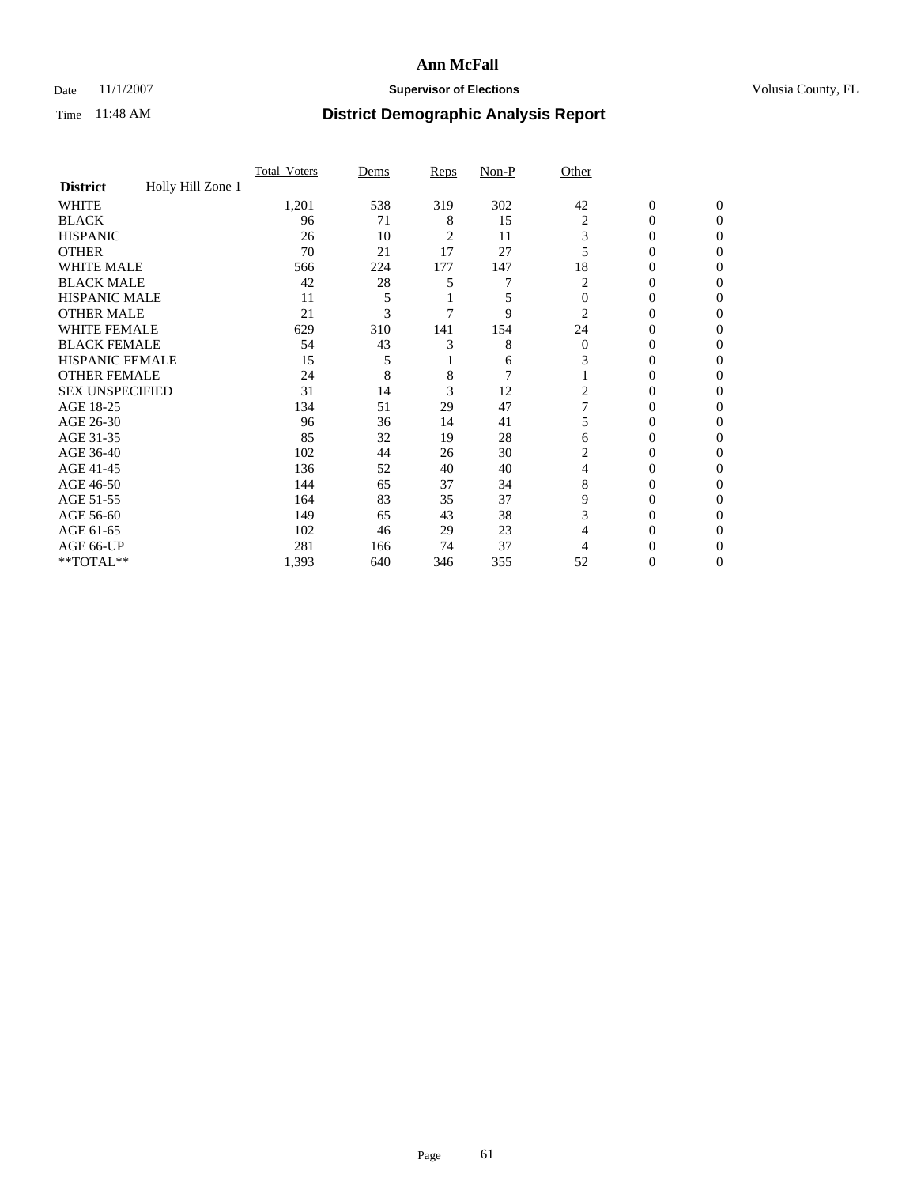**Ann McFall**

Date 11/1/2007 **Supervisor of Elections** Volusia County, FL

Time 11:48 AM **District Demographic Analysis Report**

| | Total_Voters | Dems | Reps | Non-P | Other | | |
|---|---|---|---|---|---|---|---|
| **District** Holly Hill Zone 1 | | | | | | | |
| WHITE | 1,201 | 538 | 319 | 302 | 42 | 0 | 0 |
| BLACK | 96 | 71 | 8 | 15 | 2 | 0 | 0 |
| HISPANIC | 26 | 10 | 2 | 11 | 3 | 0 | 0 |
| OTHER | 70 | 21 | 17 | 27 | 5 | 0 | 0 |
| WHITE MALE | 566 | 224 | 177 | 147 | 18 | 0 | 0 |
| BLACK MALE | 42 | 28 | 5 | 7 | 2 | 0 | 0 |
| HISPANIC MALE | 11 | 5 | 1 | 5 | 0 | 0 | 0 |
| OTHER MALE | 21 | 3 | 7 | 9 | 2 | 0 | 0 |
| WHITE FEMALE | 629 | 310 | 141 | 154 | 24 | 0 | 0 |
| BLACK FEMALE | 54 | 43 | 3 | 8 | 0 | 0 | 0 |
| HISPANIC FEMALE | 15 | 5 | 1 | 6 | 3 | 0 | 0 |
| OTHER FEMALE | 24 | 8 | 8 | 7 | 1 | 0 | 0 |
| SEX UNSPECIFIED | 31 | 14 | 3 | 12 | 2 | 0 | 0 |
| AGE 18-25 | 134 | 51 | 29 | 47 | 7 | 0 | 0 |
| AGE 26-30 | 96 | 36 | 14 | 41 | 5 | 0 | 0 |
| AGE 31-35 | 85 | 32 | 19 | 28 | 6 | 0 | 0 |
| AGE 36-40 | 102 | 44 | 26 | 30 | 2 | 0 | 0 |
| AGE 41-45 | 136 | 52 | 40 | 40 | 4 | 0 | 0 |
| AGE 46-50 | 144 | 65 | 37 | 34 | 8 | 0 | 0 |
| AGE 51-55 | 164 | 83 | 35 | 37 | 9 | 0 | 0 |
| AGE 56-60 | 149 | 65 | 43 | 38 | 3 | 0 | 0 |
| AGE 61-65 | 102 | 46 | 29 | 23 | 4 | 0 | 0 |
| AGE 66-UP | 281 | 166 | 74 | 37 | 4 | 0 | 0 |
| **TOTAL** | 1,393 | 640 | 346 | 355 | 52 | 0 | 0 |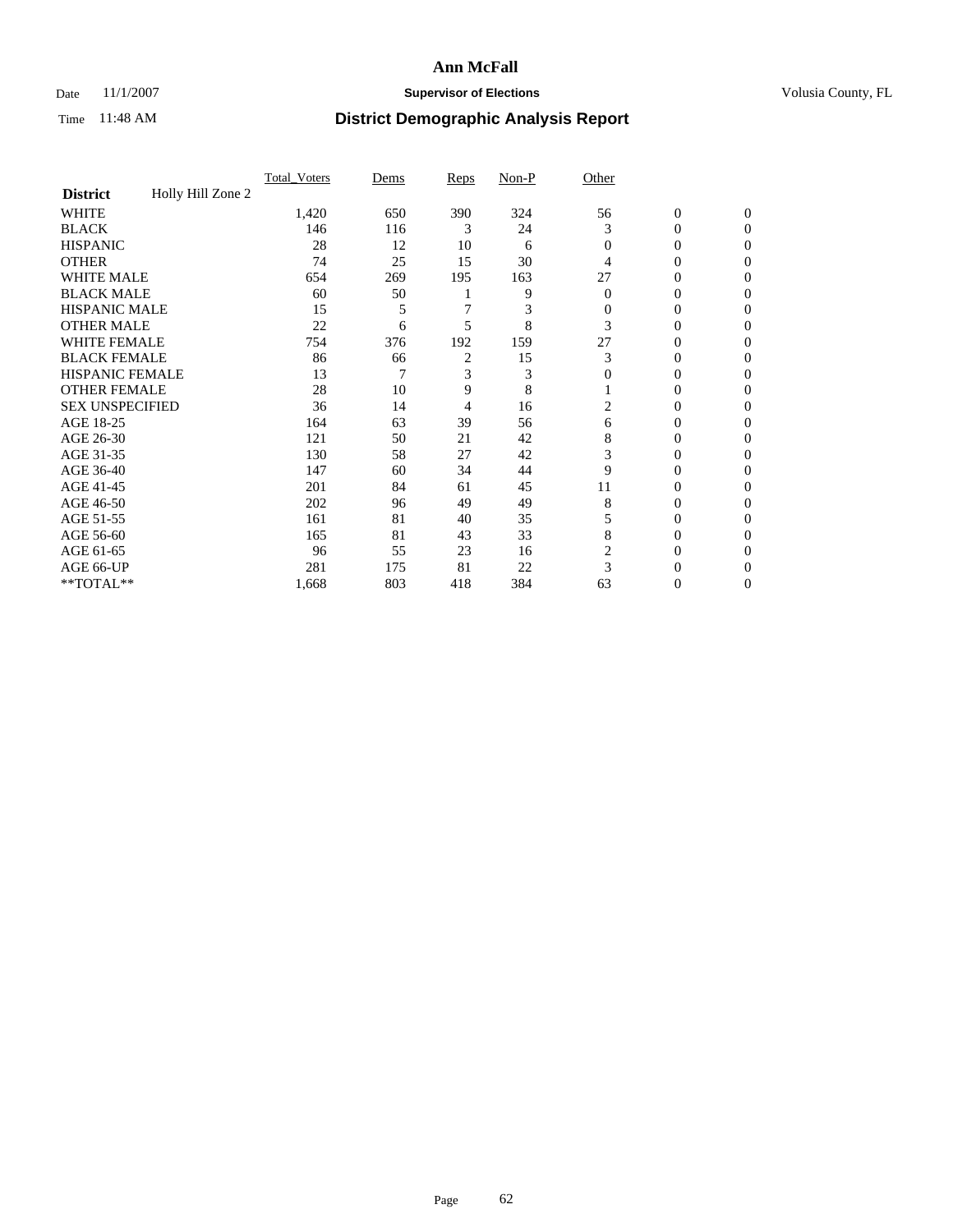# Ann McFall

Date 11/1/2007 **Supervisor of Elections** Volusia County, FL

Time 11:48 AM **District Demographic Analysis Report**

| | Total_Voters | Dems | Reps | Non-P | Other | | |
|---|---|---|---|---|---|---|---|
| **District** Holly Hill Zone 2 | | | | | | | |
| WHITE | 1,420 | 650 | 390 | 324 | 56 | 0 | 0 |
| BLACK | 146 | 116 | 3 | 24 | 3 | 0 | 0 |
| HISPANIC | 28 | 12 | 10 | 6 | 0 | 0 | 0 |
| OTHER | 74 | 25 | 15 | 30 | 4 | 0 | 0 |
| WHITE MALE | 654 | 269 | 195 | 163 | 27 | 0 | 0 |
| BLACK MALE | 60 | 50 | 1 | 9 | 0 | 0 | 0 |
| HISPANIC MALE | 15 | 5 | 7 | 3 | 0 | 0 | 0 |
| OTHER MALE | 22 | 6 | 5 | 8 | 3 | 0 | 0 |
| WHITE FEMALE | 754 | 376 | 192 | 159 | 27 | 0 | 0 |
| BLACK FEMALE | 86 | 66 | 2 | 15 | 3 | 0 | 0 |
| HISPANIC FEMALE | 13 | 7 | 3 | 3 | 0 | 0 | 0 |
| OTHER FEMALE | 28 | 10 | 9 | 8 | 1 | 0 | 0 |
| SEX UNSPECIFIED | 36 | 14 | 4 | 16 | 2 | 0 | 0 |
| AGE 18-25 | 164 | 63 | 39 | 56 | 6 | 0 | 0 |
| AGE 26-30 | 121 | 50 | 21 | 42 | 8 | 0 | 0 |
| AGE 31-35 | 130 | 58 | 27 | 42 | 3 | 0 | 0 |
| AGE 36-40 | 147 | 60 | 34 | 44 | 9 | 0 | 0 |
| AGE 41-45 | 201 | 84 | 61 | 45 | 11 | 0 | 0 |
| AGE 46-50 | 202 | 96 | 49 | 49 | 8 | 0 | 0 |
| AGE 51-55 | 161 | 81 | 40 | 35 | 5 | 0 | 0 |
| AGE 56-60 | 165 | 81 | 43 | 33 | 8 | 0 | 0 |
| AGE 61-65 | 96 | 55 | 23 | 16 | 2 | 0 | 0 |
| AGE 66-UP | 281 | 175 | 81 | 22 | 3 | 0 | 0 |
| **TOTAL** | 1,668 | 803 | 418 | 384 | 63 | 0 | 0 |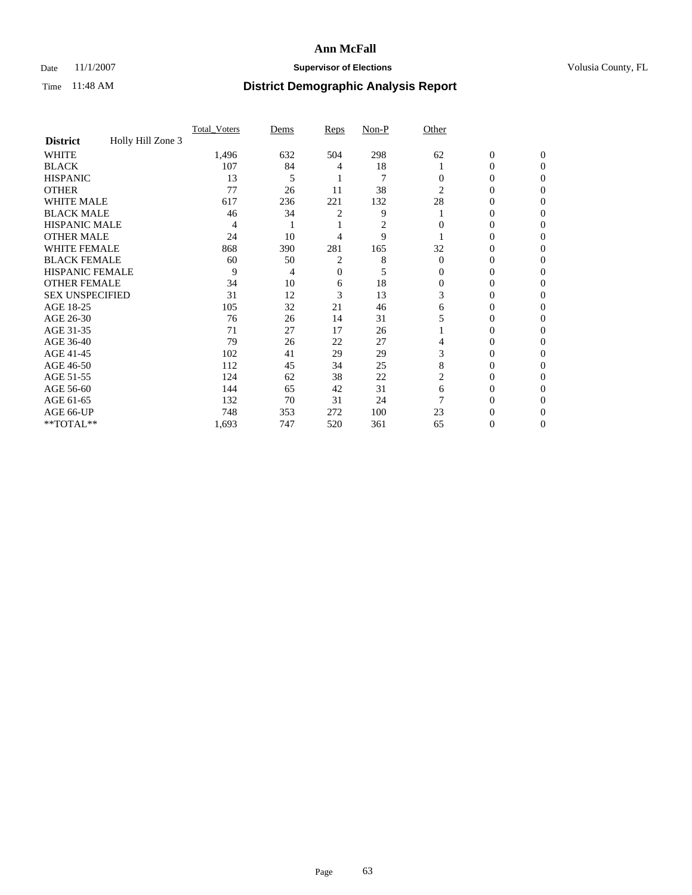# Ann McFall

Date 11/1/2007 **Supervisor of Elections** Volusia County, FL

Time 11:48 AM **District Demographic Analysis Report**

| | Total_Voters | Dems | Reps | Non-P | Other | | |
|---|---|---|---|---|---|---|---|
| **District** Holly Hill Zone 3 | | | | | | | |
| WHITE | 1,496 | 632 | 504 | 298 | 62 | 0 | 0 |
| BLACK | 107 | 84 | 4 | 18 | 1 | 0 | 0 |
| HISPANIC | 13 | 5 | 1 | 7 | 0 | 0 | 0 |
| OTHER | 77 | 26 | 11 | 38 | 2 | 0 | 0 |
| WHITE MALE | 617 | 236 | 221 | 132 | 28 | 0 | 0 |
| BLACK MALE | 46 | 34 | 2 | 9 | 1 | 0 | 0 |
| HISPANIC MALE | 4 | 1 | 1 | 2 | 0 | 0 | 0 |
| OTHER MALE | 24 | 10 | 4 | 9 | 1 | 0 | 0 |
| WHITE FEMALE | 868 | 390 | 281 | 165 | 32 | 0 | 0 |
| BLACK FEMALE | 60 | 50 | 2 | 8 | 0 | 0 | 0 |
| HISPANIC FEMALE | 9 | 4 | 0 | 5 | 0 | 0 | 0 |
| OTHER FEMALE | 34 | 10 | 6 | 18 | 0 | 0 | 0 |
| SEX UNSPECIFIED | 31 | 12 | 3 | 13 | 3 | 0 | 0 |
| AGE 18-25 | 105 | 32 | 21 | 46 | 6 | 0 | 0 |
| AGE 26-30 | 76 | 26 | 14 | 31 | 5 | 0 | 0 |
| AGE 31-35 | 71 | 27 | 17 | 26 | 1 | 0 | 0 |
| AGE 36-40 | 79 | 26 | 22 | 27 | 4 | 0 | 0 |
| AGE 41-45 | 102 | 41 | 29 | 29 | 3 | 0 | 0 |
| AGE 46-50 | 112 | 45 | 34 | 25 | 8 | 0 | 0 |
| AGE 51-55 | 124 | 62 | 38 | 22 | 2 | 0 | 0 |
| AGE 56-60 | 144 | 65 | 42 | 31 | 6 | 0 | 0 |
| AGE 61-65 | 132 | 70 | 31 | 24 | 7 | 0 | 0 |
| AGE 66-UP | 748 | 353 | 272 | 100 | 23 | 0 | 0 |
| **TOTAL** | 1,693 | 747 | 520 | 361 | 65 | 0 | 0 |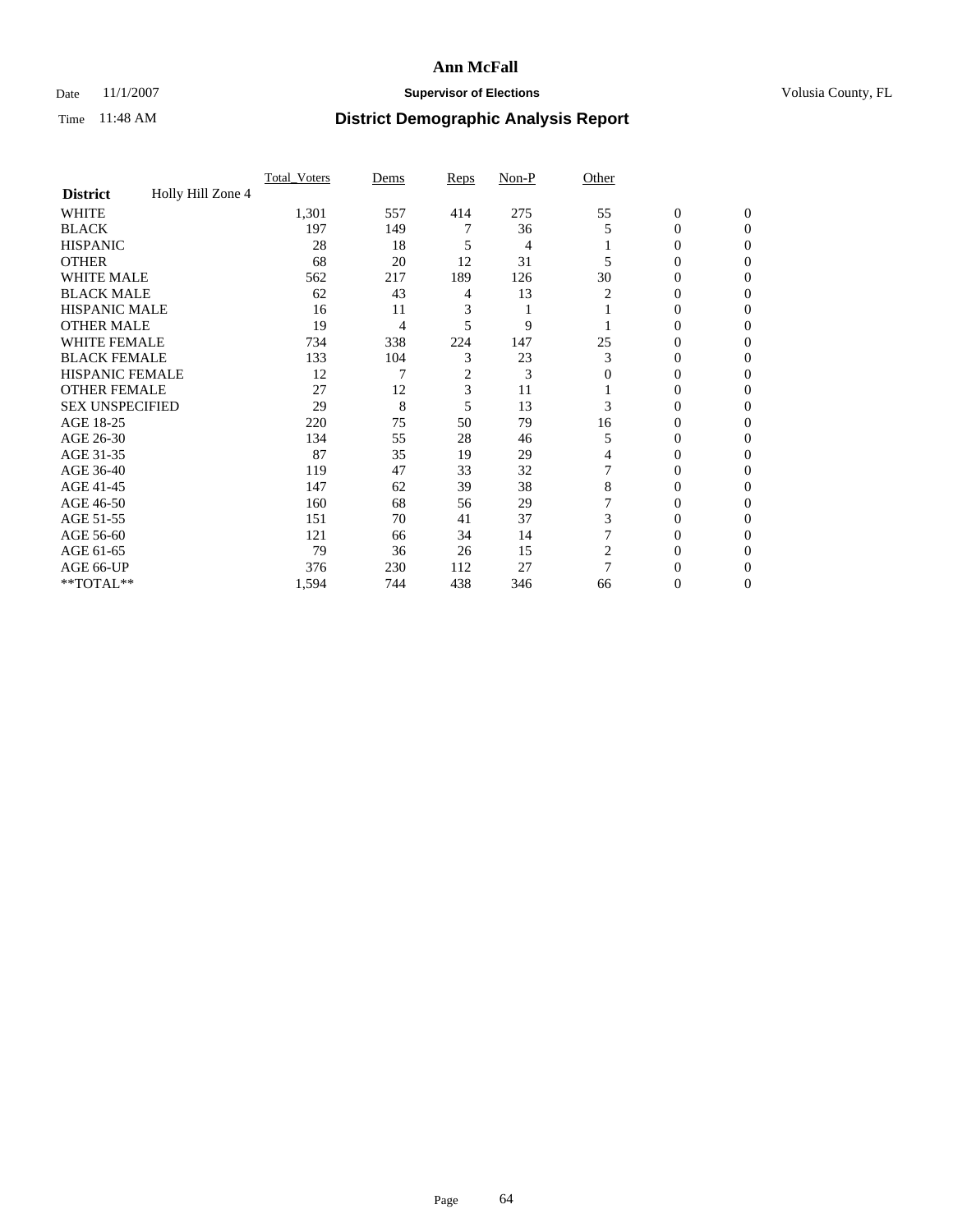# Ann McFall

Date 11/1/2007 **Supervisor of Elections** Volusia County, FL

Time 11:48 AM **District Demographic Analysis Report**

| | Total_Voters | Dems | Reps | Non-P | Other | | |
|---|---|---|---|---|---|---|---|
| **District** Holly Hill Zone 4 | | | | | | | |
| WHITE | 1,301 | 557 | 414 | 275 | 55 | 0 | 0 |
| BLACK | 197 | 149 | 7 | 36 | 5 | 0 | 0 |
| HISPANIC | 28 | 18 | 5 | 4 | 1 | 0 | 0 |
| OTHER | 68 | 20 | 12 | 31 | 5 | 0 | 0 |
| WHITE MALE | 562 | 217 | 189 | 126 | 30 | 0 | 0 |
| BLACK MALE | 62 | 43 | 4 | 13 | 2 | 0 | 0 |
| HISPANIC MALE | 16 | 11 | 3 | 1 | 1 | 0 | 0 |
| OTHER MALE | 19 | 4 | 5 | 9 | 1 | 0 | 0 |
| WHITE FEMALE | 734 | 338 | 224 | 147 | 25 | 0 | 0 |
| BLACK FEMALE | 133 | 104 | 3 | 23 | 3 | 0 | 0 |
| HISPANIC FEMALE | 12 | 7 | 2 | 3 | 0 | 0 | 0 |
| OTHER FEMALE | 27 | 12 | 3 | 11 | 1 | 0 | 0 |
| SEX UNSPECIFIED | 29 | 8 | 5 | 13 | 3 | 0 | 0 |
| AGE 18-25 | 220 | 75 | 50 | 79 | 16 | 0 | 0 |
| AGE 26-30 | 134 | 55 | 28 | 46 | 5 | 0 | 0 |
| AGE 31-35 | 87 | 35 | 19 | 29 | 4 | 0 | 0 |
| AGE 36-40 | 119 | 47 | 33 | 32 | 7 | 0 | 0 |
| AGE 41-45 | 147 | 62 | 39 | 38 | 8 | 0 | 0 |
| AGE 46-50 | 160 | 68 | 56 | 29 | 7 | 0 | 0 |
| AGE 51-55 | 151 | 70 | 41 | 37 | 3 | 0 | 0 |
| AGE 56-60 | 121 | 66 | 34 | 14 | 7 | 0 | 0 |
| AGE 61-65 | 79 | 36 | 26 | 15 | 2 | 0 | 0 |
| AGE 66-UP | 376 | 230 | 112 | 27 | 7 | 0 | 0 |
| **TOTAL** | 1,594 | 744 | 438 | 346 | 66 | 0 | 0 |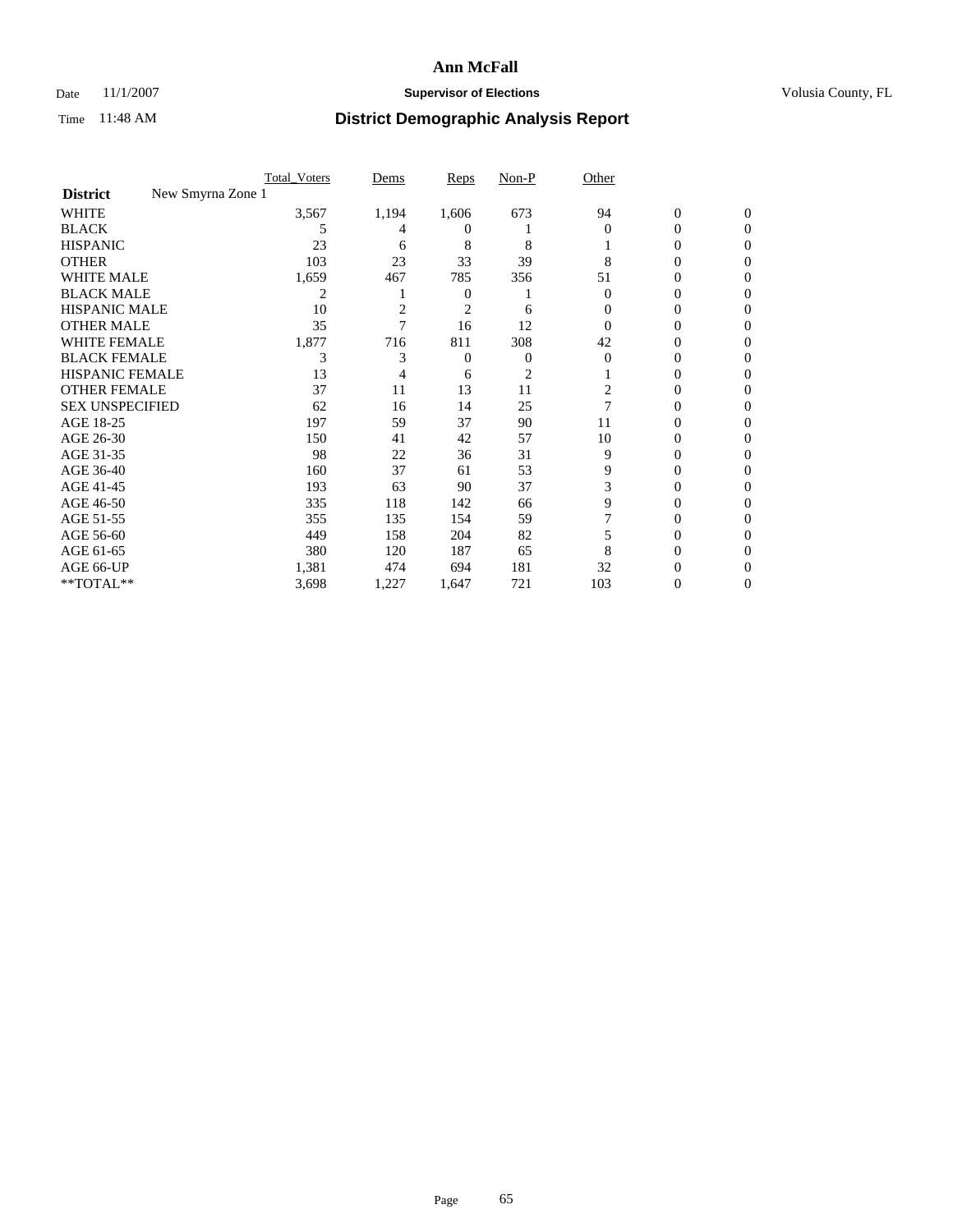# Ann McFall

Date 11/1/2007 **Supervisor of Elections** Volusia County, FL

Time 11:48 AM **District Demographic Analysis Report**

| | Total_Voters | Dems | Reps | Non-P | Other | | |
|---|---|---|---|---|---|---|---|
| **District** New Smyrna Zone 1 | | | | | | | |
| WHITE | 3,567 | 1,194 | 1,606 | 673 | 94 | 0 | 0 |
| BLACK | 5 | 4 | 0 | 1 | 0 | 0 | 0 |
| HISPANIC | 23 | 6 | 8 | 8 | 1 | 0 | 0 |
| OTHER | 103 | 23 | 33 | 39 | 8 | 0 | 0 |
| WHITE MALE | 1,659 | 467 | 785 | 356 | 51 | 0 | 0 |
| BLACK MALE | 2 | 1 | 0 | 1 | 0 | 0 | 0 |
| HISPANIC MALE | 10 | 2 | 2 | 6 | 0 | 0 | 0 |
| OTHER MALE | 35 | 7 | 16 | 12 | 0 | 0 | 0 |
| WHITE FEMALE | 1,877 | 716 | 811 | 308 | 42 | 0 | 0 |
| BLACK FEMALE | 3 | 3 | 0 | 0 | 0 | 0 | 0 |
| HISPANIC FEMALE | 13 | 4 | 6 | 2 | 1 | 0 | 0 |
| OTHER FEMALE | 37 | 11 | 13 | 11 | 2 | 0 | 0 |
| SEX UNSPECIFIED | 62 | 16 | 14 | 25 | 7 | 0 | 0 |
| AGE 18-25 | 197 | 59 | 37 | 90 | 11 | 0 | 0 |
| AGE 26-30 | 150 | 41 | 42 | 57 | 10 | 0 | 0 |
| AGE 31-35 | 98 | 22 | 36 | 31 | 9 | 0 | 0 |
| AGE 36-40 | 160 | 37 | 61 | 53 | 9 | 0 | 0 |
| AGE 41-45 | 193 | 63 | 90 | 37 | 3 | 0 | 0 |
| AGE 46-50 | 335 | 118 | 142 | 66 | 9 | 0 | 0 |
| AGE 51-55 | 355 | 135 | 154 | 59 | 7 | 0 | 0 |
| AGE 56-60 | 449 | 158 | 204 | 82 | 5 | 0 | 0 |
| AGE 61-65 | 380 | 120 | 187 | 65 | 8 | 0 | 0 |
| AGE 66-UP | 1,381 | 474 | 694 | 181 | 32 | 0 | 0 |
| **TOTAL** | 3,698 | 1,227 | 1,647 | 721 | 103 | 0 | 0 |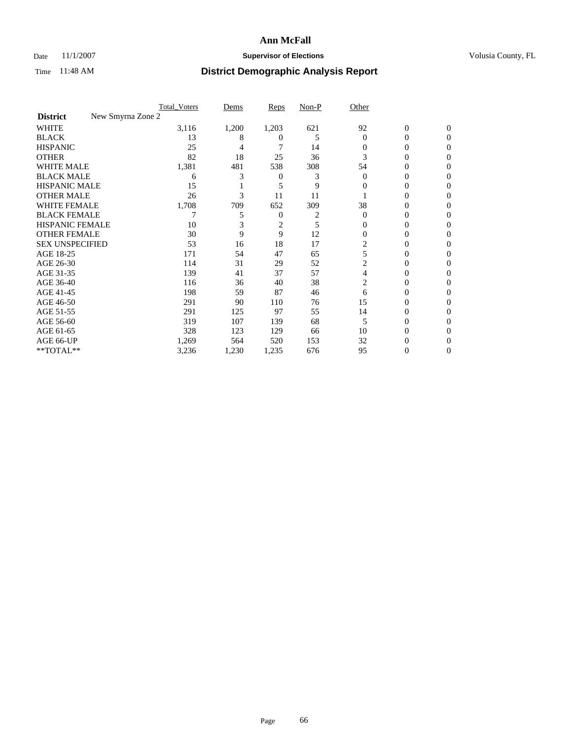# Ann McFall

Date 11/1/2007 **Supervisor of Elections** Volusia County, FL

Time 11:48 AM **District Demographic Analysis Report**

| | Total_Voters | Dems | Reps | Non-P | Other | | |
|---|---|---|---|---|---|---|---|
| **District** New Smyrna Zone 2 | | | | | | | |
| WHITE | 3,116 | 1,200 | 1,203 | 621 | 92 | 0 | 0 |
| BLACK | 13 | 8 | 0 | 5 | 0 | 0 | 0 |
| HISPANIC | 25 | 4 | 7 | 14 | 0 | 0 | 0 |
| OTHER | 82 | 18 | 25 | 36 | 3 | 0 | 0 |
| WHITE MALE | 1,381 | 481 | 538 | 308 | 54 | 0 | 0 |
| BLACK MALE | 6 | 3 | 0 | 3 | 0 | 0 | 0 |
| HISPANIC MALE | 15 | 1 | 5 | 9 | 0 | 0 | 0 |
| OTHER MALE | 26 | 3 | 11 | 11 | 1 | 0 | 0 |
| WHITE FEMALE | 1,708 | 709 | 652 | 309 | 38 | 0 | 0 |
| BLACK FEMALE | 7 | 5 | 0 | 2 | 0 | 0 | 0 |
| HISPANIC FEMALE | 10 | 3 | 2 | 5 | 0 | 0 | 0 |
| OTHER FEMALE | 30 | 9 | 9 | 12 | 0 | 0 | 0 |
| SEX UNSPECIFIED | 53 | 16 | 18 | 17 | 2 | 0 | 0 |
| AGE 18-25 | 171 | 54 | 47 | 65 | 5 | 0 | 0 |
| AGE 26-30 | 114 | 31 | 29 | 52 | 2 | 0 | 0 |
| AGE 31-35 | 139 | 41 | 37 | 57 | 4 | 0 | 0 |
| AGE 36-40 | 116 | 36 | 40 | 38 | 2 | 0 | 0 |
| AGE 41-45 | 198 | 59 | 87 | 46 | 6 | 0 | 0 |
| AGE 46-50 | 291 | 90 | 110 | 76 | 15 | 0 | 0 |
| AGE 51-55 | 291 | 125 | 97 | 55 | 14 | 0 | 0 |
| AGE 56-60 | 319 | 107 | 139 | 68 | 5 | 0 | 0 |
| AGE 61-65 | 328 | 123 | 129 | 66 | 10 | 0 | 0 |
| AGE 66-UP | 1,269 | 564 | 520 | 153 | 32 | 0 | 0 |
| **TOTAL** | 3,236 | 1,230 | 1,235 | 676 | 95 | 0 | 0 |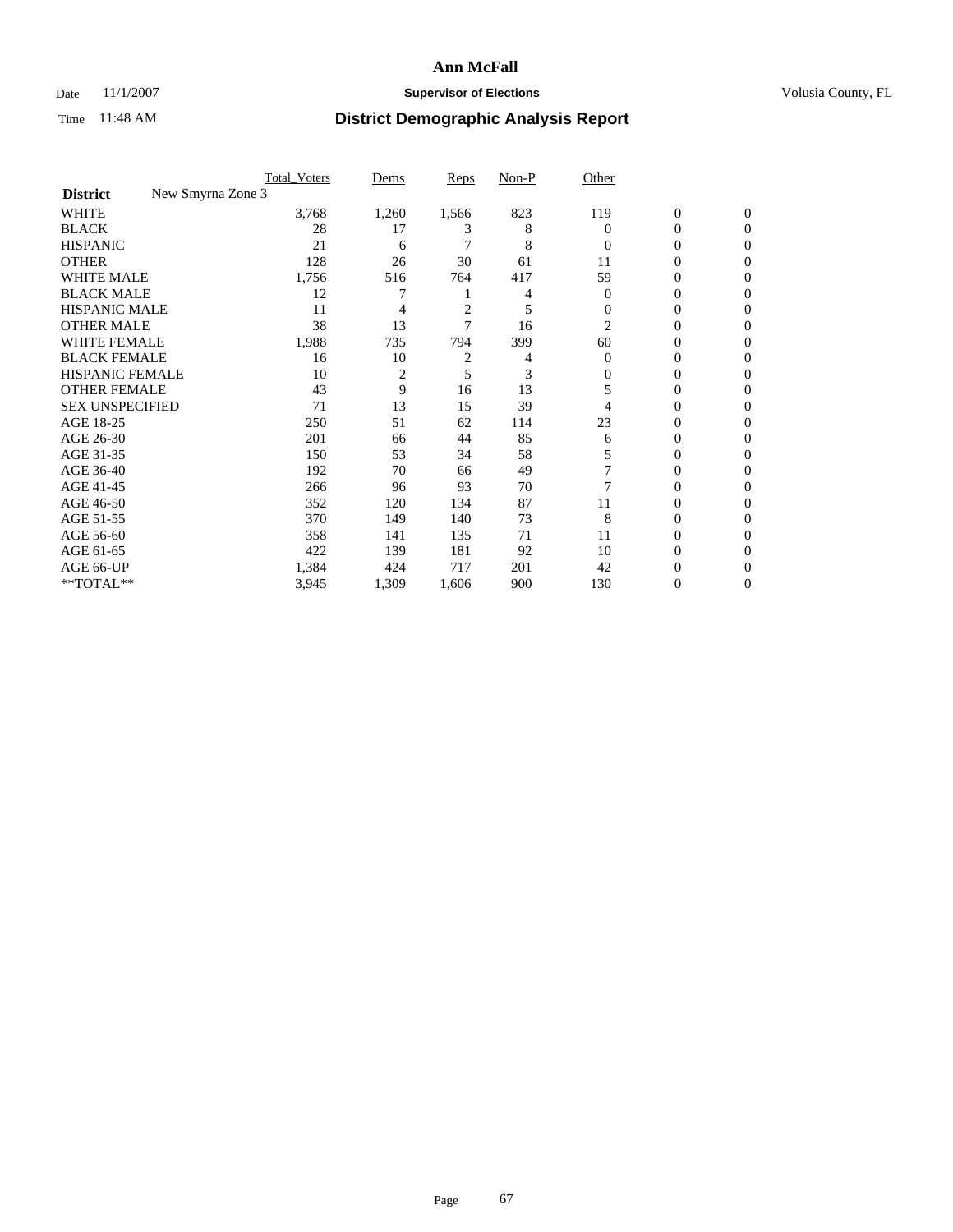# Ann McFall

Date 11/1/2007 **Supervisor of Elections** Volusia County, FL

Time 11:48 AM **District Demographic Analysis Report**

| | Total_Voters | Dems | Reps | Non-P | Other | | |
|---|---|---|---|---|---|---|---|
| **District** New Smyrna Zone 3 | | | | | | | |
| WHITE | 3,768 | 1,260 | 1,566 | 823 | 119 | 0 | 0 |
| BLACK | 28 | 17 | 3 | 8 | 0 | 0 | 0 |
| HISPANIC | 21 | 6 | 7 | 8 | 0 | 0 | 0 |
| OTHER | 128 | 26 | 30 | 61 | 11 | 0 | 0 |
| WHITE MALE | 1,756 | 516 | 764 | 417 | 59 | 0 | 0 |
| BLACK MALE | 12 | 7 | 1 | 4 | 0 | 0 | 0 |
| HISPANIC MALE | 11 | 4 | 2 | 5 | 0 | 0 | 0 |
| OTHER MALE | 38 | 13 | 7 | 16 | 2 | 0 | 0 |
| WHITE FEMALE | 1,988 | 735 | 794 | 399 | 60 | 0 | 0 |
| BLACK FEMALE | 16 | 10 | 2 | 4 | 0 | 0 | 0 |
| HISPANIC FEMALE | 10 | 2 | 5 | 3 | 0 | 0 | 0 |
| OTHER FEMALE | 43 | 9 | 16 | 13 | 5 | 0 | 0 |
| SEX UNSPECIFIED | 71 | 13 | 15 | 39 | 4 | 0 | 0 |
| AGE 18-25 | 250 | 51 | 62 | 114 | 23 | 0 | 0 |
| AGE 26-30 | 201 | 66 | 44 | 85 | 6 | 0 | 0 |
| AGE 31-35 | 150 | 53 | 34 | 58 | 5 | 0 | 0 |
| AGE 36-40 | 192 | 70 | 66 | 49 | 7 | 0 | 0 |
| AGE 41-45 | 266 | 96 | 93 | 70 | 7 | 0 | 0 |
| AGE 46-50 | 352 | 120 | 134 | 87 | 11 | 0 | 0 |
| AGE 51-55 | 370 | 149 | 140 | 73 | 8 | 0 | 0 |
| AGE 56-60 | 358 | 141 | 135 | 71 | 11 | 0 | 0 |
| AGE 61-65 | 422 | 139 | 181 | 92 | 10 | 0 | 0 |
| AGE 66-UP | 1,384 | 424 | 717 | 201 | 42 | 0 | 0 |
| **TOTAL** | 3,945 | 1,309 | 1,606 | 900 | 130 | 0 | 0 |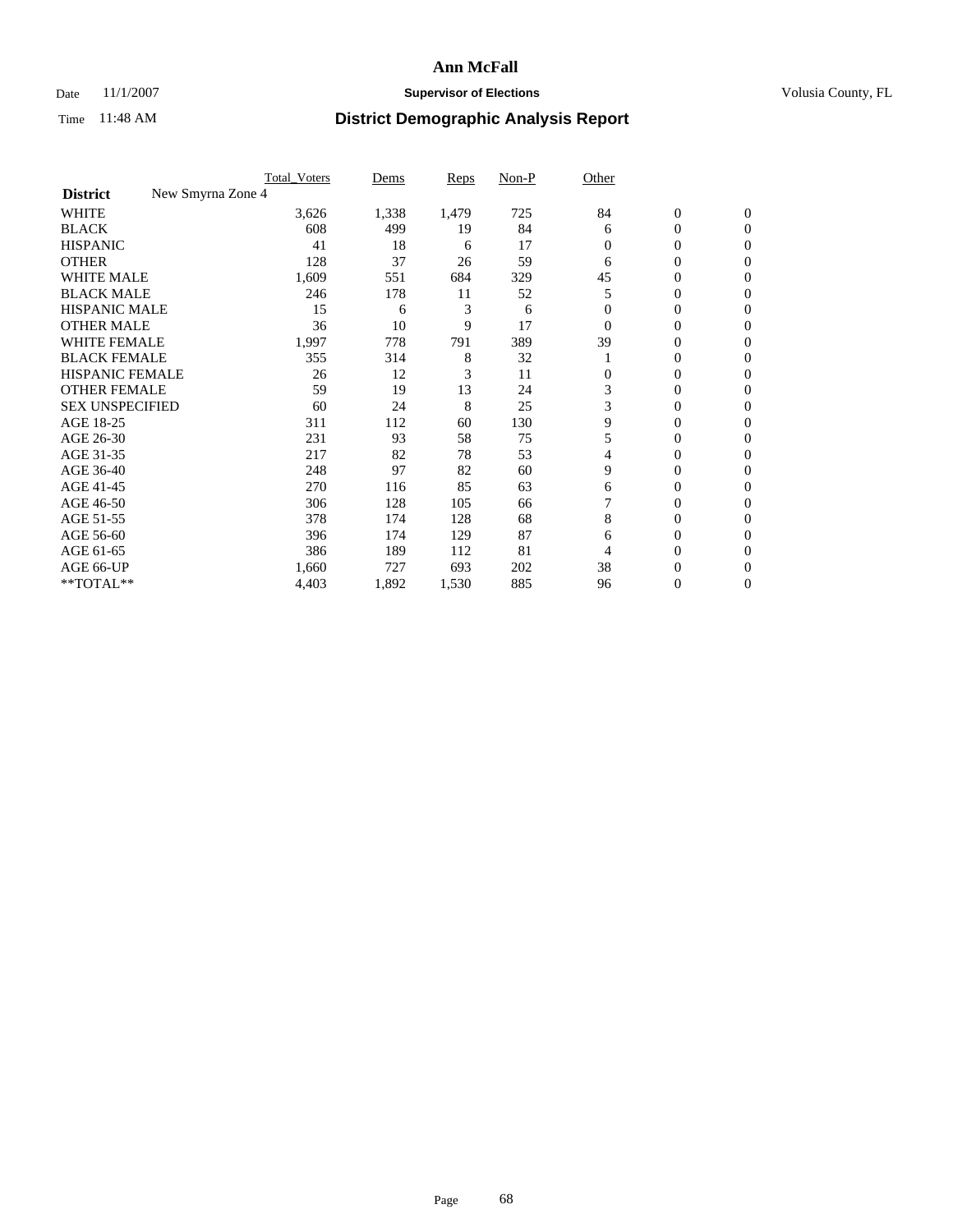# Ann McFall

Date 11/1/2007 **Supervisor of Elections** Volusia County, FL

Time 11:48 AM **District Demographic Analysis Report**

| | Total_Voters | Dems | Reps | Non-P | Other | | |
|---|---|---|---|---|---|---|---|
| **District** New Smyrna Zone 4 | | | | | | | |
| WHITE | 3,626 | 1,338 | 1,479 | 725 | 84 | 0 | 0 |
| BLACK | 608 | 499 | 19 | 84 | 6 | 0 | 0 |
| HISPANIC | 41 | 18 | 6 | 17 | 0 | 0 | 0 |
| OTHER | 128 | 37 | 26 | 59 | 6 | 0 | 0 |
| WHITE MALE | 1,609 | 551 | 684 | 329 | 45 | 0 | 0 |
| BLACK MALE | 246 | 178 | 11 | 52 | 5 | 0 | 0 |
| HISPANIC MALE | 15 | 6 | 3 | 6 | 0 | 0 | 0 |
| OTHER MALE | 36 | 10 | 9 | 17 | 0 | 0 | 0 |
| WHITE FEMALE | 1,997 | 778 | 791 | 389 | 39 | 0 | 0 |
| BLACK FEMALE | 355 | 314 | 8 | 32 | 1 | 0 | 0 |
| HISPANIC FEMALE | 26 | 12 | 3 | 11 | 0 | 0 | 0 |
| OTHER FEMALE | 59 | 19 | 13 | 24 | 3 | 0 | 0 |
| SEX UNSPECIFIED | 60 | 24 | 8 | 25 | 3 | 0 | 0 |
| AGE 18-25 | 311 | 112 | 60 | 130 | 9 | 0 | 0 |
| AGE 26-30 | 231 | 93 | 58 | 75 | 5 | 0 | 0 |
| AGE 31-35 | 217 | 82 | 78 | 53 | 4 | 0 | 0 |
| AGE 36-40 | 248 | 97 | 82 | 60 | 9 | 0 | 0 |
| AGE 41-45 | 270 | 116 | 85 | 63 | 6 | 0 | 0 |
| AGE 46-50 | 306 | 128 | 105 | 66 | 7 | 0 | 0 |
| AGE 51-55 | 378 | 174 | 128 | 68 | 8 | 0 | 0 |
| AGE 56-60 | 396 | 174 | 129 | 87 | 6 | 0 | 0 |
| AGE 61-65 | 386 | 189 | 112 | 81 | 4 | 0 | 0 |
| AGE 66-UP | 1,660 | 727 | 693 | 202 | 38 | 0 | 0 |
| **TOTAL** | 4,403 | 1,892 | 1,530 | 885 | 96 | 0 | 0 |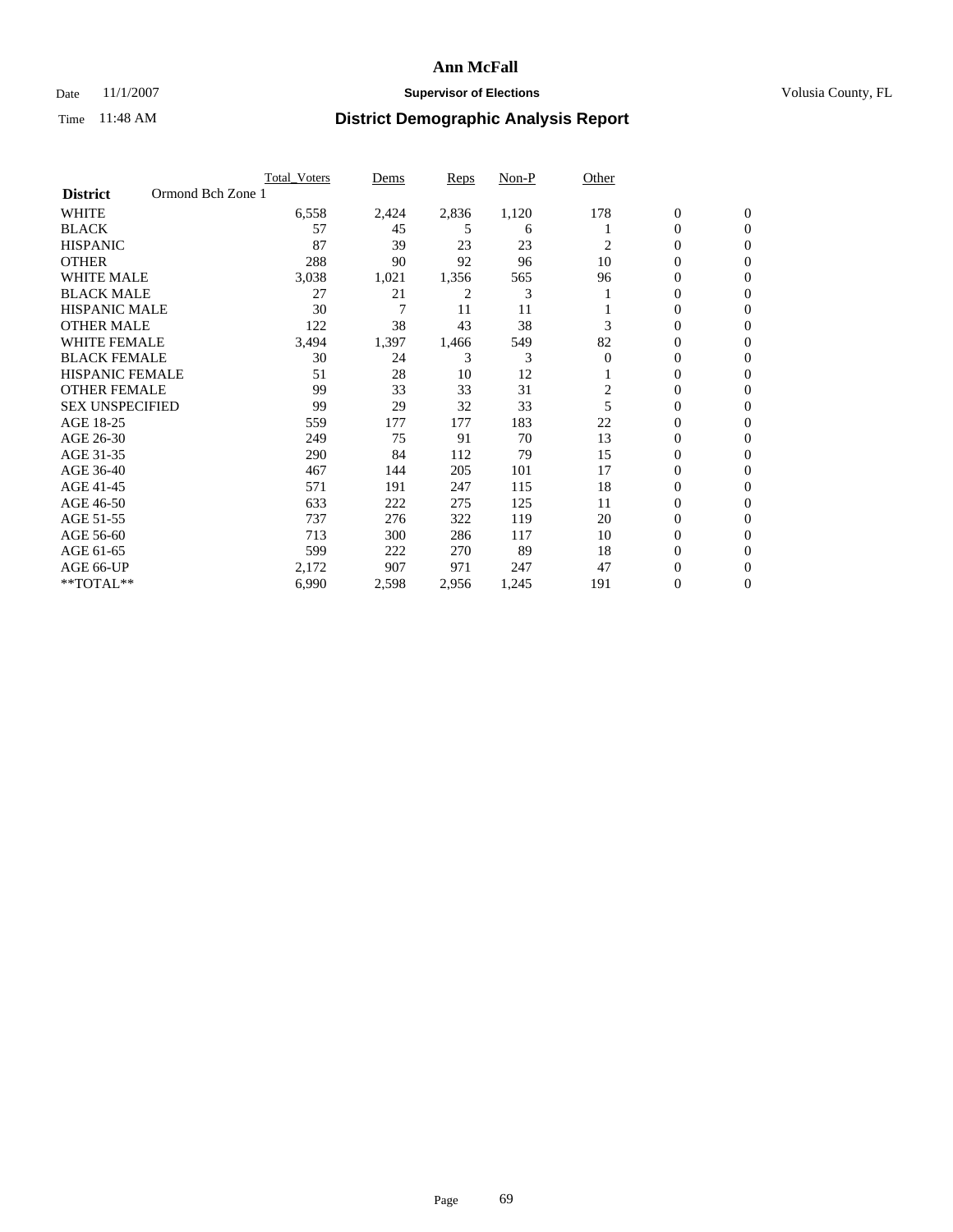# Ann McFall

Date 11/1/2007 **Supervisor of Elections** Volusia County, FL

Time 11:48 AM **District Demographic Analysis Report**

| | Total_Voters | Dems | Reps | Non-P | Other | | |
|---|---|---|---|---|---|---|---|
| **District** Ormond Bch Zone 1 | | | | | | | |
| WHITE | 6,558 | 2,424 | 2,836 | 1,120 | 178 | 0 | 0 |
| BLACK | 57 | 45 | 5 | 6 | 1 | 0 | 0 |
| HISPANIC | 87 | 39 | 23 | 23 | 2 | 0 | 0 |
| OTHER | 288 | 90 | 92 | 96 | 10 | 0 | 0 |
| WHITE MALE | 3,038 | 1,021 | 1,356 | 565 | 96 | 0 | 0 |
| BLACK MALE | 27 | 21 | 2 | 3 | 1 | 0 | 0 |
| HISPANIC MALE | 30 | 7 | 11 | 11 | 1 | 0 | 0 |
| OTHER MALE | 122 | 38 | 43 | 38 | 3 | 0 | 0 |
| WHITE FEMALE | 3,494 | 1,397 | 1,466 | 549 | 82 | 0 | 0 |
| BLACK FEMALE | 30 | 24 | 3 | 3 | 0 | 0 | 0 |
| HISPANIC FEMALE | 51 | 28 | 10 | 12 | 1 | 0 | 0 |
| OTHER FEMALE | 99 | 33 | 33 | 31 | 2 | 0 | 0 |
| SEX UNSPECIFIED | 99 | 29 | 32 | 33 | 5 | 0 | 0 |
| AGE 18-25 | 559 | 177 | 177 | 183 | 22 | 0 | 0 |
| AGE 26-30 | 249 | 75 | 91 | 70 | 13 | 0 | 0 |
| AGE 31-35 | 290 | 84 | 112 | 79 | 15 | 0 | 0 |
| AGE 36-40 | 467 | 144 | 205 | 101 | 17 | 0 | 0 |
| AGE 41-45 | 571 | 191 | 247 | 115 | 18 | 0 | 0 |
| AGE 46-50 | 633 | 222 | 275 | 125 | 11 | 0 | 0 |
| AGE 51-55 | 737 | 276 | 322 | 119 | 20 | 0 | 0 |
| AGE 56-60 | 713 | 300 | 286 | 117 | 10 | 0 | 0 |
| AGE 61-65 | 599 | 222 | 270 | 89 | 18 | 0 | 0 |
| AGE 66-UP | 2,172 | 907 | 971 | 247 | 47 | 0 | 0 |
| **TOTAL** | 6,990 | 2,598 | 2,956 | 1,245 | 191 | 0 | 0 |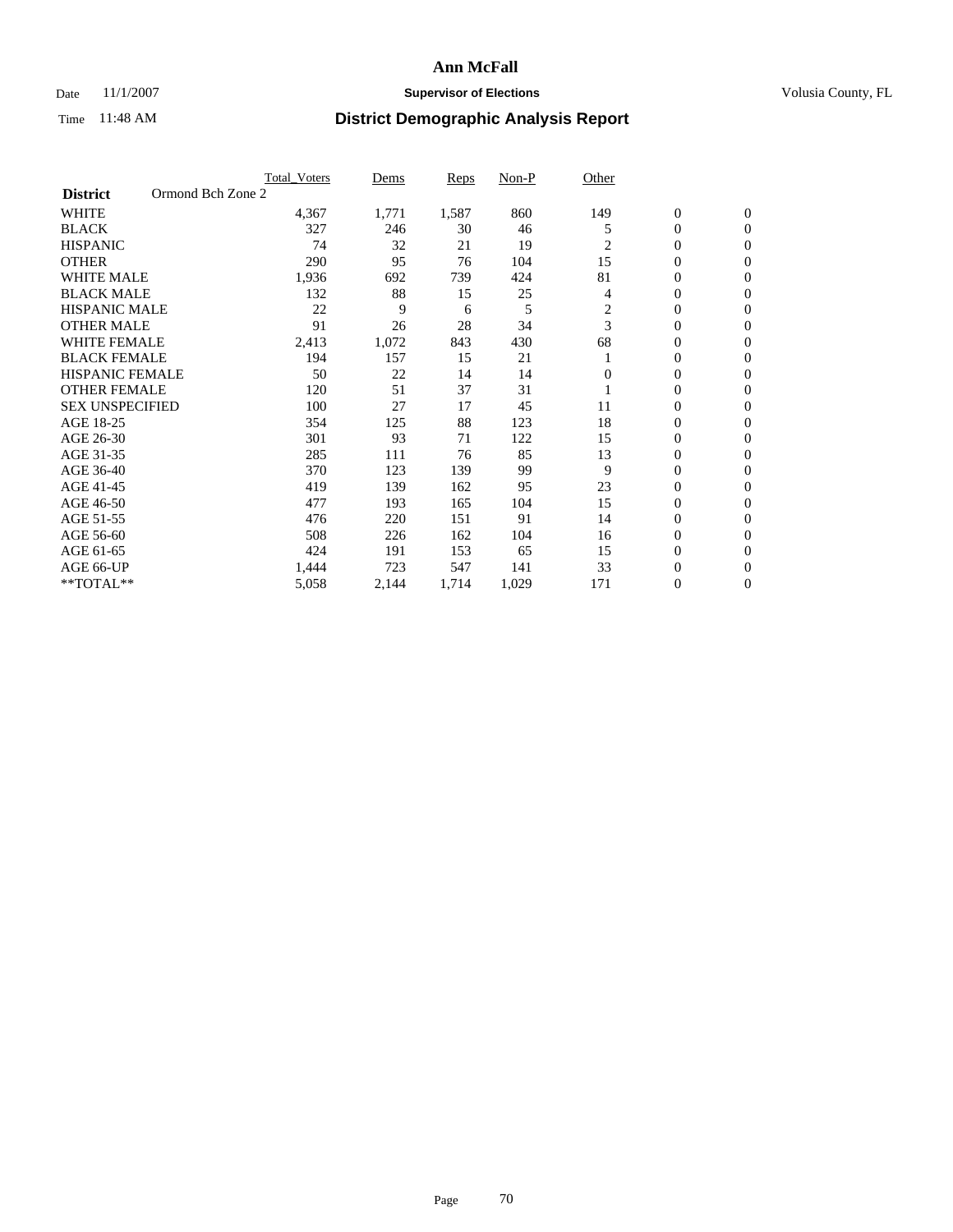# Ann McFall

Date 11/1/2007 **Supervisor of Elections** Volusia County, FL

Time 11:48 AM **District Demographic Analysis Report**

| | Total_Voters | Dems | Reps | Non-P | Other | | |
|---|---|---|---|---|---|---|---|
| **District** Ormond Bch Zone 2 | | | | | | | |
| WHITE | 4,367 | 1,771 | 1,587 | 860 | 149 | 0 | 0 |
| BLACK | 327 | 246 | 30 | 46 | 5 | 0 | 0 |
| HISPANIC | 74 | 32 | 21 | 19 | 2 | 0 | 0 |
| OTHER | 290 | 95 | 76 | 104 | 15 | 0 | 0 |
| WHITE MALE | 1,936 | 692 | 739 | 424 | 81 | 0 | 0 |
| BLACK MALE | 132 | 88 | 15 | 25 | 4 | 0 | 0 |
| HISPANIC MALE | 22 | 9 | 6 | 5 | 2 | 0 | 0 |
| OTHER MALE | 91 | 26 | 28 | 34 | 3 | 0 | 0 |
| WHITE FEMALE | 2,413 | 1,072 | 843 | 430 | 68 | 0 | 0 |
| BLACK FEMALE | 194 | 157 | 15 | 21 | 1 | 0 | 0 |
| HISPANIC FEMALE | 50 | 22 | 14 | 14 | 0 | 0 | 0 |
| OTHER FEMALE | 120 | 51 | 37 | 31 | 1 | 0 | 0 |
| SEX UNSPECIFIED | 100 | 27 | 17 | 45 | 11 | 0 | 0 |
| AGE 18-25 | 354 | 125 | 88 | 123 | 18 | 0 | 0 |
| AGE 26-30 | 301 | 93 | 71 | 122 | 15 | 0 | 0 |
| AGE 31-35 | 285 | 111 | 76 | 85 | 13 | 0 | 0 |
| AGE 36-40 | 370 | 123 | 139 | 99 | 9 | 0 | 0 |
| AGE 41-45 | 419 | 139 | 162 | 95 | 23 | 0 | 0 |
| AGE 46-50 | 477 | 193 | 165 | 104 | 15 | 0 | 0 |
| AGE 51-55 | 476 | 220 | 151 | 91 | 14 | 0 | 0 |
| AGE 56-60 | 508 | 226 | 162 | 104 | 16 | 0 | 0 |
| AGE 61-65 | 424 | 191 | 153 | 65 | 15 | 0 | 0 |
| AGE 66-UP | 1,444 | 723 | 547 | 141 | 33 | 0 | 0 |
| **TOTAL** | 5,058 | 2,144 | 1,714 | 1,029 | 171 | 0 | 0 |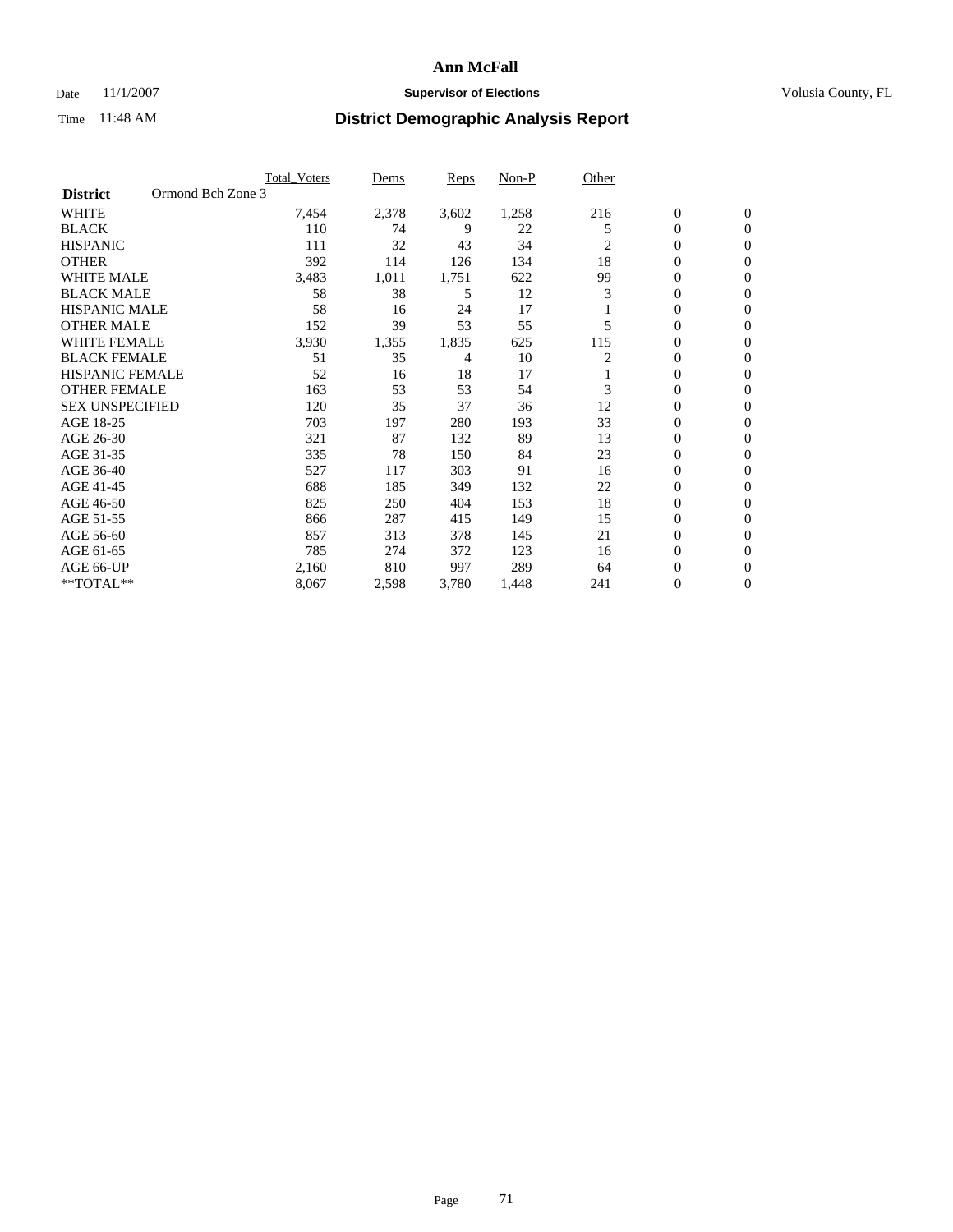# Ann McFall

Date 11/1/2007 **Supervisor of Elections** Volusia County, FL

Time 11:48 AM **District Demographic Analysis Report**

| | Total_Voters | Dems | Reps | Non-P | Other | | |
|---|---|---|---|---|---|---|---|
| **District** Ormond Bch Zone 3 | | | | | | | |
| WHITE | 7,454 | 2,378 | 3,602 | 1,258 | 216 | 0 | 0 |
| BLACK | 110 | 74 | 9 | 22 | 5 | 0 | 0 |
| HISPANIC | 111 | 32 | 43 | 34 | 2 | 0 | 0 |
| OTHER | 392 | 114 | 126 | 134 | 18 | 0 | 0 |
| WHITE MALE | 3,483 | 1,011 | 1,751 | 622 | 99 | 0 | 0 |
| BLACK MALE | 58 | 38 | 5 | 12 | 3 | 0 | 0 |
| HISPANIC MALE | 58 | 16 | 24 | 17 | 1 | 0 | 0 |
| OTHER MALE | 152 | 39 | 53 | 55 | 5 | 0 | 0 |
| WHITE FEMALE | 3,930 | 1,355 | 1,835 | 625 | 115 | 0 | 0 |
| BLACK FEMALE | 51 | 35 | 4 | 10 | 2 | 0 | 0 |
| HISPANIC FEMALE | 52 | 16 | 18 | 17 | 1 | 0 | 0 |
| OTHER FEMALE | 163 | 53 | 53 | 54 | 3 | 0 | 0 |
| SEX UNSPECIFIED | 120 | 35 | 37 | 36 | 12 | 0 | 0 |
| AGE 18-25 | 703 | 197 | 280 | 193 | 33 | 0 | 0 |
| AGE 26-30 | 321 | 87 | 132 | 89 | 13 | 0 | 0 |
| AGE 31-35 | 335 | 78 | 150 | 84 | 23 | 0 | 0 |
| AGE 36-40 | 527 | 117 | 303 | 91 | 16 | 0 | 0 |
| AGE 41-45 | 688 | 185 | 349 | 132 | 22 | 0 | 0 |
| AGE 46-50 | 825 | 250 | 404 | 153 | 18 | 0 | 0 |
| AGE 51-55 | 866 | 287 | 415 | 149 | 15 | 0 | 0 |
| AGE 56-60 | 857 | 313 | 378 | 145 | 21 | 0 | 0 |
| AGE 61-65 | 785 | 274 | 372 | 123 | 16 | 0 | 0 |
| AGE 66-UP | 2,160 | 810 | 997 | 289 | 64 | 0 | 0 |
| **TOTAL** | 8,067 | 2,598 | 3,780 | 1,448 | 241 | 0 | 0 |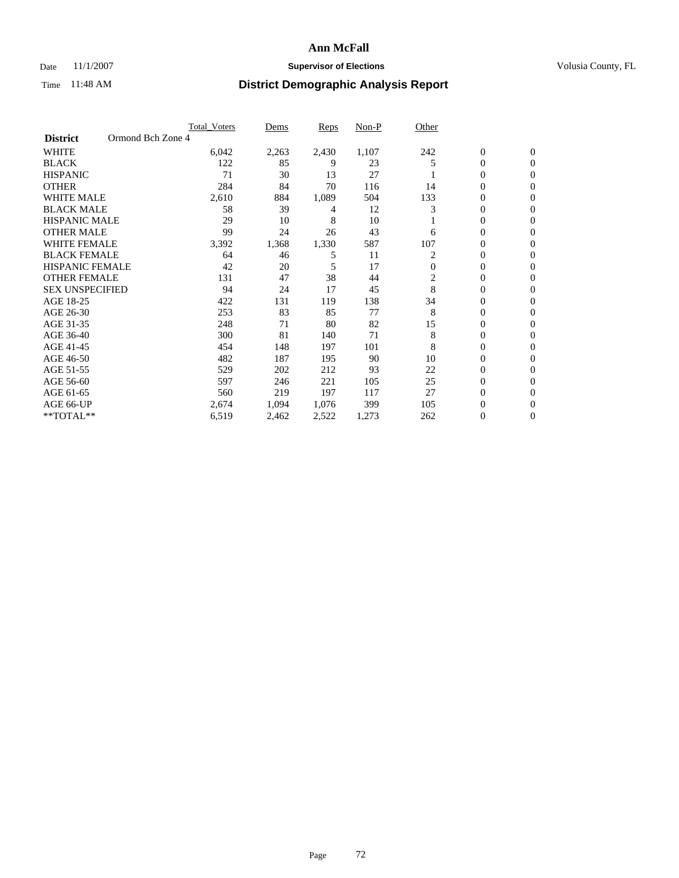# Ann McFall

Date 11/1/2007 **Supervisor of Elections** Volusia County, FL

Time 11:48 AM **District Demographic Analysis Report**

| | Total_Voters | Dems | Reps | Non-P | Other | | |
|---|---|---|---|---|---|---|---|
| **District** Ormond Bch Zone 4 | | | | | | | |
| WHITE | 6,042 | 2,263 | 2,430 | 1,107 | 242 | 0 | 0 |
| BLACK | 122 | 85 | 9 | 23 | 5 | 0 | 0 |
| HISPANIC | 71 | 30 | 13 | 27 | 1 | 0 | 0 |
| OTHER | 284 | 84 | 70 | 116 | 14 | 0 | 0 |
| WHITE MALE | 2,610 | 884 | 1,089 | 504 | 133 | 0 | 0 |
| BLACK MALE | 58 | 39 | 4 | 12 | 3 | 0 | 0 |
| HISPANIC MALE | 29 | 10 | 8 | 10 | 1 | 0 | 0 |
| OTHER MALE | 99 | 24 | 26 | 43 | 6 | 0 | 0 |
| WHITE FEMALE | 3,392 | 1,368 | 1,330 | 587 | 107 | 0 | 0 |
| BLACK FEMALE | 64 | 46 | 5 | 11 | 2 | 0 | 0 |
| HISPANIC FEMALE | 42 | 20 | 5 | 17 | 0 | 0 | 0 |
| OTHER FEMALE | 131 | 47 | 38 | 44 | 2 | 0 | 0 |
| SEX UNSPECIFIED | 94 | 24 | 17 | 45 | 8 | 0 | 0 |
| AGE 18-25 | 422 | 131 | 119 | 138 | 34 | 0 | 0 |
| AGE 26-30 | 253 | 83 | 85 | 77 | 8 | 0 | 0 |
| AGE 31-35 | 248 | 71 | 80 | 82 | 15 | 0 | 0 |
| AGE 36-40 | 300 | 81 | 140 | 71 | 8 | 0 | 0 |
| AGE 41-45 | 454 | 148 | 197 | 101 | 8 | 0 | 0 |
| AGE 46-50 | 482 | 187 | 195 | 90 | 10 | 0 | 0 |
| AGE 51-55 | 529 | 202 | 212 | 93 | 22 | 0 | 0 |
| AGE 56-60 | 597 | 246 | 221 | 105 | 25 | 0 | 0 |
| AGE 61-65 | 560 | 219 | 197 | 117 | 27 | 0 | 0 |
| AGE 66-UP | 2,674 | 1,094 | 1,076 | 399 | 105 | 0 | 0 |
| **TOTAL** | 6,519 | 2,462 | 2,522 | 1,273 | 262 | 0 | 0 |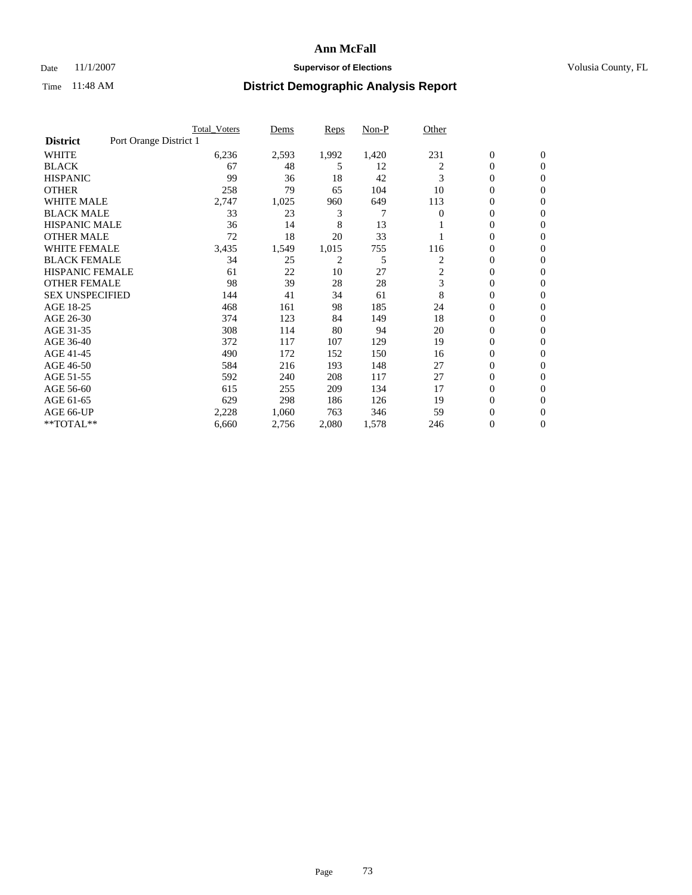# Ann McFall

Date 11/1/2007 **Supervisor of Elections** Volusia County, FL

Time 11:48 AM **District Demographic Analysis Report**

| | Total_Voters | Dems | Reps | Non-P | Other | | |
|---|---|---|---|---|---|---|---|
| **District** Port Orange District 1 | | | | | | | |
| WHITE | 6,236 | 2,593 | 1,992 | 1,420 | 231 | 0 | 0 |
| BLACK | 67 | 48 | 5 | 12 | 2 | 0 | 0 |
| HISPANIC | 99 | 36 | 18 | 42 | 3 | 0 | 0 |
| OTHER | 258 | 79 | 65 | 104 | 10 | 0 | 0 |
| WHITE MALE | 2,747 | 1,025 | 960 | 649 | 113 | 0 | 0 |
| BLACK MALE | 33 | 23 | 3 | 7 | 0 | 0 | 0 |
| HISPANIC MALE | 36 | 14 | 8 | 13 | 1 | 0 | 0 |
| OTHER MALE | 72 | 18 | 20 | 33 | 1 | 0 | 0 |
| WHITE FEMALE | 3,435 | 1,549 | 1,015 | 755 | 116 | 0 | 0 |
| BLACK FEMALE | 34 | 25 | 2 | 5 | 2 | 0 | 0 |
| HISPANIC FEMALE | 61 | 22 | 10 | 27 | 2 | 0 | 0 |
| OTHER FEMALE | 98 | 39 | 28 | 28 | 3 | 0 | 0 |
| SEX UNSPECIFIED | 144 | 41 | 34 | 61 | 8 | 0 | 0 |
| AGE 18-25 | 468 | 161 | 98 | 185 | 24 | 0 | 0 |
| AGE 26-30 | 374 | 123 | 84 | 149 | 18 | 0 | 0 |
| AGE 31-35 | 308 | 114 | 80 | 94 | 20 | 0 | 0 |
| AGE 36-40 | 372 | 117 | 107 | 129 | 19 | 0 | 0 |
| AGE 41-45 | 490 | 172 | 152 | 150 | 16 | 0 | 0 |
| AGE 46-50 | 584 | 216 | 193 | 148 | 27 | 0 | 0 |
| AGE 51-55 | 592 | 240 | 208 | 117 | 27 | 0 | 0 |
| AGE 56-60 | 615 | 255 | 209 | 134 | 17 | 0 | 0 |
| AGE 61-65 | 629 | 298 | 186 | 126 | 19 | 0 | 0 |
| AGE 66-UP | 2,228 | 1,060 | 763 | 346 | 59 | 0 | 0 |
| **TOTAL** | 6,660 | 2,756 | 2,080 | 1,578 | 246 | 0 | 0 |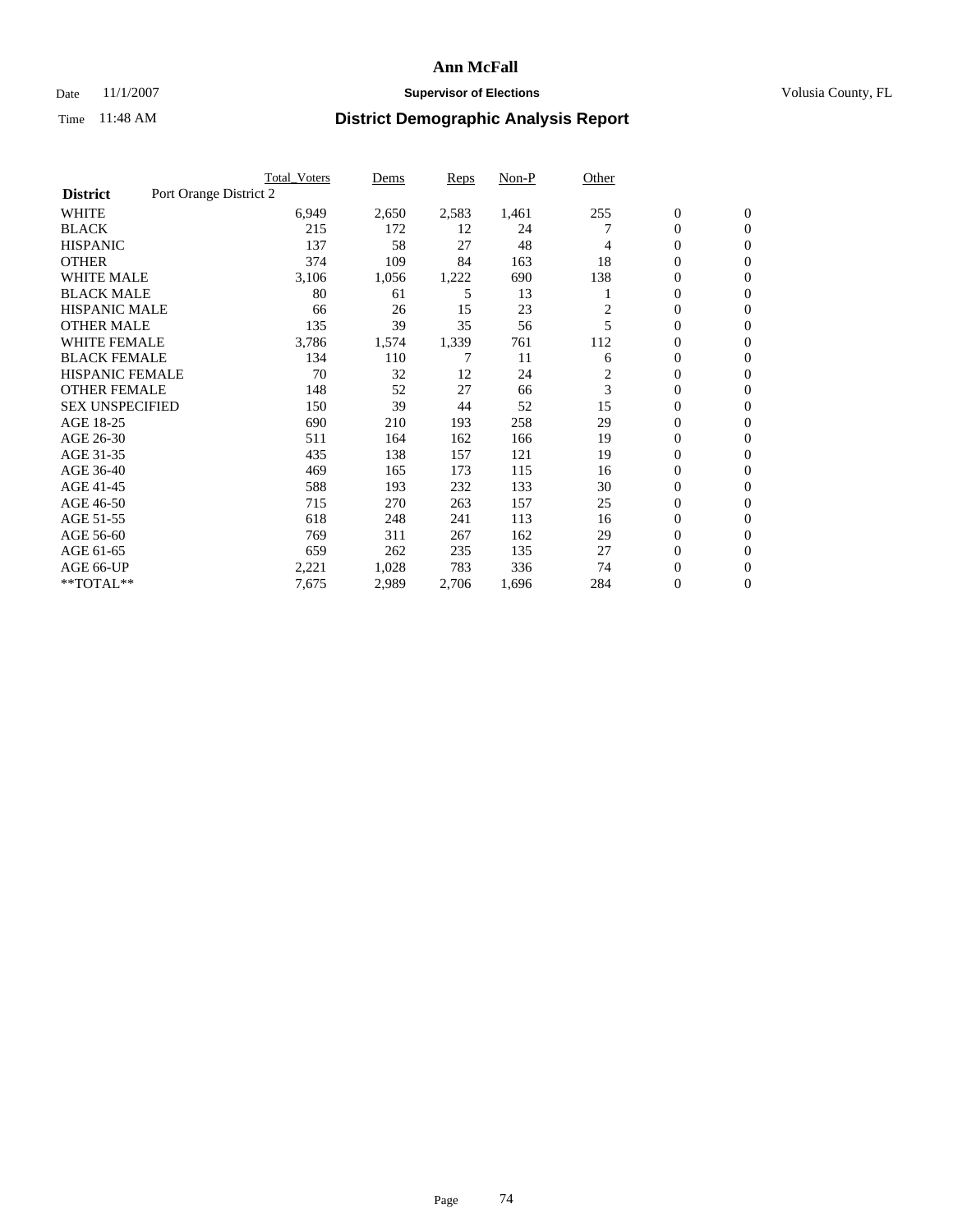# Ann McFall

Date 11/1/2007 **Supervisor of Elections** Volusia County, FL

Time 11:48 AM **District Demographic Analysis Report**

| | Total_Voters | Dems | Reps | Non-P | Other | | |
|---|---|---|---|---|---|---|---|
| **District** Port Orange District 2 | | | | | | | |
| WHITE | 6,949 | 2,650 | 2,583 | 1,461 | 255 | 0 | 0 |
| BLACK | 215 | 172 | 12 | 24 | 7 | 0 | 0 |
| HISPANIC | 137 | 58 | 27 | 48 | 4 | 0 | 0 |
| OTHER | 374 | 109 | 84 | 163 | 18 | 0 | 0 |
| WHITE MALE | 3,106 | 1,056 | 1,222 | 690 | 138 | 0 | 0 |
| BLACK MALE | 80 | 61 | 5 | 13 | 1 | 0 | 0 |
| HISPANIC MALE | 66 | 26 | 15 | 23 | 2 | 0 | 0 |
| OTHER MALE | 135 | 39 | 35 | 56 | 5 | 0 | 0 |
| WHITE FEMALE | 3,786 | 1,574 | 1,339 | 761 | 112 | 0 | 0 |
| BLACK FEMALE | 134 | 110 | 7 | 11 | 6 | 0 | 0 |
| HISPANIC FEMALE | 70 | 32 | 12 | 24 | 2 | 0 | 0 |
| OTHER FEMALE | 148 | 52 | 27 | 66 | 3 | 0 | 0 |
| SEX UNSPECIFIED | 150 | 39 | 44 | 52 | 15 | 0 | 0 |
| AGE 18-25 | 690 | 210 | 193 | 258 | 29 | 0 | 0 |
| AGE 26-30 | 511 | 164 | 162 | 166 | 19 | 0 | 0 |
| AGE 31-35 | 435 | 138 | 157 | 121 | 19 | 0 | 0 |
| AGE 36-40 | 469 | 165 | 173 | 115 | 16 | 0 | 0 |
| AGE 41-45 | 588 | 193 | 232 | 133 | 30 | 0 | 0 |
| AGE 46-50 | 715 | 270 | 263 | 157 | 25 | 0 | 0 |
| AGE 51-55 | 618 | 248 | 241 | 113 | 16 | 0 | 0 |
| AGE 56-60 | 769 | 311 | 267 | 162 | 29 | 0 | 0 |
| AGE 61-65 | 659 | 262 | 235 | 135 | 27 | 0 | 0 |
| AGE 66-UP | 2,221 | 1,028 | 783 | 336 | 74 | 0 | 0 |
| **TOTAL** | 7,675 | 2,989 | 2,706 | 1,696 | 284 | 0 | 0 |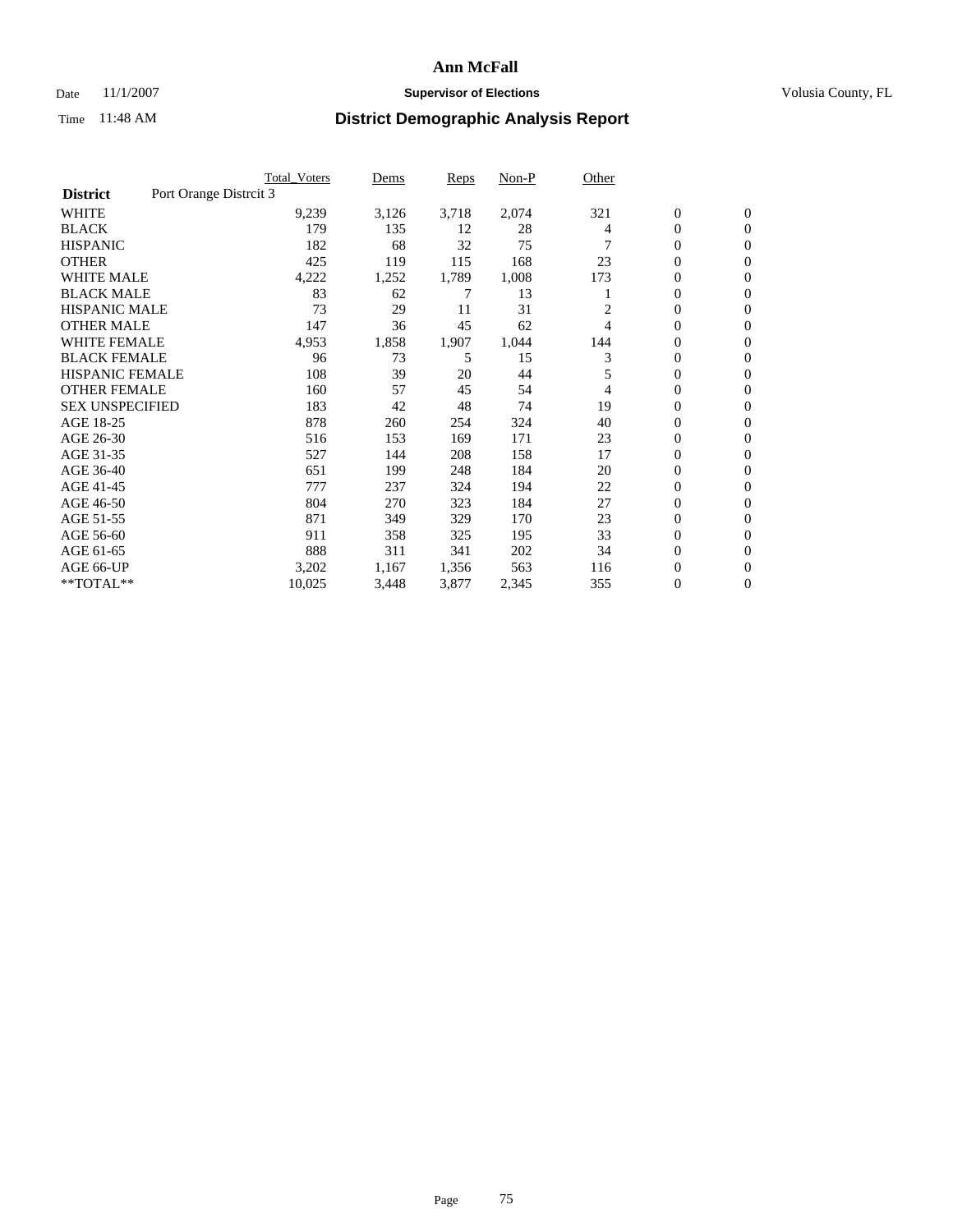# Ann McFall

Date 11/1/2007 **Supervisor of Elections** Volusia County, FL

Time 11:48 AM **District Demographic Analysis Report**

| | Total_Voters | Dems | Reps | Non-P | Other | | |
|---|---|---|---|---|---|---|---|
| **District** Port Orange Distrcit 3 | | | | | | | |
| WHITE | 9,239 | 3,126 | 3,718 | 2,074 | 321 | 0 | 0 |
| BLACK | 179 | 135 | 12 | 28 | 4 | 0 | 0 |
| HISPANIC | 182 | 68 | 32 | 75 | 7 | 0 | 0 |
| OTHER | 425 | 119 | 115 | 168 | 23 | 0 | 0 |
| WHITE MALE | 4,222 | 1,252 | 1,789 | 1,008 | 173 | 0 | 0 |
| BLACK MALE | 83 | 62 | 7 | 13 | 1 | 0 | 0 |
| HISPANIC MALE | 73 | 29 | 11 | 31 | 2 | 0 | 0 |
| OTHER MALE | 147 | 36 | 45 | 62 | 4 | 0 | 0 |
| WHITE FEMALE | 4,953 | 1,858 | 1,907 | 1,044 | 144 | 0 | 0 |
| BLACK FEMALE | 96 | 73 | 5 | 15 | 3 | 0 | 0 |
| HISPANIC FEMALE | 108 | 39 | 20 | 44 | 5 | 0 | 0 |
| OTHER FEMALE | 160 | 57 | 45 | 54 | 4 | 0 | 0 |
| SEX UNSPECIFIED | 183 | 42 | 48 | 74 | 19 | 0 | 0 |
| AGE 18-25 | 878 | 260 | 254 | 324 | 40 | 0 | 0 |
| AGE 26-30 | 516 | 153 | 169 | 171 | 23 | 0 | 0 |
| AGE 31-35 | 527 | 144 | 208 | 158 | 17 | 0 | 0 |
| AGE 36-40 | 651 | 199 | 248 | 184 | 20 | 0 | 0 |
| AGE 41-45 | 777 | 237 | 324 | 194 | 22 | 0 | 0 |
| AGE 46-50 | 804 | 270 | 323 | 184 | 27 | 0 | 0 |
| AGE 51-55 | 871 | 349 | 329 | 170 | 23 | 0 | 0 |
| AGE 56-60 | 911 | 358 | 325 | 195 | 33 | 0 | 0 |
| AGE 61-65 | 888 | 311 | 341 | 202 | 34 | 0 | 0 |
| AGE 66-UP | 3,202 | 1,167 | 1,356 | 563 | 116 | 0 | 0 |
| **TOTAL** | 10,025 | 3,448 | 3,877 | 2,345 | 355 | 0 | 0 |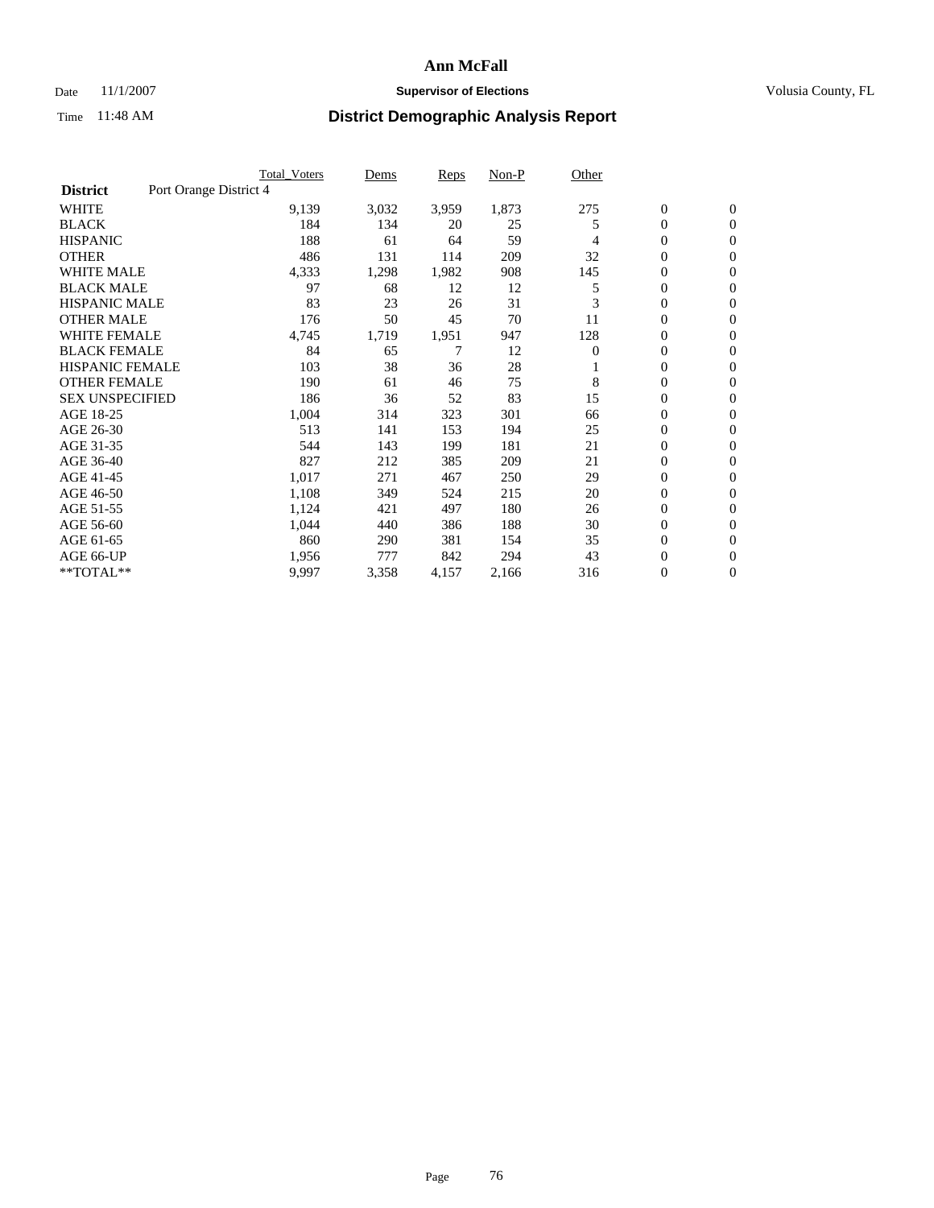# Ann McFall

Date 11/1/2007 **Supervisor of Elections** Volusia County, FL

Time 11:48 AM **District Demographic Analysis Report**

| | Total_Voters | Dems | Reps | Non-P | Other | | |
|---|---|---|---|---|---|---|---|
| **District** Port Orange District 4 | | | | | | | |
| WHITE | 9,139 | 3,032 | 3,959 | 1,873 | 275 | 0 | 0 |
| BLACK | 184 | 134 | 20 | 25 | 5 | 0 | 0 |
| HISPANIC | 188 | 61 | 64 | 59 | 4 | 0 | 0 |
| OTHER | 486 | 131 | 114 | 209 | 32 | 0 | 0 |
| WHITE MALE | 4,333 | 1,298 | 1,982 | 908 | 145 | 0 | 0 |
| BLACK MALE | 97 | 68 | 12 | 12 | 5 | 0 | 0 |
| HISPANIC MALE | 83 | 23 | 26 | 31 | 3 | 0 | 0 |
| OTHER MALE | 176 | 50 | 45 | 70 | 11 | 0 | 0 |
| WHITE FEMALE | 4,745 | 1,719 | 1,951 | 947 | 128 | 0 | 0 |
| BLACK FEMALE | 84 | 65 | 7 | 12 | 0 | 0 | 0 |
| HISPANIC FEMALE | 103 | 38 | 36 | 28 | 1 | 0 | 0 |
| OTHER FEMALE | 190 | 61 | 46 | 75 | 8 | 0 | 0 |
| SEX UNSPECIFIED | 186 | 36 | 52 | 83 | 15 | 0 | 0 |
| AGE 18-25 | 1,004 | 314 | 323 | 301 | 66 | 0 | 0 |
| AGE 26-30 | 513 | 141 | 153 | 194 | 25 | 0 | 0 |
| AGE 31-35 | 544 | 143 | 199 | 181 | 21 | 0 | 0 |
| AGE 36-40 | 827 | 212 | 385 | 209 | 21 | 0 | 0 |
| AGE 41-45 | 1,017 | 271 | 467 | 250 | 29 | 0 | 0 |
| AGE 46-50 | 1,108 | 349 | 524 | 215 | 20 | 0 | 0 |
| AGE 51-55 | 1,124 | 421 | 497 | 180 | 26 | 0 | 0 |
| AGE 56-60 | 1,044 | 440 | 386 | 188 | 30 | 0 | 0 |
| AGE 61-65 | 860 | 290 | 381 | 154 | 35 | 0 | 0 |
| AGE 66-UP | 1,956 | 777 | 842 | 294 | 43 | 0 | 0 |
| **TOTAL** | 9,997 | 3,358 | 4,157 | 2,166 | 316 | 0 | 0 |